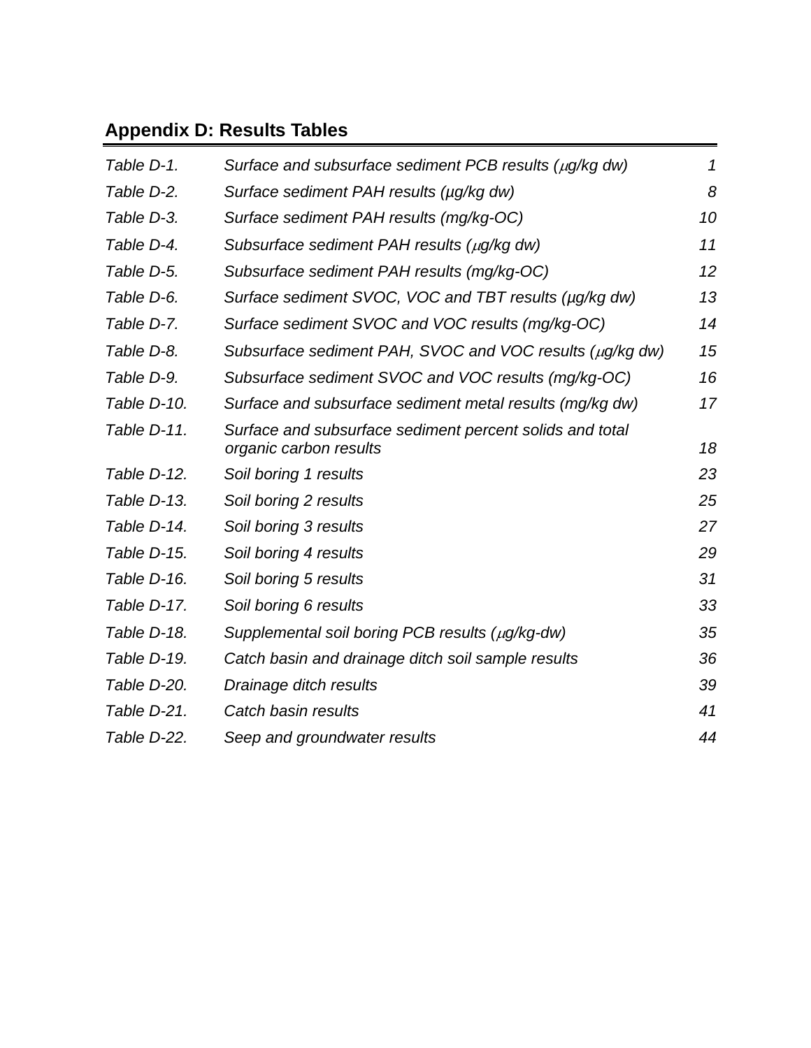## Appendix D: Results Tables

| | | |
|---|---|---|
| *Table D-1.* | *Surface and subsurface sediment PCB results (μg/kg dw)* | *1* |
| *Table D-2.* | *Surface sediment PAH results (µg/kg dw)* | *8* |
| *Table D-3.* | *Surface sediment PAH results (mg/kg-OC)* | *10* |
| *Table D-4.* | *Subsurface sediment PAH results (μg/kg dw)* | *11* |
| *Table D-5.* | *Subsurface sediment PAH results (mg/kg-OC)* | *12* |
| *Table D-6.* | *Surface sediment SVOC, VOC and TBT results (µg/kg dw)* | *13* |
| *Table D-7.* | *Surface sediment SVOC and VOC results (mg/kg-OC)* | *14* |
| *Table D-8.* | *Subsurface sediment PAH, SVOC and VOC results (μg/kg dw)* | *15* |
| *Table D-9.* | *Subsurface sediment SVOC and VOC results (mg/kg-OC)* | *16* |
| *Table D-10.* | *Surface and subsurface sediment metal results (mg/kg dw)* | *17* |
| *Table D-11.* | *Surface and subsurface sediment percent solids and total organic carbon results* | *18* |
| *Table D-12.* | *Soil boring 1 results* | *23* |
| *Table D-13.* | *Soil boring 2 results* | *25* |
| *Table D-14.* | *Soil boring 3 results* | *27* |
| *Table D-15.* | *Soil boring 4 results* | *29* |
| *Table D-16.* | *Soil boring 5 results* | *31* |
| *Table D-17.* | *Soil boring 6 results* | *33* |
| *Table D-18.* | *Supplemental soil boring PCB results (μg/kg-dw)* | *35* |
| *Table D-19.* | *Catch basin and drainage ditch soil sample results* | *36* |
| *Table D-20.* | *Drainage ditch results* | *39* |
| *Table D-21.* | *Catch basin results* | *41* |
| *Table D-22.* | *Seep and groundwater results* | *44* |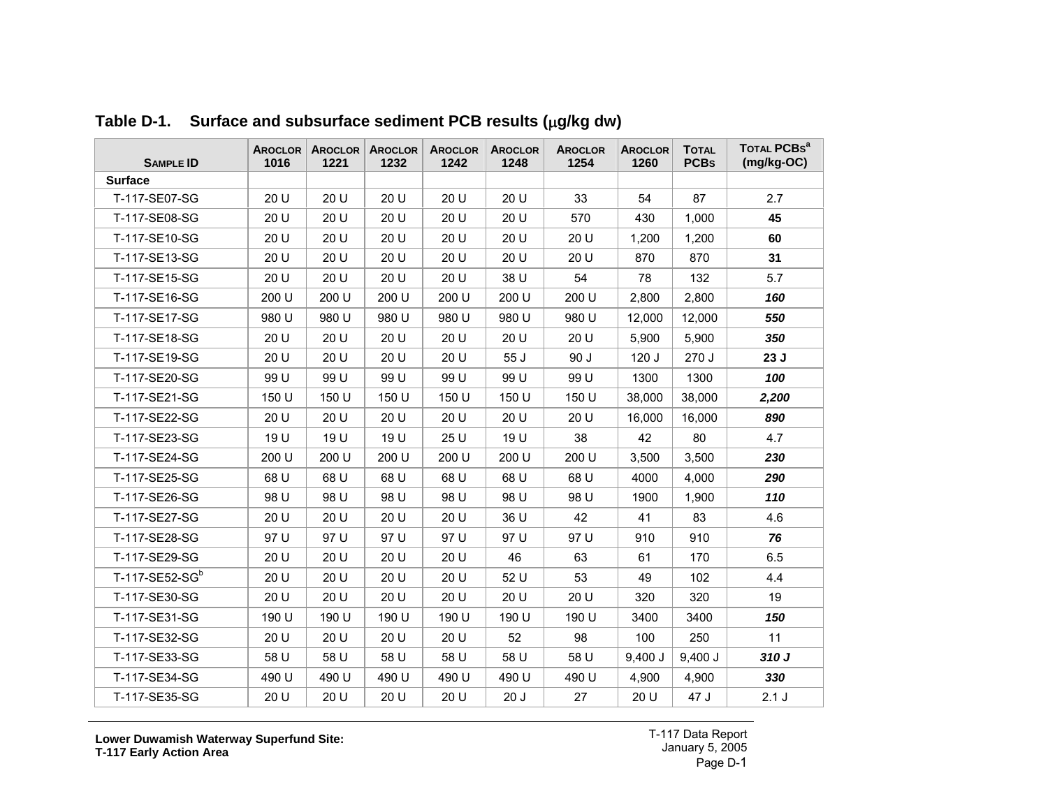## Table D-1. Surface and subsurface sediment PCB results (μg/kg dw)

| Sample ID | Aroclor 1016 | Aroclor 1221 | Aroclor 1232 | Aroclor 1242 | Aroclor 1248 | Aroclor 1254 | Aroclor 1260 | Total PCBs | Total PCBs[a] (mg/kg-OC) |
|---|---|---|---|---|---|---|---|---|---|
| **Surface** | | | | | | | | | |
| T-117-SE07-SG | 20 U | 20 U | 20 U | 20 U | 20 U | 33 | 54 | 87 | 2.7 |
| T-117-SE08-SG | 20 U | 20 U | 20 U | 20 U | 20 U | 570 | 430 | 1,000 | **45** |
| T-117-SE10-SG | 20 U | 20 U | 20 U | 20 U | 20 U | 20 U | 1,200 | 1,200 | **60** |
| T-117-SE13-SG | 20 U | 20 U | 20 U | 20 U | 20 U | 20 U | 870 | 870 | **31** |
| T-117-SE15-SG | 20 U | 20 U | 20 U | 20 U | 38 U | 54 | 78 | 132 | 5.7 |
| T-117-SE16-SG | 200 U | 200 U | 200 U | 200 U | 200 U | 200 U | 2,800 | 2,800 | ***160*** |
| T-117-SE17-SG | 980 U | 980 U | 980 U | 980 U | 980 U | 980 U | 12,000 | 12,000 | ***550*** |
| T-117-SE18-SG | 20 U | 20 U | 20 U | 20 U | 20 U | 20 U | 5,900 | 5,900 | ***350*** |
| T-117-SE19-SG | 20 U | 20 U | 20 U | 20 U | 55 J | 90 J | 120 J | 270 J | **23 J** |
| T-117-SE20-SG | 99 U | 99 U | 99 U | 99 U | 99 U | 99 U | 1300 | 1300 | ***100*** |
| T-117-SE21-SG | 150 U | 150 U | 150 U | 150 U | 150 U | 150 U | 38,000 | 38,000 | ***2,200*** |
| T-117-SE22-SG | 20 U | 20 U | 20 U | 20 U | 20 U | 20 U | 16,000 | 16,000 | ***890*** |
| T-117-SE23-SG | 19 U | 19 U | 19 U | 25 U | 19 U | 38 | 42 | 80 | 4.7 |
| T-117-SE24-SG | 200 U | 200 U | 200 U | 200 U | 200 U | 200 U | 3,500 | 3,500 | ***230*** |
| T-117-SE25-SG | 68 U | 68 U | 68 U | 68 U | 68 U | 68 U | 4000 | 4,000 | ***290*** |
| T-117-SE26-SG | 98 U | 98 U | 98 U | 98 U | 98 U | 98 U | 1900 | 1,900 | ***110*** |
| T-117-SE27-SG | 20 U | 20 U | 20 U | 20 U | 36 U | 42 | 41 | 83 | 4.6 |
| T-117-SE28-SG | 97 U | 97 U | 97 U | 97 U | 97 U | 97 U | 910 | 910 | ***76*** |
| T-117-SE29-SG | 20 U | 20 U | 20 U | 20 U | 46 | 63 | 61 | 170 | 6.5 |
| T-117-SE52-SG[b] | 20 U | 20 U | 20 U | 20 U | 52 U | 53 | 49 | 102 | 4.4 |
| T-117-SE30-SG | 20 U | 20 U | 20 U | 20 U | 20 U | 20 U | 320 | 320 | 19 |
| T-117-SE31-SG | 190 U | 190 U | 190 U | 190 U | 190 U | 190 U | 3400 | 3400 | ***150*** |
| T-117-SE32-SG | 20 U | 20 U | 20 U | 20 U | 52 | 98 | 100 | 250 | 11 |
| T-117-SE33-SG | 58 U | 58 U | 58 U | 58 U | 58 U | 58 U | 9,400 J | 9,400 J | ***310 J*** |
| T-117-SE34-SG | 490 U | 490 U | 490 U | 490 U | 490 U | 490 U | 4,900 | 4,900 | ***330*** |
| T-117-SE35-SG | 20 U | 20 U | 20 U | 20 U | 20 J | 27 | 20 U | 47 J | 2.1 J |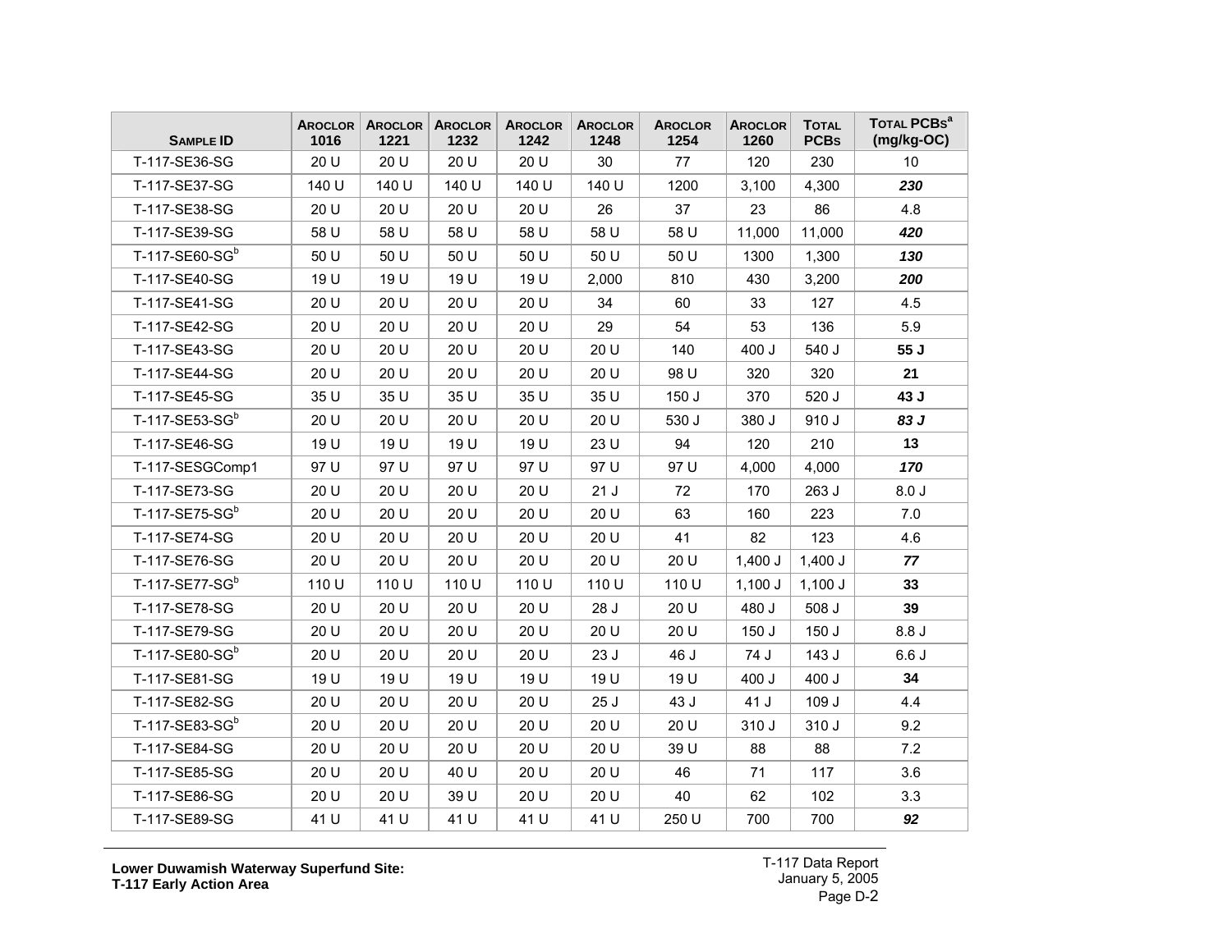| SAMPLE ID | AROCLOR 1016 | AROCLOR 1221 | AROCLOR 1232 | AROCLOR 1242 | AROCLOR 1248 | AROCLOR 1254 | AROCLOR 1260 | TOTAL PCBS | TOTAL PCBs[a] (mg/kg-OC) |
|---|---|---|---|---|---|---|---|---|---|
| T-117-SE36-SG | 20 U | 20 U | 20 U | 20 U | 30 | 77 | 120 | 230 | 10 |
| T-117-SE37-SG | 140 U | 140 U | 140 U | 140 U | 140 U | 1200 | 3,100 | 4,300 | ***230*** |
| T-117-SE38-SG | 20 U | 20 U | 20 U | 20 U | 26 | 37 | 23 | 86 | 4.8 |
| T-117-SE39-SG | 58 U | 58 U | 58 U | 58 U | 58 U | 58 U | 11,000 | 11,000 | ***420*** |
| T-117-SE60-SG[b] | 50 U | 50 U | 50 U | 50 U | 50 U | 50 U | 1300 | 1,300 | ***130*** |
| T-117-SE40-SG | 19 U | 19 U | 19 U | 19 U | 2,000 | 810 | 430 | 3,200 | ***200*** |
| T-117-SE41-SG | 20 U | 20 U | 20 U | 20 U | 34 | 60 | 33 | 127 | 4.5 |
| T-117-SE42-SG | 20 U | 20 U | 20 U | 20 U | 29 | 54 | 53 | 136 | 5.9 |
| T-117-SE43-SG | 20 U | 20 U | 20 U | 20 U | 20 U | 140 | 400 J | 540 J | **55 J** |
| T-117-SE44-SG | 20 U | 20 U | 20 U | 20 U | 20 U | 98 U | 320 | 320 | **21** |
| T-117-SE45-SG | 35 U | 35 U | 35 U | 35 U | 35 U | 150 J | 370 | 520 J | **43 J** |
| T-117-SE53-SG[b] | 20 U | 20 U | 20 U | 20 U | 20 U | 530 J | 380 J | 910 J | ***83 J*** |
| T-117-SE46-SG | 19 U | 19 U | 19 U | 19 U | 23 U | 94 | 120 | 210 | **13** |
| T-117-SESGComp1 | 97 U | 97 U | 97 U | 97 U | 97 U | 97 U | 4,000 | 4,000 | ***170*** |
| T-117-SE73-SG | 20 U | 20 U | 20 U | 20 U | 21 J | 72 | 170 | 263 J | 8.0 J |
| T-117-SE75-SG[b] | 20 U | 20 U | 20 U | 20 U | 20 U | 63 | 160 | 223 | 7.0 |
| T-117-SE74-SG | 20 U | 20 U | 20 U | 20 U | 20 U | 41 | 82 | 123 | 4.6 |
| T-117-SE76-SG | 20 U | 20 U | 20 U | 20 U | 20 U | 20 U | 1,400 J | 1,400 J | ***77*** |
| T-117-SE77-SG[b] | 110 U | 110 U | 110 U | 110 U | 110 U | 110 U | 1,100 J | 1,100 J | **33** |
| T-117-SE78-SG | 20 U | 20 U | 20 U | 20 U | 28 J | 20 U | 480 J | 508 J | **39** |
| T-117-SE79-SG | 20 U | 20 U | 20 U | 20 U | 20 U | 20 U | 150 J | 150 J | 8.8 J |
| T-117-SE80-SG[b] | 20 U | 20 U | 20 U | 20 U | 23 J | 46 J | 74 J | 143 J | 6.6 J |
| T-117-SE81-SG | 19 U | 19 U | 19 U | 19 U | 19 U | 19 U | 400 J | 400 J | **34** |
| T-117-SE82-SG | 20 U | 20 U | 20 U | 20 U | 25 J | 43 J | 41 J | 109 J | 4.4 |
| T-117-SE83-SG[b] | 20 U | 20 U | 20 U | 20 U | 20 U | 20 U | 310 J | 310 J | 9.2 |
| T-117-SE84-SG | 20 U | 20 U | 20 U | 20 U | 20 U | 39 U | 88 | 88 | 7.2 |
| T-117-SE85-SG | 20 U | 20 U | 40 U | 20 U | 20 U | 46 | 71 | 117 | 3.6 |
| T-117-SE86-SG | 20 U | 20 U | 39 U | 20 U | 20 U | 40 | 62 | 102 | 3.3 |
| T-117-SE89-SG | 41 U | 41 U | 41 U | 41 U | 41 U | 250 U | 700 | 700 | ***92*** |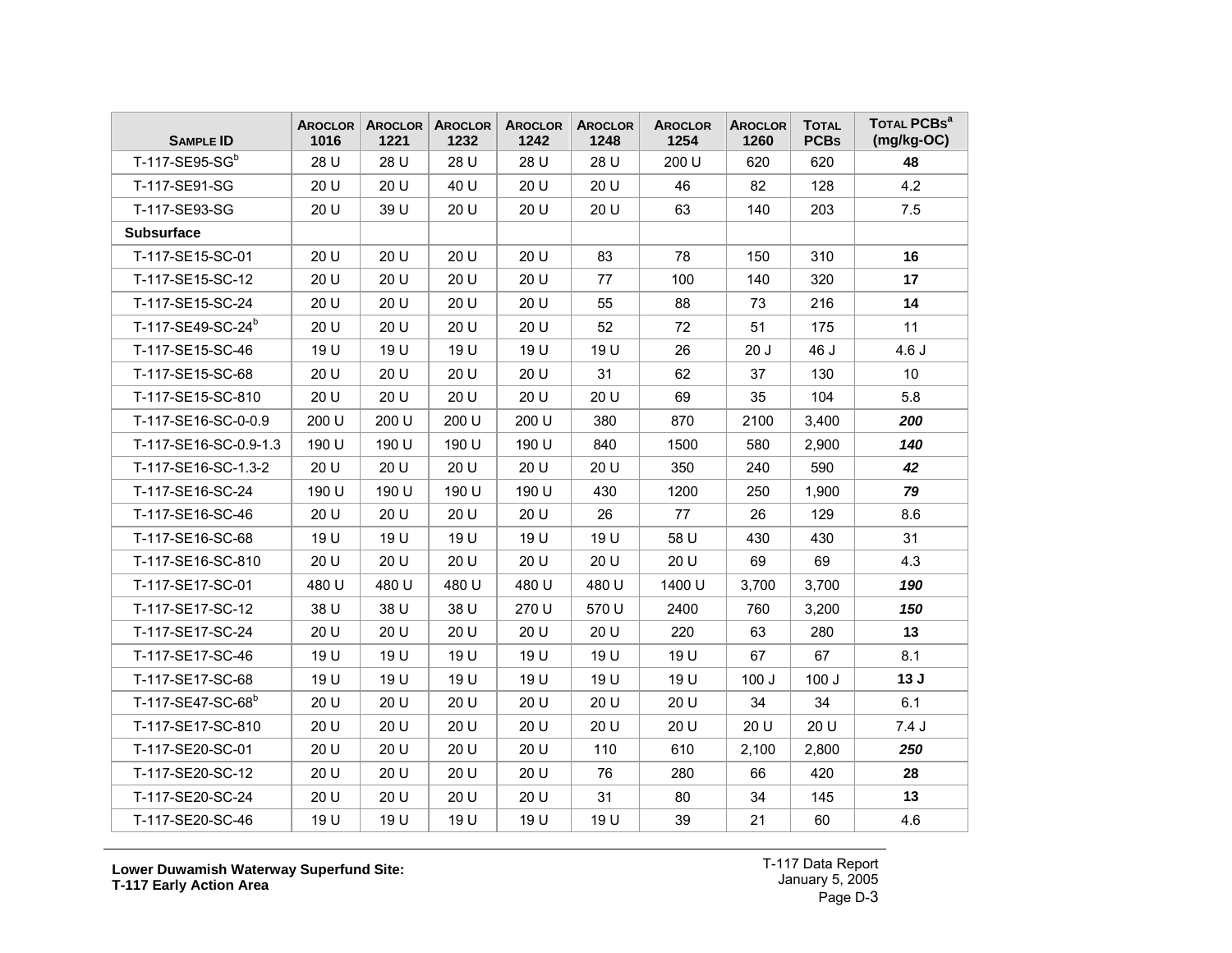| Sample ID | Aroclor 1016 | Aroclor 1221 | Aroclor 1232 | Aroclor 1242 | Aroclor 1248 | Aroclor 1254 | Aroclor 1260 | Total PCBs | Total PCBs[a] (mg/kg-OC) |
|---|---|---|---|---|---|---|---|---|---|
| T-117-SE95-SG[b] | 28 U | 28 U | 28 U | 28 U | 28 U | 200 U | 620 | 620 | **48** |
| T-117-SE91-SG | 20 U | 20 U | 40 U | 20 U | 20 U | 46 | 82 | 128 | 4.2 |
| T-117-SE93-SG | 20 U | 39 U | 20 U | 20 U | 20 U | 63 | 140 | 203 | 7.5 |
| **Subsurface** | | | | | | | | | |
| T-117-SE15-SC-01 | 20 U | 20 U | 20 U | 20 U | 83 | 78 | 150 | 310 | **16** |
| T-117-SE15-SC-12 | 20 U | 20 U | 20 U | 20 U | 77 | 100 | 140 | 320 | **17** |
| T-117-SE15-SC-24 | 20 U | 20 U | 20 U | 20 U | 55 | 88 | 73 | 216 | **14** |
| T-117-SE49-SC-24[b] | 20 U | 20 U | 20 U | 20 U | 52 | 72 | 51 | 175 | 11 |
| T-117-SE15-SC-46 | 19 U | 19 U | 19 U | 19 U | 19 U | 26 | 20 J | 46 J | 4.6 J |
| T-117-SE15-SC-68 | 20 U | 20 U | 20 U | 20 U | 31 | 62 | 37 | 130 | 10 |
| T-117-SE15-SC-810 | 20 U | 20 U | 20 U | 20 U | 20 U | 69 | 35 | 104 | 5.8 |
| T-117-SE16-SC-0-0.9 | 200 U | 200 U | 200 U | 200 U | 380 | 870 | 2100 | 3,400 | ***200*** |
| T-117-SE16-SC-0.9-1.3 | 190 U | 190 U | 190 U | 190 U | 840 | 1500 | 580 | 2,900 | ***140*** |
| T-117-SE16-SC-1.3-2 | 20 U | 20 U | 20 U | 20 U | 20 U | 350 | 240 | 590 | ***42*** |
| T-117-SE16-SC-24 | 190 U | 190 U | 190 U | 190 U | 430 | 1200 | 250 | 1,900 | ***79*** |
| T-117-SE16-SC-46 | 20 U | 20 U | 20 U | 20 U | 26 | 77 | 26 | 129 | 8.6 |
| T-117-SE16-SC-68 | 19 U | 19 U | 19 U | 19 U | 19 U | 58 U | 430 | 430 | 31 |
| T-117-SE16-SC-810 | 20 U | 20 U | 20 U | 20 U | 20 U | 20 U | 69 | 69 | 4.3 |
| T-117-SE17-SC-01 | 480 U | 480 U | 480 U | 480 U | 480 U | 1400 U | 3,700 | 3,700 | ***190*** |
| T-117-SE17-SC-12 | 38 U | 38 U | 38 U | 270 U | 570 U | 2400 | 760 | 3,200 | ***150*** |
| T-117-SE17-SC-24 | 20 U | 20 U | 20 U | 20 U | 20 U | 220 | 63 | 280 | **13** |
| T-117-SE17-SC-46 | 19 U | 19 U | 19 U | 19 U | 19 U | 19 U | 67 | 67 | 8.1 |
| T-117-SE17-SC-68 | 19 U | 19 U | 19 U | 19 U | 19 U | 19 U | 100 J | 100 J | **13 J** |
| T-117-SE47-SC-68[b] | 20 U | 20 U | 20 U | 20 U | 20 U | 20 U | 34 | 34 | 6.1 |
| T-117-SE17-SC-810 | 20 U | 20 U | 20 U | 20 U | 20 U | 20 U | 20 U | 20 U | 7.4 J |
| T-117-SE20-SC-01 | 20 U | 20 U | 20 U | 20 U | 110 | 610 | 2,100 | 2,800 | ***250*** |
| T-117-SE20-SC-12 | 20 U | 20 U | 20 U | 20 U | 76 | 280 | 66 | 420 | **28** |
| T-117-SE20-SC-24 | 20 U | 20 U | 20 U | 20 U | 31 | 80 | 34 | 145 | **13** |
| T-117-SE20-SC-46 | 19 U | 19 U | 19 U | 19 U | 19 U | 39 | 21 | 60 | 4.6 |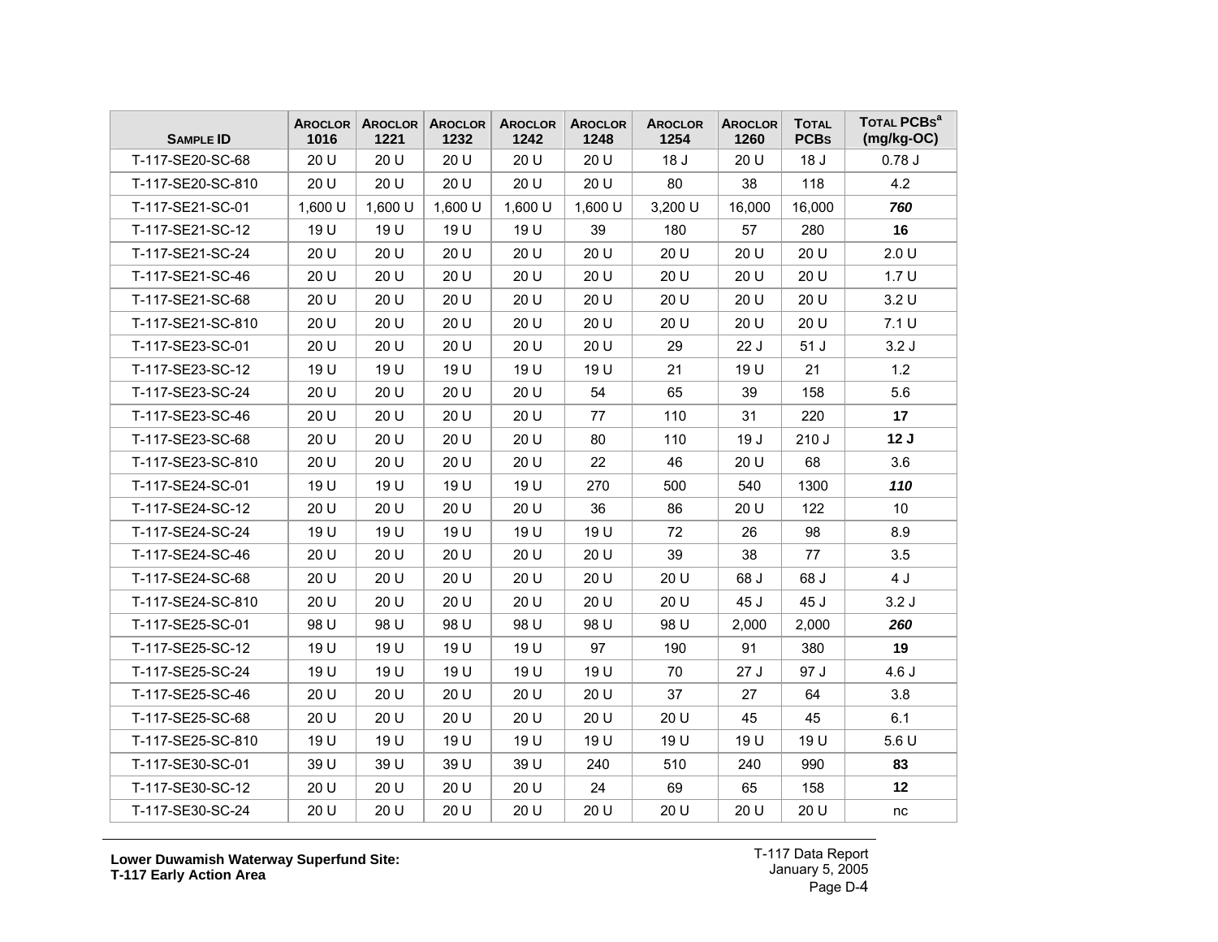| Sample ID | Aroclor 1016 | Aroclor 1221 | Aroclor 1232 | Aroclor 1242 | Aroclor 1248 | Aroclor 1254 | Aroclor 1260 | Total PCBs | Total PCBs[a] (mg/kg-OC) |
|---|---|---|---|---|---|---|---|---|---|
| T-117-SE20-SC-68 | 20 U | 20 U | 20 U | 20 U | 20 U | 18 J | 20 U | 18 J | 0.78 J |
| T-117-SE20-SC-810 | 20 U | 20 U | 20 U | 20 U | 20 U | 80 | 38 | 118 | 4.2 |
| T-117-SE21-SC-01 | 1,600 U | 1,600 U | 1,600 U | 1,600 U | 1,600 U | 3,200 U | 16,000 | 16,000 | ***760*** |
| T-117-SE21-SC-12 | 19 U | 19 U | 19 U | 19 U | 39 | 180 | 57 | 280 | **16** |
| T-117-SE21-SC-24 | 20 U | 20 U | 20 U | 20 U | 20 U | 20 U | 20 U | 20 U | 2.0 U |
| T-117-SE21-SC-46 | 20 U | 20 U | 20 U | 20 U | 20 U | 20 U | 20 U | 20 U | 1.7 U |
| T-117-SE21-SC-68 | 20 U | 20 U | 20 U | 20 U | 20 U | 20 U | 20 U | 20 U | 3.2 U |
| T-117-SE21-SC-810 | 20 U | 20 U | 20 U | 20 U | 20 U | 20 U | 20 U | 20 U | 7.1 U |
| T-117-SE23-SC-01 | 20 U | 20 U | 20 U | 20 U | 20 U | 29 | 22 J | 51 J | 3.2 J |
| T-117-SE23-SC-12 | 19 U | 19 U | 19 U | 19 U | 19 U | 21 | 19 U | 21 | 1.2 |
| T-117-SE23-SC-24 | 20 U | 20 U | 20 U | 20 U | 54 | 65 | 39 | 158 | 5.6 |
| T-117-SE23-SC-46 | 20 U | 20 U | 20 U | 20 U | 77 | 110 | 31 | 220 | **17** |
| T-117-SE23-SC-68 | 20 U | 20 U | 20 U | 20 U | 80 | 110 | 19 J | 210 J | **12 J** |
| T-117-SE23-SC-810 | 20 U | 20 U | 20 U | 20 U | 22 | 46 | 20 U | 68 | 3.6 |
| T-117-SE24-SC-01 | 19 U | 19 U | 19 U | 19 U | 270 | 500 | 540 | 1300 | ***110*** |
| T-117-SE24-SC-12 | 20 U | 20 U | 20 U | 20 U | 36 | 86 | 20 U | 122 | 10 |
| T-117-SE24-SC-24 | 19 U | 19 U | 19 U | 19 U | 19 U | 72 | 26 | 98 | 8.9 |
| T-117-SE24-SC-46 | 20 U | 20 U | 20 U | 20 U | 20 U | 39 | 38 | 77 | 3.5 |
| T-117-SE24-SC-68 | 20 U | 20 U | 20 U | 20 U | 20 U | 20 U | 68 J | 68 J | 4 J |
| T-117-SE24-SC-810 | 20 U | 20 U | 20 U | 20 U | 20 U | 20 U | 45 J | 45 J | 3.2 J |
| T-117-SE25-SC-01 | 98 U | 98 U | 98 U | 98 U | 98 U | 98 U | 2,000 | 2,000 | ***260*** |
| T-117-SE25-SC-12 | 19 U | 19 U | 19 U | 19 U | 97 | 190 | 91 | 380 | **19** |
| T-117-SE25-SC-24 | 19 U | 19 U | 19 U | 19 U | 19 U | 70 | 27 J | 97 J | 4.6 J |
| T-117-SE25-SC-46 | 20 U | 20 U | 20 U | 20 U | 20 U | 37 | 27 | 64 | 3.8 |
| T-117-SE25-SC-68 | 20 U | 20 U | 20 U | 20 U | 20 U | 20 U | 45 | 45 | 6.1 |
| T-117-SE25-SC-810 | 19 U | 19 U | 19 U | 19 U | 19 U | 19 U | 19 U | 19 U | 5.6 U |
| T-117-SE30-SC-01 | 39 U | 39 U | 39 U | 39 U | 240 | 510 | 240 | 990 | **83** |
| T-117-SE30-SC-12 | 20 U | 20 U | 20 U | 20 U | 24 | 69 | 65 | 158 | **12** |
| T-117-SE30-SC-24 | 20 U | 20 U | 20 U | 20 U | 20 U | 20 U | 20 U | 20 U | nc |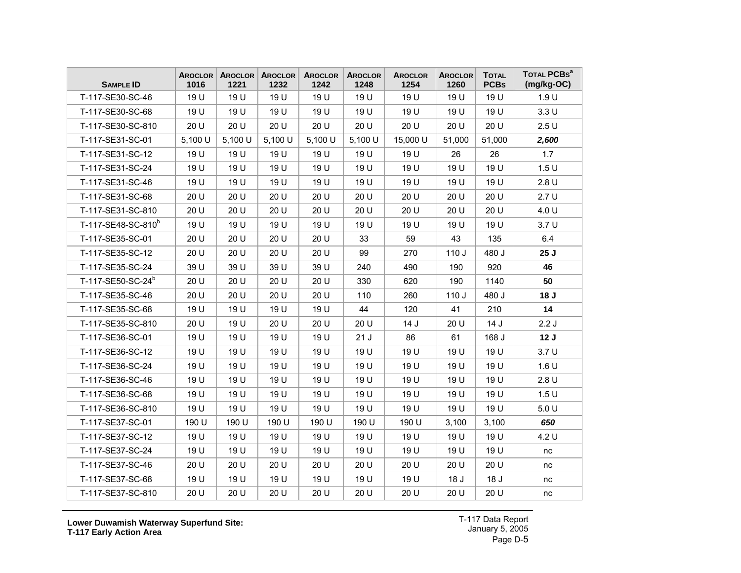| SAMPLE ID | AROCLOR 1016 | AROCLOR 1221 | AROCLOR 1232 | AROCLOR 1242 | AROCLOR 1248 | AROCLOR 1254 | AROCLOR 1260 | TOTAL PCBS | TOTAL PCBS[a] (mg/kg-OC) |
|---|---|---|---|---|---|---|---|---|---|
| T-117-SE30-SC-46 | 19 U | 19 U | 19 U | 19 U | 19 U | 19 U | 19 U | 19 U | 1.9 U |
| T-117-SE30-SC-68 | 19 U | 19 U | 19 U | 19 U | 19 U | 19 U | 19 U | 19 U | 3.3 U |
| T-117-SE30-SC-810 | 20 U | 20 U | 20 U | 20 U | 20 U | 20 U | 20 U | 20 U | 2.5 U |
| T-117-SE31-SC-01 | 5,100 U | 5,100 U | 5,100 U | 5,100 U | 5,100 U | 15,000 U | 51,000 | 51,000 | ***2,600*** |
| T-117-SE31-SC-12 | 19 U | 19 U | 19 U | 19 U | 19 U | 19 U | 26 | 26 | 1.7 |
| T-117-SE31-SC-24 | 19 U | 19 U | 19 U | 19 U | 19 U | 19 U | 19 U | 19 U | 1.5 U |
| T-117-SE31-SC-46 | 19 U | 19 U | 19 U | 19 U | 19 U | 19 U | 19 U | 19 U | 2.8 U |
| T-117-SE31-SC-68 | 20 U | 20 U | 20 U | 20 U | 20 U | 20 U | 20 U | 20 U | 2.7 U |
| T-117-SE31-SC-810 | 20 U | 20 U | 20 U | 20 U | 20 U | 20 U | 20 U | 20 U | 4.0 U |
| T-117-SE48-SC-810[b] | 19 U | 19 U | 19 U | 19 U | 19 U | 19 U | 19 U | 19 U | 3.7 U |
| T-117-SE35-SC-01 | 20 U | 20 U | 20 U | 20 U | 33 | 59 | 43 | 135 | 6.4 |
| T-117-SE35-SC-12 | 20 U | 20 U | 20 U | 20 U | 99 | 270 | 110 J | 480 J | **25 J** |
| T-117-SE35-SC-24 | 39 U | 39 U | 39 U | 39 U | 240 | 490 | 190 | 920 | **46** |
| T-117-SE50-SC-24[b] | 20 U | 20 U | 20 U | 20 U | 330 | 620 | 190 | 1140 | **50** |
| T-117-SE35-SC-46 | 20 U | 20 U | 20 U | 20 U | 110 | 260 | 110 J | 480 J | **18 J** |
| T-117-SE35-SC-68 | 19 U | 19 U | 19 U | 19 U | 44 | 120 | 41 | 210 | **14** |
| T-117-SE35-SC-810 | 20 U | 19 U | 20 U | 20 U | 20 U | 14 J | 20 U | 14 J | 2.2 J |
| T-117-SE36-SC-01 | 19 U | 19 U | 19 U | 19 U | 21 J | 86 | 61 | 168 J | **12 J** |
| T-117-SE36-SC-12 | 19 U | 19 U | 19 U | 19 U | 19 U | 19 U | 19 U | 19 U | 3.7 U |
| T-117-SE36-SC-24 | 19 U | 19 U | 19 U | 19 U | 19 U | 19 U | 19 U | 19 U | 1.6 U |
| T-117-SE36-SC-46 | 19 U | 19 U | 19 U | 19 U | 19 U | 19 U | 19 U | 19 U | 2.8 U |
| T-117-SE36-SC-68 | 19 U | 19 U | 19 U | 19 U | 19 U | 19 U | 19 U | 19 U | 1.5 U |
| T-117-SE36-SC-810 | 19 U | 19 U | 19 U | 19 U | 19 U | 19 U | 19 U | 19 U | 5.0 U |
| T-117-SE37-SC-01 | 190 U | 190 U | 190 U | 190 U | 190 U | 190 U | 3,100 | 3,100 | ***650*** |
| T-117-SE37-SC-12 | 19 U | 19 U | 19 U | 19 U | 19 U | 19 U | 19 U | 19 U | 4.2 U |
| T-117-SE37-SC-24 | 19 U | 19 U | 19 U | 19 U | 19 U | 19 U | 19 U | 19 U | nc |
| T-117-SE37-SC-46 | 20 U | 20 U | 20 U | 20 U | 20 U | 20 U | 20 U | 20 U | nc |
| T-117-SE37-SC-68 | 19 U | 19 U | 19 U | 19 U | 19 U | 19 U | 18 J | 18 J | nc |
| T-117-SE37-SC-810 | 20 U | 20 U | 20 U | 20 U | 20 U | 20 U | 20 U | 20 U | nc |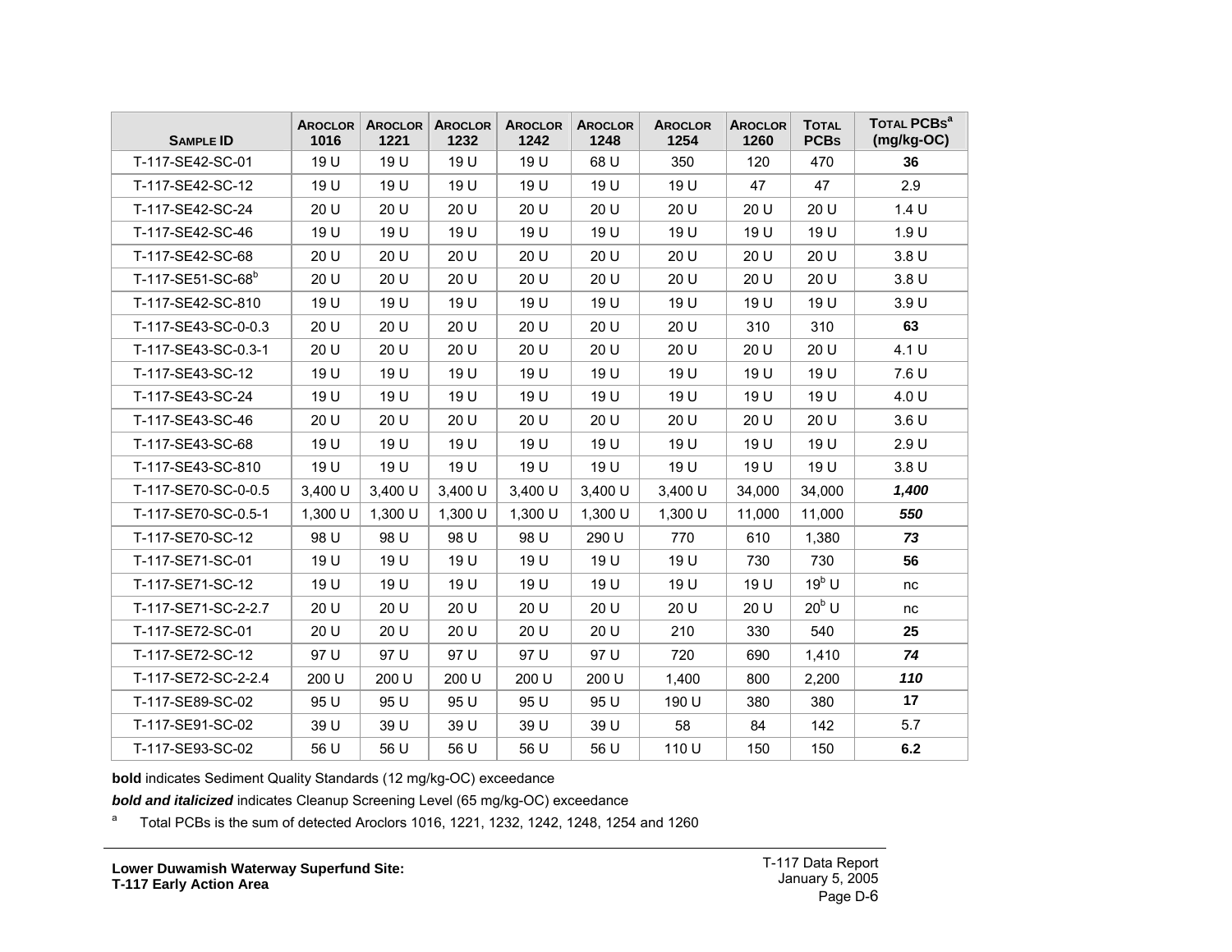| Sample ID | Aroclor 1016 | Aroclor 1221 | Aroclor 1232 | Aroclor 1242 | Aroclor 1248 | Aroclor 1254 | Aroclor 1260 | Total PCBs | Total PCBs[a] (mg/kg-OC) |
|---|---|---|---|---|---|---|---|---|---|
| T-117-SE42-SC-01 | 19 U | 19 U | 19 U | 19 U | 68 U | 350 | 120 | 470 | **36** |
| T-117-SE42-SC-12 | 19 U | 19 U | 19 U | 19 U | 19 U | 19 U | 47 | 47 | 2.9 |
| T-117-SE42-SC-24 | 20 U | 20 U | 20 U | 20 U | 20 U | 20 U | 20 U | 20 U | 1.4 U |
| T-117-SE42-SC-46 | 19 U | 19 U | 19 U | 19 U | 19 U | 19 U | 19 U | 19 U | 1.9 U |
| T-117-SE42-SC-68 | 20 U | 20 U | 20 U | 20 U | 20 U | 20 U | 20 U | 20 U | 3.8 U |
| T-117-SE51-SC-68[b] | 20 U | 20 U | 20 U | 20 U | 20 U | 20 U | 20 U | 20 U | 3.8 U |
| T-117-SE42-SC-810 | 19 U | 19 U | 19 U | 19 U | 19 U | 19 U | 19 U | 19 U | 3.9 U |
| T-117-SE43-SC-0-0.3 | 20 U | 20 U | 20 U | 20 U | 20 U | 20 U | 310 | 310 | **63** |
| T-117-SE43-SC-0.3-1 | 20 U | 20 U | 20 U | 20 U | 20 U | 20 U | 20 U | 20 U | 4.1 U |
| T-117-SE43-SC-12 | 19 U | 19 U | 19 U | 19 U | 19 U | 19 U | 19 U | 19 U | 7.6 U |
| T-117-SE43-SC-24 | 19 U | 19 U | 19 U | 19 U | 19 U | 19 U | 19 U | 19 U | 4.0 U |
| T-117-SE43-SC-46 | 20 U | 20 U | 20 U | 20 U | 20 U | 20 U | 20 U | 20 U | 3.6 U |
| T-117-SE43-SC-68 | 19 U | 19 U | 19 U | 19 U | 19 U | 19 U | 19 U | 19 U | 2.9 U |
| T-117-SE43-SC-810 | 19 U | 19 U | 19 U | 19 U | 19 U | 19 U | 19 U | 19 U | 3.8 U |
| T-117-SE70-SC-0-0.5 | 3,400 U | 3,400 U | 3,400 U | 3,400 U | 3,400 U | 3,400 U | 34,000 | 34,000 | ***1,400*** |
| T-117-SE70-SC-0.5-1 | 1,300 U | 1,300 U | 1,300 U | 1,300 U | 1,300 U | 1,300 U | 11,000 | 11,000 | ***550*** |
| T-117-SE70-SC-12 | 98 U | 98 U | 98 U | 98 U | 290 U | 770 | 610 | 1,380 | ***73*** |
| T-117-SE71-SC-01 | 19 U | 19 U | 19 U | 19 U | 19 U | 19 U | 730 | 730 | **56** |
| T-117-SE71-SC-12 | 19 U | 19 U | 19 U | 19 U | 19 U | 19 U | 19 U | 19[b] U | nc |
| T-117-SE71-SC-2-2.7 | 20 U | 20 U | 20 U | 20 U | 20 U | 20 U | 20 U | 20[b] U | nc |
| T-117-SE72-SC-01 | 20 U | 20 U | 20 U | 20 U | 20 U | 210 | 330 | 540 | **25** |
| T-117-SE72-SC-12 | 97 U | 97 U | 97 U | 97 U | 97 U | 720 | 690 | 1,410 | ***74*** |
| T-117-SE72-SC-2-2.4 | 200 U | 200 U | 200 U | 200 U | 200 U | 1,400 | 800 | 2,200 | ***110*** |
| T-117-SE89-SC-02 | 95 U | 95 U | 95 U | 95 U | 95 U | 190 U | 380 | 380 | **17** |
| T-117-SE91-SC-02 | 39 U | 39 U | 39 U | 39 U | 39 U | 58 | 84 | 142 | 5.7 |
| T-117-SE93-SC-02 | 56 U | 56 U | 56 U | 56 U | 56 U | 110 U | 150 | 150 | **6.2** |

**bold** indicates Sediment Quality Standards (12 mg/kg-OC) exceedance

***bold and italicized*** indicates Cleanup Screening Level (65 mg/kg-OC) exceedance

[a] Total PCBs is the sum of detected Aroclors 1016, 1221, 1232, 1242, 1248, 1254 and 1260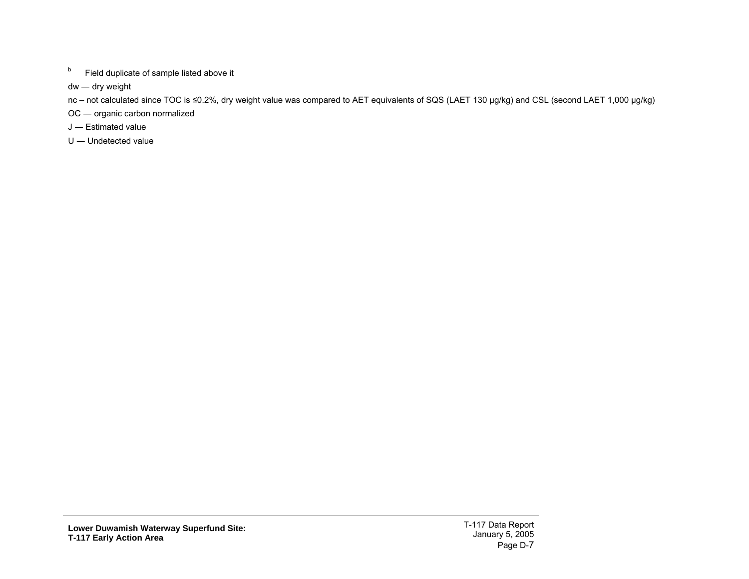[b] Field duplicate of sample listed above it

dw — dry weight

nc – not calculated since TOC is ≤0.2%, dry weight value was compared to AET equivalents of SQS (LAET 130 µg/kg) and CSL (second LAET 1,000 µg/kg)

OC — organic carbon normalized

J — Estimated value

U — Undetected value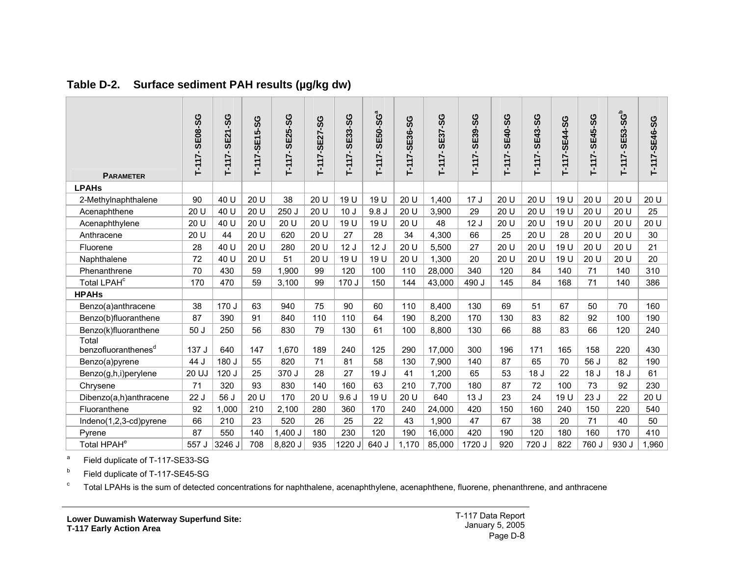**Table D-2. Surface sediment PAH results (µg/kg dw)**

| Parameter | T-117- SE08-SG | T-117- SE21-SG | T-117-SE15-SG | T-117- SE25-SG | T-117-SE27-SG | T-117- SE33-SG | T-117- SE50-SG[a] | T-117-SE36-SG | T-117- SE37-SG | T-117- SE39-SG | T-117- SE40-SG | T-117- SE43-SG | T-117-SE44-SG | T-117- SE45-SG | T-117- SE53-SG[b] | T-117-SE46-SG |
|---|---|---|---|---|---|---|---|---|---|---|---|---|---|---|---|---|
| **LPAHs** | | | | | | | | | | | | | | | | |
| 2-Methylnaphthalene | 90 | 40 U | 20 U | 38 | 20 U | 19 U | 19 U | 20 U | 1,400 | 17 J | 20 U | 20 U | 19 U | 20 U | 20 U | 20 U |
| Acenaphthene | 20 U | 40 U | 20 U | 250 J | 20 U | 10 J | 9.8 J | 20 U | 3,900 | 29 | 20 U | 20 U | 19 U | 20 U | 20 U | 25 |
| Acenaphthylene | 20 U | 40 U | 20 U | 20 U | 20 U | 19 U | 19 U | 20 U | 48 | 12 J | 20 U | 20 U | 19 U | 20 U | 20 U | 20 U |
| Anthracene | 20 U | 44 | 20 U | 620 | 20 U | 27 | 28 | 34 | 4,300 | 66 | 25 | 20 U | 28 | 20 U | 20 U | 30 |
| Fluorene | 28 | 40 U | 20 U | 280 | 20 U | 12 J | 12 J | 20 U | 5,500 | 27 | 20 U | 20 U | 19 U | 20 U | 20 U | 21 |
| Naphthalene | 72 | 40 U | 20 U | 51 | 20 U | 19 U | 19 U | 20 U | 1,300 | 20 | 20 U | 20 U | 19 U | 20 U | 20 U | 20 |
| Phenanthrene | 70 | 430 | 59 | 1,900 | 99 | 120 | 100 | 110 | 28,000 | 340 | 120 | 84 | 140 | 71 | 140 | 310 |
| Total LPAH[c] | 170 | 470 | 59 | 3,100 | 99 | 170 J | 150 | 144 | 43,000 | 490 J | 145 | 84 | 168 | 71 | 140 | 386 |
| **HPAHs** | | | | | | | | | | | | | | | | |
| Benzo(a)anthracene | 38 | 170 J | 63 | 940 | 75 | 90 | 60 | 110 | 8,400 | 130 | 69 | 51 | 67 | 50 | 70 | 160 |
| Benzo(b)fluoranthene | 87 | 390 | 91 | 840 | 110 | 110 | 64 | 190 | 8,200 | 170 | 130 | 83 | 82 | 92 | 100 | 190 |
| Benzo(k)fluoranthene | 50 J | 250 | 56 | 830 | 79 | 130 | 61 | 100 | 8,800 | 130 | 66 | 88 | 83 | 66 | 120 | 240 |
| Total benzofluoranthenes[d] | 137 J | 640 | 147 | 1,670 | 189 | 240 | 125 | 290 | 17,000 | 300 | 196 | 171 | 165 | 158 | 220 | 430 |
| Benzo(a)pyrene | 44 J | 180 J | 55 | 820 | 71 | 81 | 58 | 130 | 7,900 | 140 | 87 | 65 | 70 | 56 J | 82 | 190 |
| Benzo(g,h,i)perylene | 20 UJ | 120 J | 25 | 370 J | 28 | 27 | 19 J | 41 | 1,200 | 65 | 53 | 18 J | 22 | 18 J | 18 J | 61 |
| Chrysene | 71 | 320 | 93 | 830 | 140 | 160 | 63 | 210 | 7,700 | 180 | 87 | 72 | 100 | 73 | 92 | 230 |
| Dibenzo(a,h)anthracene | 22 J | 56 J | 20 U | 170 | 20 U | 9.6 J | 19 U | 20 U | 640 | 13 J | 23 | 24 | 19 U | 23 J | 22 | 20 U |
| Fluoranthene | 92 | 1,000 | 210 | 2,100 | 280 | 360 | 170 | 240 | 24,000 | 420 | 150 | 160 | 240 | 150 | 220 | 540 |
| Indeno(1,2,3-cd)pyrene | 66 | 210 | 23 | 520 | 26 | 25 | 22 | 43 | 1,900 | 47 | 67 | 38 | 20 | 71 | 40 | 50 |
| Pyrene | 87 | 550 | 140 | 1,400 J | 180 | 230 | 120 | 190 | 16,000 | 420 | 190 | 120 | 180 | 160 | 170 | 410 |
| Total HPAH[e] | 557 J | 3246 J | 708 | 8,820 J | 935 | 1220 J | 640 J | 1,170 | 85,000 | 1720 J | 920 | 720 J | 822 | 760 J | 930 J | 1,960 |

[a] Field duplicate of T-117-SE33-SG

[b] Field duplicate of T-117-SE45-SG

[c] Total LPAHs is the sum of detected concentrations for naphthalene, acenaphthylene, acenaphthene, fluorene, phenanthrene, and anthracene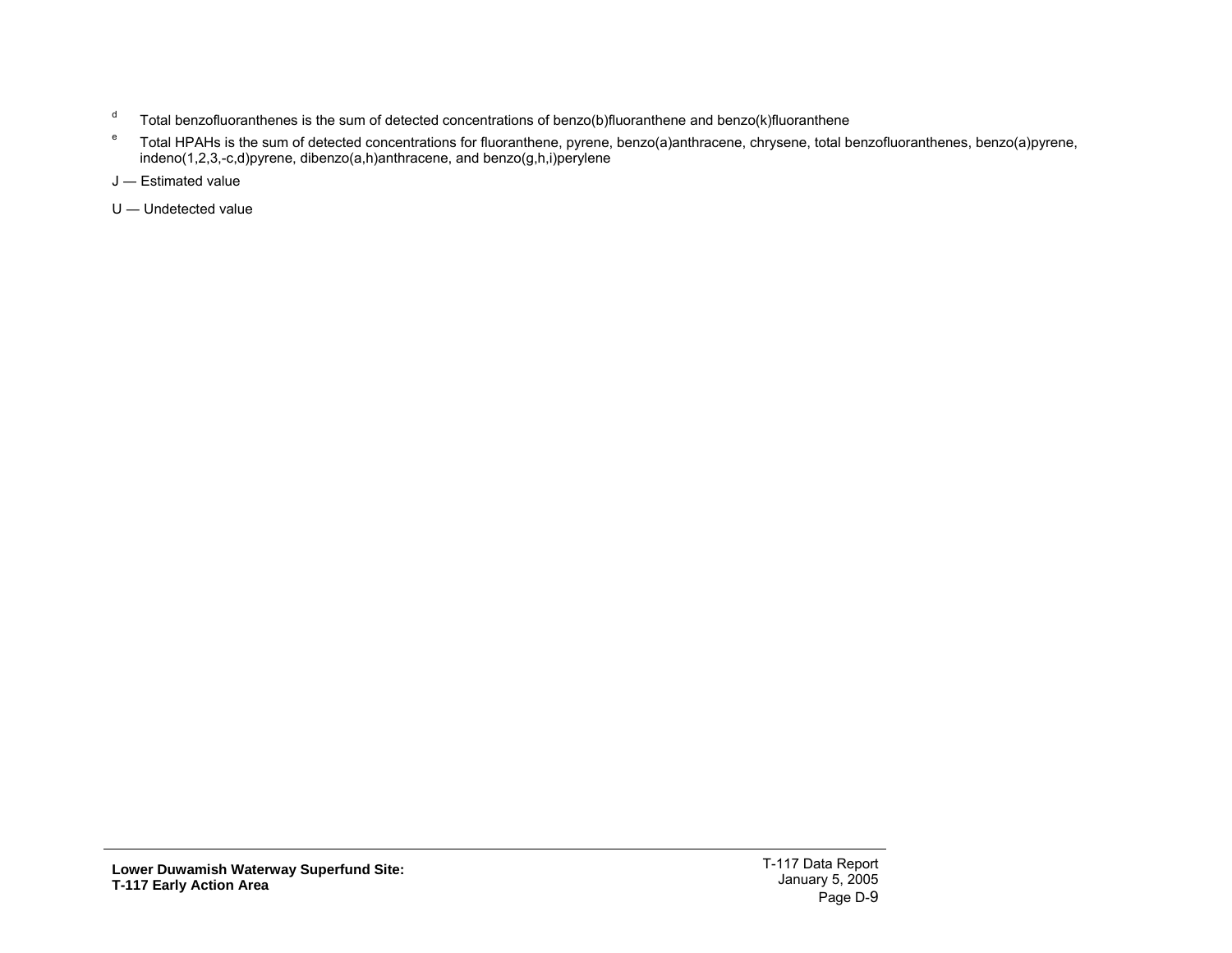[d] Total benzofluoranthenes is the sum of detected concentrations of benzo(b)fluoranthene and benzo(k)fluoranthene

[e] Total HPAHs is the sum of detected concentrations for fluoranthene, pyrene, benzo(a)anthracene, chrysene, total benzofluoranthenes, benzo(a)pyrene, indeno(1,2,3,-c,d)pyrene, dibenzo(a,h)anthracene, and benzo(g,h,i)perylene

J — Estimated value

U — Undetected value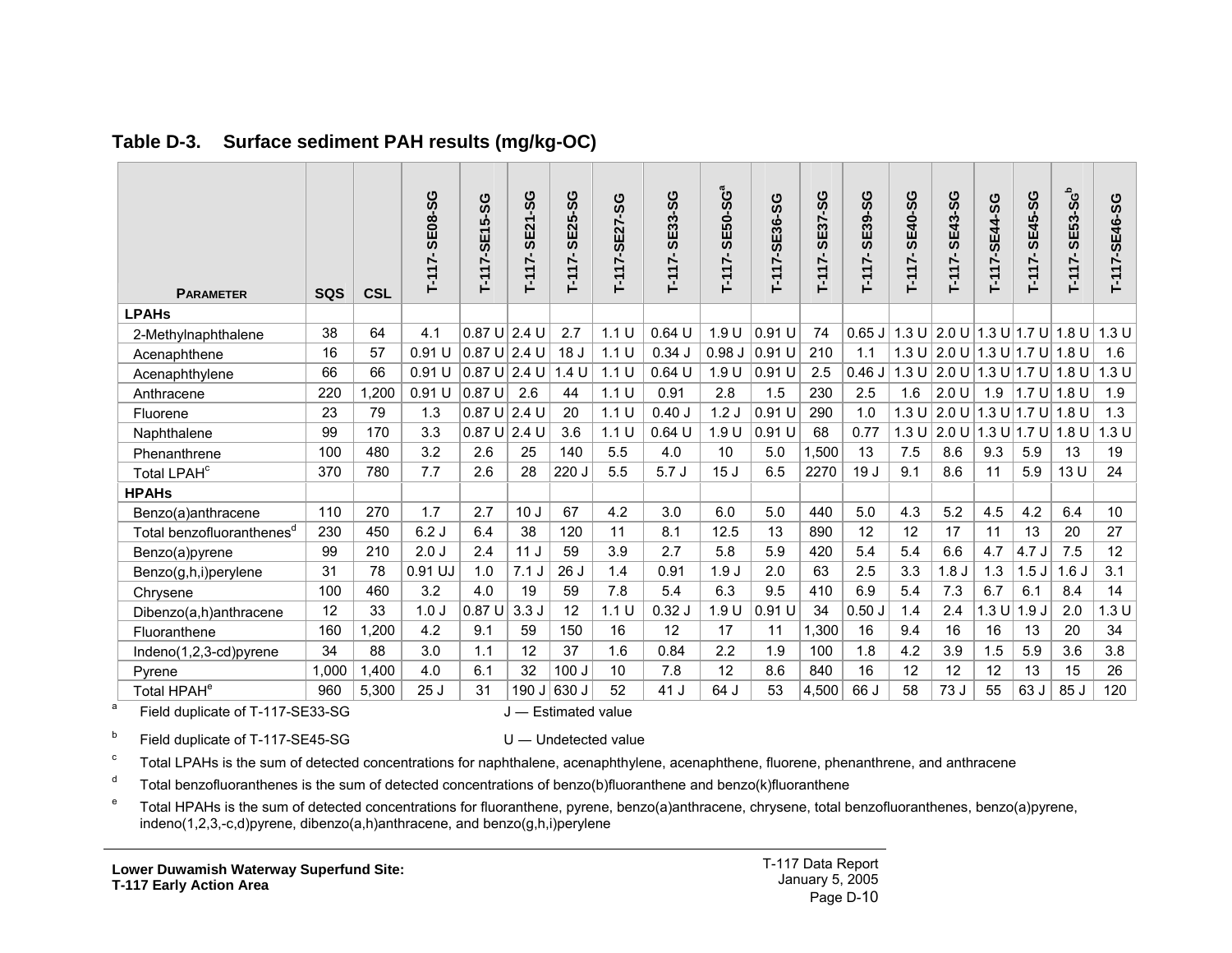## Table D-3. Surface sediment PAH results (mg/kg-OC)

| Parameter | SQS | CSL | T-117- SE08-SG | T-117-SE15-SG | T-117- SE21-SG | T-117- SE25-SG | T-117-SE27-SG | T-117- SE33-SG | T-117- SE50-SG[a] | T-117-SE36-SG | T-117- SE37-SG | T-117- SE39-SG | T-117- SE40-SG | T-117- SE43-SG | T-117-SE44-SG | T-117- SE45-SG | T-117- SE53-SG[b] | T-117-SE46-SG |
|---|---|---|---|---|---|---|---|---|---|---|---|---|---|---|---|---|---|---|
| **LPAHs** | | | | | | | | | | | | | | | | | | |
| 2-Methylnaphthalene | 38 | 64 | 4.1 | 0.87 U | 2.4 U | 2.7 | 1.1 U | 0.64 U | 1.9 U | 0.91 U | 74 | 0.65 J | 1.3 U | 2.0 U | 1.3 U | 1.7 U | 1.8 U | 1.3 U |
| Acenaphthene | 16 | 57 | 0.91 U | 0.87 U | 2.4 U | 18 J | 1.1 U | 0.34 J | 0.98 J | 0.91 U | 210 | 1.1 | 1.3 U | 2.0 U | 1.3 U | 1.7 U | 1.8 U | 1.6 |
| Acenaphthylene | 66 | 66 | 0.91 U | 0.87 U | 2.4 U | 1.4 U | 1.1 U | 0.64 U | 1.9 U | 0.91 U | 2.5 | 0.46 J | 1.3 U | 2.0 U | 1.3 U | 1.7 U | 1.8 U | 1.3 U |
| Anthracene | 220 | 1,200 | 0.91 U | 0.87 U | 2.6 | 44 | 1.1 U | 0.91 | 2.8 | 1.5 | 230 | 2.5 | 1.6 | 2.0 U | 1.9 | 1.7 U | 1.8 U | 1.9 |
| Fluorene | 23 | 79 | 1.3 | 0.87 U | 2.4 U | 20 | 1.1 U | 0.40 J | 1.2 J | 0.91 U | 290 | 1.0 | 1.3 U | 2.0 U | 1.3 U | 1.7 U | 1.8 U | 1.3 |
| Naphthalene | 99 | 170 | 3.3 | 0.87 U | 2.4 U | 3.6 | 1.1 U | 0.64 U | 1.9 U | 0.91 U | 68 | 0.77 | 1.3 U | 2.0 U | 1.3 U | 1.7 U | 1.8 U | 1.3 U |
| Phenanthrene | 100 | 480 | 3.2 | 2.6 | 25 | 140 | 5.5 | 4.0 | 10 | 5.0 | 1,500 | 13 | 7.5 | 8.6 | 9.3 | 5.9 | 13 | 19 |
| Total LPAH[c] | 370 | 780 | 7.7 | 2.6 | 28 | 220 J | 5.5 | 5.7 J | 15 J | 6.5 | 2270 | 19 J | 9.1 | 8.6 | 11 | 5.9 | 13 U | 24 |
| **HPAHs** | | | | | | | | | | | | | | | | | | |
| Benzo(a)anthracene | 110 | 270 | 1.7 | 2.7 | 10 J | 67 | 4.2 | 3.0 | 6.0 | 5.0 | 440 | 5.0 | 4.3 | 5.2 | 4.5 | 4.2 | 6.4 | 10 |
| Total benzofluoranthenes[d] | 230 | 450 | 6.2 J | 6.4 | 38 | 120 | 11 | 8.1 | 12.5 | 13 | 890 | 12 | 12 | 17 | 11 | 13 | 20 | 27 |
| Benzo(a)pyrene | 99 | 210 | 2.0 J | 2.4 | 11 J | 59 | 3.9 | 2.7 | 5.8 | 5.9 | 420 | 5.4 | 5.4 | 6.6 | 4.7 | 4.7 J | 7.5 | 12 |
| Benzo(g,h,i)perylene | 31 | 78 | 0.91 UJ | 1.0 | 7.1 J | 26 J | 1.4 | 0.91 | 1.9 J | 2.0 | 63 | 2.5 | 3.3 | 1.8 J | 1.3 | 1.5 J | 1.6 J | 3.1 |
| Chrysene | 100 | 460 | 3.2 | 4.0 | 19 | 59 | 7.8 | 5.4 | 6.3 | 9.5 | 410 | 6.9 | 5.4 | 7.3 | 6.7 | 6.1 | 8.4 | 14 |
| Dibenzo(a,h)anthracene | 12 | 33 | 1.0 J | 0.87 U | 3.3 J | 12 | 1.1 U | 0.32 J | 1.9 U | 0.91 U | 34 | 0.50 J | 1.4 | 2.4 | 1.3 U | 1.9 J | 2.0 | 1.3 U |
| Fluoranthene | 160 | 1,200 | 4.2 | 9.1 | 59 | 150 | 16 | 12 | 17 | 11 | 1,300 | 16 | 9.4 | 16 | 16 | 13 | 20 | 34 |
| Indeno(1,2,3-cd)pyrene | 34 | 88 | 3.0 | 1.1 | 12 | 37 | 1.6 | 0.84 | 2.2 | 1.9 | 100 | 1.8 | 4.2 | 3.9 | 1.5 | 5.9 | 3.6 | 3.8 |
| Pyrene | 1,000 | 1,400 | 4.0 | 6.1 | 32 | 100 J | 10 | 7.8 | 12 | 8.6 | 840 | 16 | 12 | 12 | 12 | 13 | 15 | 26 |
| Total HPAH[e] | 960 | 5,300 | 25 J | 31 | 190 J | 630 J | 52 | 41 J | 64 J | 53 | 4,500 | 66 J | 58 | 73 J | 55 | 63 J | 85 J | 120 |

[a] Field duplicate of T-117-SE33-SG

[b] Field duplicate of T-117-SE45-SG

J — Estimated value

U — Undetected value

[c] Total LPAHs is the sum of detected concentrations for naphthalene, acenaphthylene, acenaphthene, fluorene, phenanthrene, and anthracene

[d] Total benzofluoranthenes is the sum of detected concentrations of benzo(b)fluoranthene and benzo(k)fluoranthene

[e] Total HPAHs is the sum of detected concentrations for fluoranthene, pyrene, benzo(a)anthracene, chrysene, total benzofluoranthenes, benzo(a)pyrene, indeno(1,2,3,-c,d)pyrene, dibenzo(a,h)anthracene, and benzo(g,h,i)perylene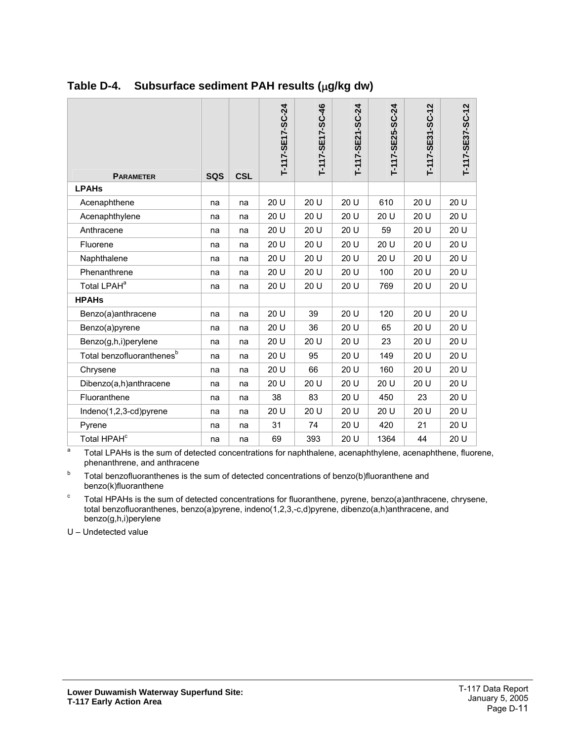**Table D-4. Subsurface sediment PAH results (μg/kg dw)**

| PARAMETER | SQS | CSL | T-117-SE17-SC-24 | T-117-SE17-SC-46 | T-117-SE21-SC-24 | T-117-SE25-SC-24 | T-117-SE31-SC-12 | T-117-SE37-SC-12 |
|---|---|---|---|---|---|---|---|---|
| **LPAHs** | | | | | | | | |
| Acenaphthene | na | na | 20 U | 20 U | 20 U | 610 | 20 U | 20 U |
| Acenaphthylene | na | na | 20 U | 20 U | 20 U | 20 U | 20 U | 20 U |
| Anthracene | na | na | 20 U | 20 U | 20 U | 59 | 20 U | 20 U |
| Fluorene | na | na | 20 U | 20 U | 20 U | 20 U | 20 U | 20 U |
| Naphthalene | na | na | 20 U | 20 U | 20 U | 20 U | 20 U | 20 U |
| Phenanthrene | na | na | 20 U | 20 U | 20 U | 100 | 20 U | 20 U |
| Total LPAH[a] | na | na | 20 U | 20 U | 20 U | 769 | 20 U | 20 U |
| **HPAHs** | | | | | | | | |
| Benzo(a)anthracene | na | na | 20 U | 39 | 20 U | 120 | 20 U | 20 U |
| Benzo(a)pyrene | na | na | 20 U | 36 | 20 U | 65 | 20 U | 20 U |
| Benzo(g,h,i)perylene | na | na | 20 U | 20 U | 20 U | 23 | 20 U | 20 U |
| Total benzofluoranthenes[b] | na | na | 20 U | 95 | 20 U | 149 | 20 U | 20 U |
| Chrysene | na | na | 20 U | 66 | 20 U | 160 | 20 U | 20 U |
| Dibenzo(a,h)anthracene | na | na | 20 U | 20 U | 20 U | 20 U | 20 U | 20 U |
| Fluoranthene | na | na | 38 | 83 | 20 U | 450 | 23 | 20 U |
| Indeno(1,2,3-cd)pyrene | na | na | 20 U | 20 U | 20 U | 20 U | 20 U | 20 U |
| Pyrene | na | na | 31 | 74 | 20 U | 420 | 21 | 20 U |
| Total HPAH[c] | na | na | 69 | 393 | 20 U | 1364 | 44 | 20 U |

[a] Total LPAHs is the sum of detected concentrations for naphthalene, acenaphthylene, acenaphthene, fluorene, phenanthrene, and anthracene

[b] Total benzofluoranthenes is the sum of detected concentrations of benzo(b)fluoranthene and benzo(k)fluoranthene

[c] Total HPAHs is the sum of detected concentrations for fluoranthene, pyrene, benzo(a)anthracene, chrysene, total benzofluoranthenes, benzo(a)pyrene, indeno(1,2,3,-c,d)pyrene, dibenzo(a,h)anthracene, and benzo(g,h,i)perylene

U – Undetected value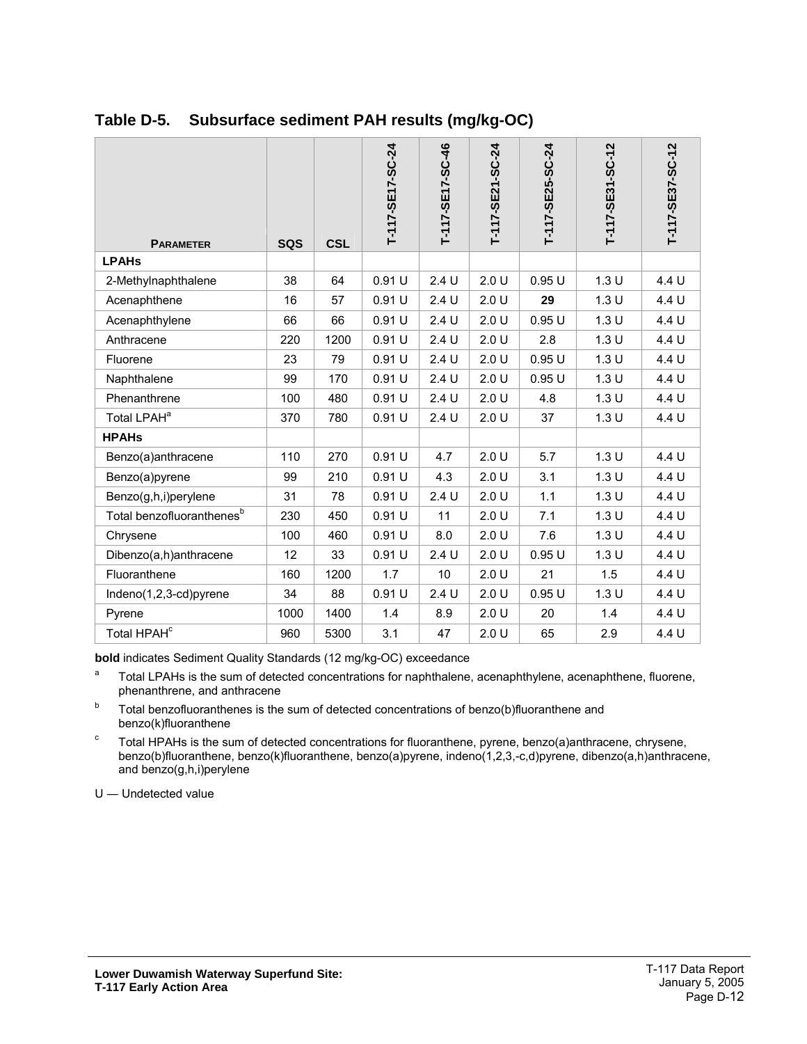## Table D-5. Subsurface sediment PAH results (mg/kg-OC)

| Parameter | SQS | CSL | T-117-SE17-SC-24 | T-117-SE17-SC-46 | T-117-SE21-SC-24 | T-117-SE25-SC-24 | T-117-SE31-SC-12 | T-117-SE37-SC-12 |
|---|---|---|---|---|---|---|---|---|
| **LPAHs** | | | | | | | | |
| 2-Methylnaphthalene | 38 | 64 | 0.91 U | 2.4 U | 2.0 U | 0.95 U | 1.3 U | 4.4 U |
| Acenaphthene | 16 | 57 | 0.91 U | 2.4 U | 2.0 U | **29** | 1.3 U | 4.4 U |
| Acenaphthylene | 66 | 66 | 0.91 U | 2.4 U | 2.0 U | 0.95 U | 1.3 U | 4.4 U |
| Anthracene | 220 | 1200 | 0.91 U | 2.4 U | 2.0 U | 2.8 | 1.3 U | 4.4 U |
| Fluorene | 23 | 79 | 0.91 U | 2.4 U | 2.0 U | 0.95 U | 1.3 U | 4.4 U |
| Naphthalene | 99 | 170 | 0.91 U | 2.4 U | 2.0 U | 0.95 U | 1.3 U | 4.4 U |
| Phenanthrene | 100 | 480 | 0.91 U | 2.4 U | 2.0 U | 4.8 | 1.3 U | 4.4 U |
| Total LPAH[a] | 370 | 780 | 0.91 U | 2.4 U | 2.0 U | 37 | 1.3 U | 4.4 U |
| **HPAHs** | | | | | | | | |
| Benzo(a)anthracene | 110 | 270 | 0.91 U | 4.7 | 2.0 U | 5.7 | 1.3 U | 4.4 U |
| Benzo(a)pyrene | 99 | 210 | 0.91 U | 4.3 | 2.0 U | 3.1 | 1.3 U | 4.4 U |
| Benzo(g,h,i)perylene | 31 | 78 | 0.91 U | 2.4 U | 2.0 U | 1.1 | 1.3 U | 4.4 U |
| Total benzofluoranthenes[b] | 230 | 450 | 0.91 U | 11 | 2.0 U | 7.1 | 1.3 U | 4.4 U |
| Chrysene | 100 | 460 | 0.91 U | 8.0 | 2.0 U | 7.6 | 1.3 U | 4.4 U |
| Dibenzo(a,h)anthracene | 12 | 33 | 0.91 U | 2.4 U | 2.0 U | 0.95 U | 1.3 U | 4.4 U |
| Fluoranthene | 160 | 1200 | 1.7 | 10 | 2.0 U | 21 | 1.5 | 4.4 U |
| Indeno(1,2,3-cd)pyrene | 34 | 88 | 0.91 U | 2.4 U | 2.0 U | 0.95 U | 1.3 U | 4.4 U |
| Pyrene | 1000 | 1400 | 1.4 | 8.9 | 2.0 U | 20 | 1.4 | 4.4 U |
| Total HPAH[c] | 960 | 5300 | 3.1 | 47 | 2.0 U | 65 | 2.9 | 4.4 U |

**bold** indicates Sediment Quality Standards (12 mg/kg-OC) exceedance

[a] Total LPAHs is the sum of detected concentrations for naphthalene, acenaphthylene, acenaphthene, fluorene, phenanthrene, and anthracene

[b] Total benzofluoranthenes is the sum of detected concentrations of benzo(b)fluoranthene and benzo(k)fluoranthene

[c] Total HPAHs is the sum of detected concentrations for fluoranthene, pyrene, benzo(a)anthracene, chrysene, benzo(b)fluoranthene, benzo(k)fluoranthene, benzo(a)pyrene, indeno(1,2,3,-c,d)pyrene, dibenzo(a,h)anthracene, and benzo(g,h,i)perylene

U — Undetected value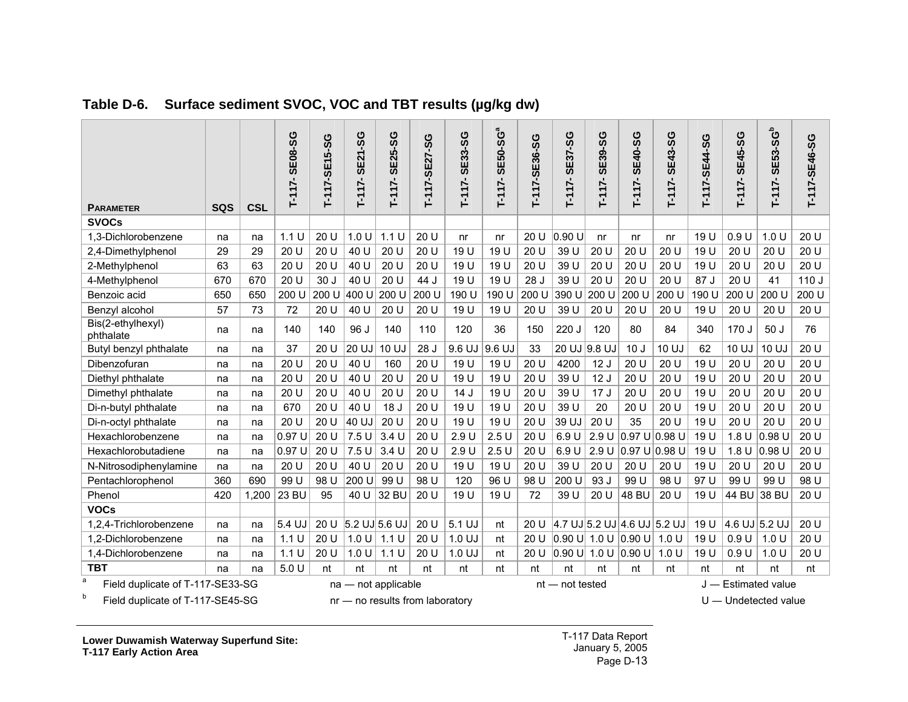## Table D-6. Surface sediment SVOC, VOC and TBT results (µg/kg dw)

| Parameter | SQS | CSL | T-117- SE08-SG | T-117-SE15-SG | T-117- SE21-SG | T-117- SE25-SG | T-117-SE27-SG | T-117- SE33-SG | T-117- SE50-SG[a] | T-117-SE36-SG | T-117- SE37-SG | T-117- SE39-SG | T-117- SE40-SG | T-117- SE43-SG | T-117-SE44-SG | T-117- SE45-SG | T-117- SE53-SG[b] | T-117-SE46-SG |
|---|---|---|---|---|---|---|---|---|---|---|---|---|---|---|---|---|---|---|
| **SVOCs** | | | | | | | | | | | | | | | | | | |
| 1,3-Dichlorobenzene | na | na | 1.1 U | 20 U | 1.0 U | 1.1 U | 20 U | nr | nr | 20 U | 0.90 U | nr | nr | nr | 19 U | 0.9 U | 1.0 U | 20 U |
| 2,4-Dimethylphenol | 29 | 29 | 20 U | 20 U | 40 U | 20 U | 20 U | 19 U | 19 U | 20 U | 39 U | 20 U | 20 U | 20 U | 19 U | 20 U | 20 U | 20 U |
| 2-Methylphenol | 63 | 63 | 20 U | 20 U | 40 U | 20 U | 20 U | 19 U | 19 U | 20 U | 39 U | 20 U | 20 U | 20 U | 19 U | 20 U | 20 U | 20 U |
| 4-Methylphenol | 670 | 670 | 20 U | 30 J | 40 U | 20 U | 44 J | 19 U | 19 U | 28 J | 39 U | 20 U | 20 U | 20 U | 87 J | 20 U | 41 | 110 J |
| Benzoic acid | 650 | 650 | 200 U | 200 U | 400 U | 200 U | 200 U | 190 U | 190 U | 200 U | 390 U | 200 U | 200 U | 200 U | 190 U | 200 U | 200 U | 200 U |
| Benzyl alcohol | 57 | 73 | 72 | 20 U | 40 U | 20 U | 20 U | 19 U | 19 U | 20 U | 39 U | 20 U | 20 U | 20 U | 19 U | 20 U | 20 U | 20 U |
| Bis(2-ethylhexyl) phthalate | na | na | 140 | 140 | 96 J | 140 | 110 | 120 | 36 | 150 | 220 J | 120 | 80 | 84 | 340 | 170 J | 50 J | 76 |
| Butyl benzyl phthalate | na | na | 37 | 20 U | 20 UJ | 10 UJ | 28 J | 9.6 UJ | 9.6 UJ | 33 | 20 UJ | 9.8 UJ | 10 J | 10 UJ | 62 | 10 UJ | 10 UJ | 20 U |
| Dibenzofuran | na | na | 20 U | 20 U | 40 U | 160 | 20 U | 19 U | 19 U | 20 U | 4200 | 12 J | 20 U | 20 U | 19 U | 20 U | 20 U | 20 U |
| Diethyl phthalate | na | na | 20 U | 20 U | 40 U | 20 U | 20 U | 19 U | 19 U | 20 U | 39 U | 12 J | 20 U | 20 U | 19 U | 20 U | 20 U | 20 U |
| Dimethyl phthalate | na | na | 20 U | 20 U | 40 U | 20 U | 20 U | 14 J | 19 U | 20 U | 39 U | 17 J | 20 U | 20 U | 19 U | 20 U | 20 U | 20 U |
| Di-n-butyl phthalate | na | na | 670 | 20 U | 40 U | 18 J | 20 U | 19 U | 19 U | 20 U | 39 U | 20 | 20 U | 20 U | 19 U | 20 U | 20 U | 20 U |
| Di-n-octyl phthalate | na | na | 20 U | 20 U | 40 UJ | 20 U | 20 U | 19 U | 19 U | 20 U | 39 UJ | 20 U | 35 | 20 U | 19 U | 20 U | 20 U | 20 U |
| Hexachlorobenzene | na | na | 0.97 U | 20 U | 7.5 U | 3.4 U | 20 U | 2.9 U | 2.5 U | 20 U | 6.9 U | 2.9 U | 0.97 U | 0.98 U | 19 U | 1.8 U | 0.98 U | 20 U |
| Hexachlorobutadiene | na | na | 0.97 U | 20 U | 7.5 U | 3.4 U | 20 U | 2.9 U | 2.5 U | 20 U | 6.9 U | 2.9 U | 0.97 U | 0.98 U | 19 U | 1.8 U | 0.98 U | 20 U |
| N-Nitrosodiphenylamine | na | na | 20 U | 20 U | 40 U | 20 U | 20 U | 19 U | 19 U | 20 U | 39 U | 20 U | 20 U | 20 U | 19 U | 20 U | 20 U | 20 U |
| Pentachlorophenol | 360 | 690 | 99 U | 98 U | 200 U | 99 U | 98 U | 120 | 96 U | 98 U | 200 U | 93 J | 99 U | 98 U | 97 U | 99 U | 99 U | 98 U |
| Phenol | 420 | 1,200 | 23 BU | 95 | 40 U | 32 BU | 20 U | 19 U | 19 U | 72 | 39 U | 20 U | 48 BU | 20 U | 19 U | 44 BU | 38 BU | 20 U |
| **VOCs** | | | | | | | | | | | | | | | | | | |
| 1,2,4-Trichlorobenzene | na | na | 5.4 UJ | 20 U | 5.2 UJ | 5.6 UJ | 20 U | 5.1 UJ | nt | 20 U | 4.7 UJ | 5.2 UJ | 4.6 UJ | 5.2 UJ | 19 U | 4.6 UJ | 5.2 UJ | 20 U |
| 1,2-Dichlorobenzene | na | na | 1.1 U | 20 U | 1.0 U | 1.1 U | 20 U | 1.0 UJ | nt | 20 U | 0.90 U | 1.0 U | 0.90 U | 1.0 U | 19 U | 0.9 U | 1.0 U | 20 U |
| 1,4-Dichlorobenzene | na | na | 1.1 U | 20 U | 1.0 U | 1.1 U | 20 U | 1.0 UJ | nt | 20 U | 0.90 U | 1.0 U | 0.90 U | 1.0 U | 19 U | 0.9 U | 1.0 U | 20 U |
| **TBT** | na | na | 5.0 U | nt | nt | nt | nt | nt | nt | nt | nt | nt | nt | nt | nt | nt | nt | nt |

[a] Field duplicate of T-117-SE33-SG
[b] Field duplicate of T-117-SE45-SG

na — not applicable
nr — no results from laboratory
nt — not tested
J — Estimated value
U — Undetected value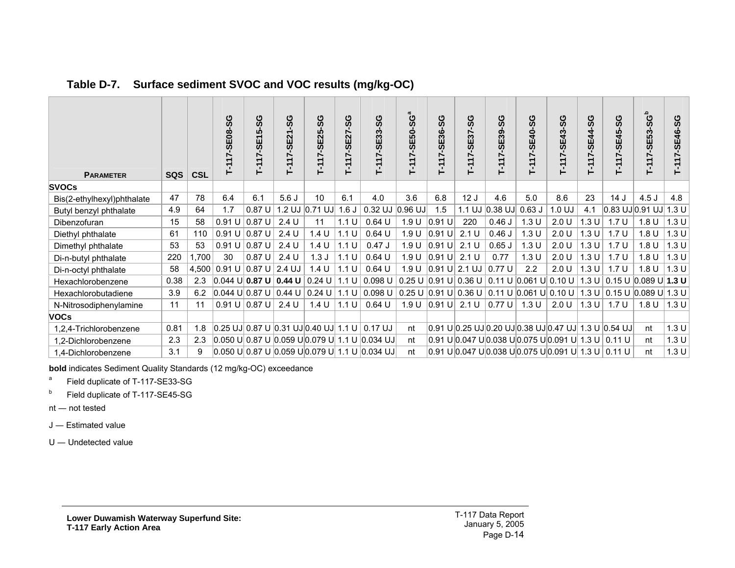## Table D-7. Surface sediment SVOC and VOC results (mg/kg-OC)

| Parameter | SQS | CSL | T-117-SE08-SG | T-117-SE15-SG | T-117-SE21-SG | T-117-SE25-SG | T-117-SE27-SG | T-117-SE33-SG | T-117-SE50-SG[a] | T-117-SE36-SG | T-117-SE37-SG | T-117-SE39-SG | T-117-SE40-SG | T-117-SE43-SG | T-117-SE44-SG | T-117-SE45-SG | T-117-SE53-SG[b] | T-117-SE46-SG |
|---|---|---|---|---|---|---|---|---|---|---|---|---|---|---|---|---|---|---|
| **SVOCs** | | | | | | | | | | | | | | | | | | |
| Bis(2-ethylhexyl)phthalate | 47 | 78 | 6.4 | 6.1 | 5.6 J | 10 | 6.1 | 4.0 | 3.6 | 6.8 | 12 J | 4.6 | 5.0 | 8.6 | 23 | 14 J | 4.5 J | 4.8 |
| Butyl benzyl phthalate | 4.9 | 64 | 1.7 | 0.87 U | 1.2 UJ | 0.71 UJ | 1.6 J | 0.32 UJ | 0.96 UJ | 1.5 | 1.1 UJ | 0.38 UJ | 0.63 J | 1.0 UJ | 4.1 | 0.83 UJ | 0.91 UJ | 1.3 U |
| Dibenzofuran | 15 | 58 | 0.91 U | 0.87 U | 2.4 U | 11 | 1.1 U | 0.64 U | 1.9 U | 0.91 U | 220 | 0.46 J | 1.3 U | 2.0 U | 1.3 U | 1.7 U | 1.8 U | 1.3 U |
| Diethyl phthalate | 61 | 110 | 0.91 U | 0.87 U | 2.4 U | 1.4 U | 1.1 U | 0.64 U | 1.9 U | 0.91 U | 2.1 U | 0.46 J | 1.3 U | 2.0 U | 1.3 U | 1.7 U | 1.8 U | 1.3 U |
| Dimethyl phthalate | 53 | 53 | 0.91 U | 0.87 U | 2.4 U | 1.4 U | 1.1 U | 0.47 J | 1.9 U | 0.91 U | 2.1 U | 0.65 J | 1.3 U | 2.0 U | 1.3 U | 1.7 U | 1.8 U | 1.3 U |
| Di-n-butyl phthalate | 220 | 1,700 | 30 | 0.87 U | 2.4 U | 1.3 J | 1.1 U | 0.64 U | 1.9 U | 0.91 U | 2.1 U | 0.77 | 1.3 U | 2.0 U | 1.3 U | 1.7 U | 1.8 U | 1.3 U |
| Di-n-octyl phthalate | 58 | 4,500 | 0.91 U | 0.87 U | 2.4 UJ | 1.4 U | 1.1 U | 0.64 U | 1.9 U | 0.91 U | 2.1 UJ | 0.77 U | 2.2 | 2.0 U | 1.3 U | 1.7 U | 1.8 U | 1.3 U |
| Hexachlorobenzene | 0.38 | 2.3 | 0.044 U | **0.87 U** | **0.44 U** | 0.24 U | 1.1 U | 0.098 U | 0.25 U | 0.91 U | 0.36 U | 0.11 U | 0.061 U | 0.10 U | 1.3 U | 0.15 U | 0.089 U | **1.3 U** |
| Hexachlorobutadiene | 3.9 | 6.2 | 0.044 U | 0.87 U | 0.44 U | 0.24 U | 1.1 U | 0.098 U | 0.25 U | 0.91 U | 0.36 U | 0.11 U | 0.061 U | 0.10 U | 1.3 U | 0.15 U | 0.089 U | 1.3 U |
| N-Nitrosodiphenylamine | 11 | 11 | 0.91 U | 0.87 U | 2.4 U | 1.4 U | 1.1 U | 0.64 U | 1.9 U | 0.91 U | 2.1 U | 0.77 U | 1.3 U | 2.0 U | 1.3 U | 1.7 U | 1.8 U | 1.3 U |
| **VOCs** | | | | | | | | | | | | | | | | | | |
| 1,2,4-Trichlorobenzene | 0.81 | 1.8 | 0.25 UJ | 0.87 U | 0.31 UJ | 0.40 UJ | 1.1 U | 0.17 UJ | nt | 0.91 U | 0.25 UJ | 0.20 UJ | 0.38 UJ | 0.47 UJ | 1.3 U | 0.54 UJ | nt | 1.3 U |
| 1,2-Dichlorobenzene | 2.3 | 2.3 | 0.050 U | 0.87 U | 0.059 U | 0.079 U | 1.1 U | 0.034 UJ | nt | 0.91 U | 0.047 U | 0.038 U | 0.075 U | 0.091 U | 1.3 U | 0.11 U | nt | 1.3 U |
| 1,4-Dichlorobenzene | 3.1 | 9 | 0.050 U | 0.87 U | 0.059 U | 0.079 U | 1.1 U | 0.034 UJ | nt | 0.91 U | 0.047 U | 0.038 U | 0.075 U | 0.091 U | 1.3 U | 0.11 U | nt | 1.3 U |

**bold** indicates Sediment Quality Standards (12 mg/kg-OC) exceedance

[a] Field duplicate of T-117-SE33-SG

[b] Field duplicate of T-117-SE45-SG

nt — not tested

J — Estimated value

U — Undetected value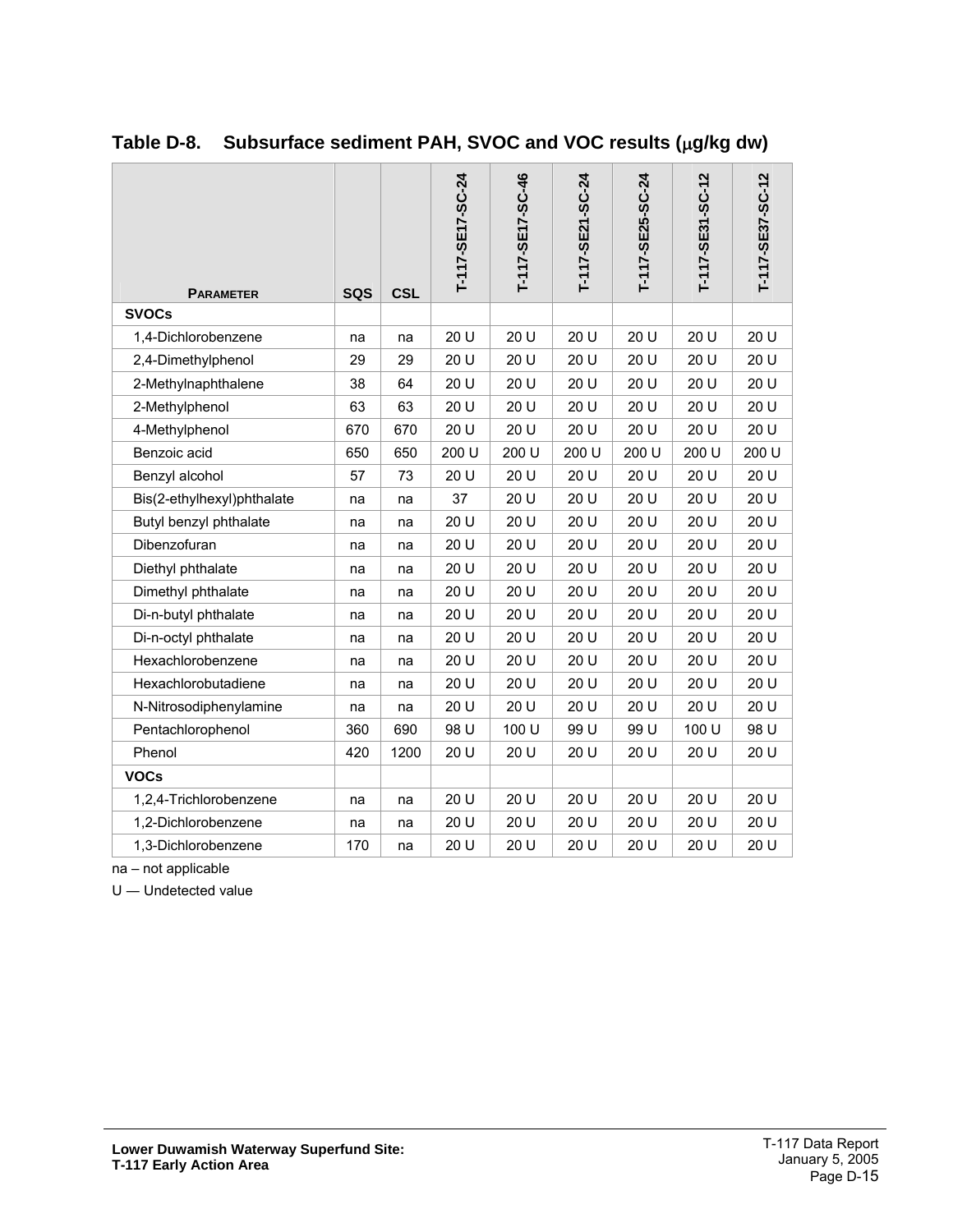**Table D-8. Subsurface sediment PAH, SVOC and VOC results ($\mu$g/kg dw)**

| Parameter | SQS | CSL | T-117-SE17-SC-24 | T-117-SE17-SC-46 | T-117-SE21-SC-24 | T-117-SE25-SC-24 | T-117-SE31-SC-12 | T-117-SE37-SC-12 |
|---|---|---|---|---|---|---|---|---|
| **SVOCs** | | | | | | | | |
| 1,4-Dichlorobenzene | na | na | 20 U | 20 U | 20 U | 20 U | 20 U | 20 U |
| 2,4-Dimethylphenol | 29 | 29 | 20 U | 20 U | 20 U | 20 U | 20 U | 20 U |
| 2-Methylnaphthalene | 38 | 64 | 20 U | 20 U | 20 U | 20 U | 20 U | 20 U |
| 2-Methylphenol | 63 | 63 | 20 U | 20 U | 20 U | 20 U | 20 U | 20 U |
| 4-Methylphenol | 670 | 670 | 20 U | 20 U | 20 U | 20 U | 20 U | 20 U |
| Benzoic acid | 650 | 650 | 200 U | 200 U | 200 U | 200 U | 200 U | 200 U |
| Benzyl alcohol | 57 | 73 | 20 U | 20 U | 20 U | 20 U | 20 U | 20 U |
| Bis(2-ethylhexyl)phthalate | na | na | 37 | 20 U | 20 U | 20 U | 20 U | 20 U |
| Butyl benzyl phthalate | na | na | 20 U | 20 U | 20 U | 20 U | 20 U | 20 U |
| Dibenzofuran | na | na | 20 U | 20 U | 20 U | 20 U | 20 U | 20 U |
| Diethyl phthalate | na | na | 20 U | 20 U | 20 U | 20 U | 20 U | 20 U |
| Dimethyl phthalate | na | na | 20 U | 20 U | 20 U | 20 U | 20 U | 20 U |
| Di-n-butyl phthalate | na | na | 20 U | 20 U | 20 U | 20 U | 20 U | 20 U |
| Di-n-octyl phthalate | na | na | 20 U | 20 U | 20 U | 20 U | 20 U | 20 U |
| Hexachlorobenzene | na | na | 20 U | 20 U | 20 U | 20 U | 20 U | 20 U |
| Hexachlorobutadiene | na | na | 20 U | 20 U | 20 U | 20 U | 20 U | 20 U |
| N-Nitrosodiphenylamine | na | na | 20 U | 20 U | 20 U | 20 U | 20 U | 20 U |
| Pentachlorophenol | 360 | 690 | 98 U | 100 U | 99 U | 99 U | 100 U | 98 U |
| Phenol | 420 | 1200 | 20 U | 20 U | 20 U | 20 U | 20 U | 20 U |
| **VOCs** | | | | | | | | |
| 1,2,4-Trichlorobenzene | na | na | 20 U | 20 U | 20 U | 20 U | 20 U | 20 U |
| 1,2-Dichlorobenzene | na | na | 20 U | 20 U | 20 U | 20 U | 20 U | 20 U |
| 1,3-Dichlorobenzene | 170 | na | 20 U | 20 U | 20 U | 20 U | 20 U | 20 U |

na – not applicable

U — Undetected value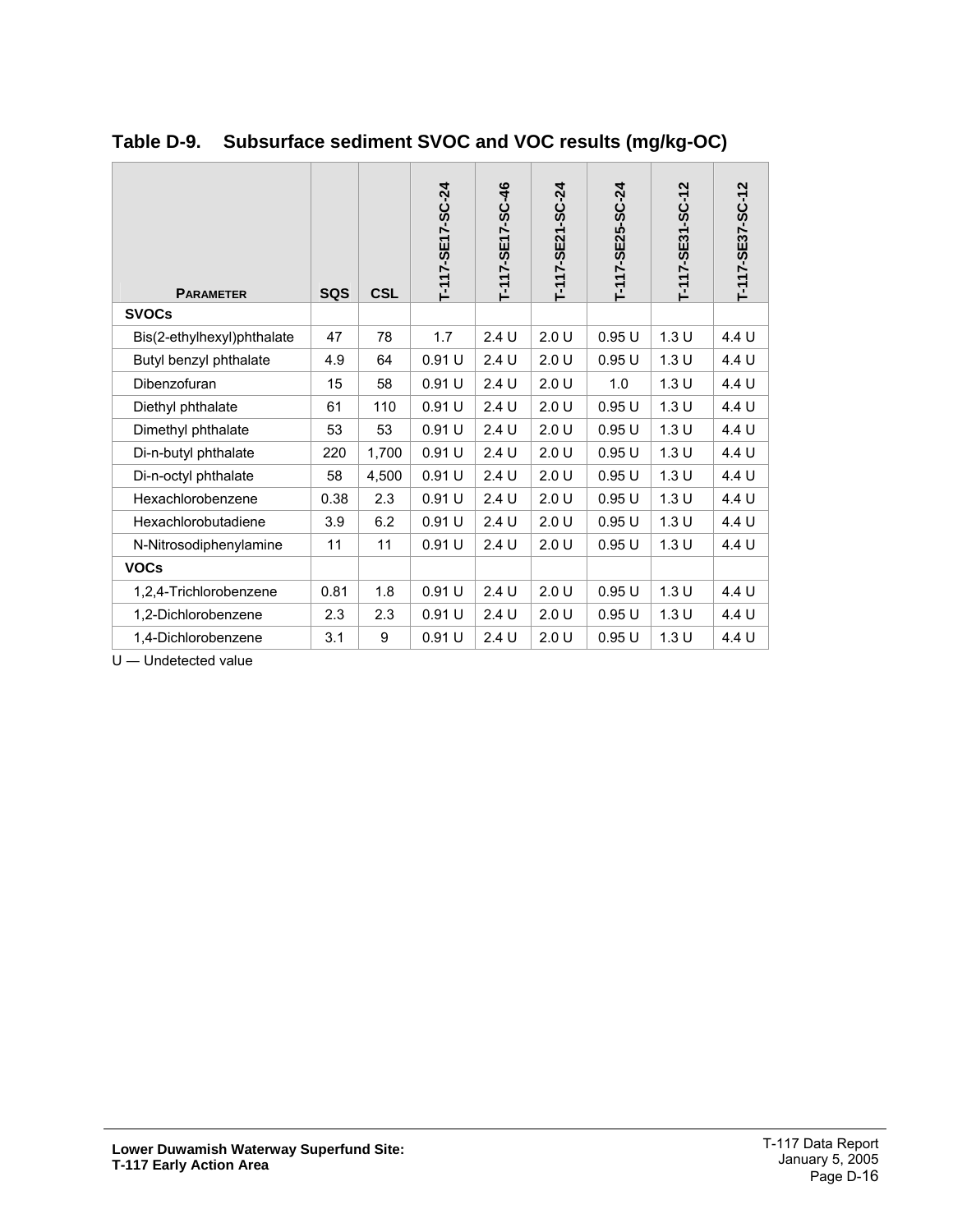## Table D-9. Subsurface sediment SVOC and VOC results (mg/kg-OC)

| Parameter | SQS | CSL | T-117-SE17-SC-24 | T-117-SE17-SC-46 | T-117-SE21-SC-24 | T-117-SE25-SC-24 | T-117-SE31-SC-12 | T-117-SE37-SC-12 |
|---|---|---|---|---|---|---|---|---|
| **SVOCs** | | | | | | | | |
| Bis(2-ethylhexyl)phthalate | 47 | 78 | 1.7 | 2.4 U | 2.0 U | 0.95 U | 1.3 U | 4.4 U |
| Butyl benzyl phthalate | 4.9 | 64 | 0.91 U | 2.4 U | 2.0 U | 0.95 U | 1.3 U | 4.4 U |
| Dibenzofuran | 15 | 58 | 0.91 U | 2.4 U | 2.0 U | 1.0 | 1.3 U | 4.4 U |
| Diethyl phthalate | 61 | 110 | 0.91 U | 2.4 U | 2.0 U | 0.95 U | 1.3 U | 4.4 U |
| Dimethyl phthalate | 53 | 53 | 0.91 U | 2.4 U | 2.0 U | 0.95 U | 1.3 U | 4.4 U |
| Di-n-butyl phthalate | 220 | 1,700 | 0.91 U | 2.4 U | 2.0 U | 0.95 U | 1.3 U | 4.4 U |
| Di-n-octyl phthalate | 58 | 4,500 | 0.91 U | 2.4 U | 2.0 U | 0.95 U | 1.3 U | 4.4 U |
| Hexachlorobenzene | 0.38 | 2.3 | 0.91 U | 2.4 U | 2.0 U | 0.95 U | 1.3 U | 4.4 U |
| Hexachlorobutadiene | 3.9 | 6.2 | 0.91 U | 2.4 U | 2.0 U | 0.95 U | 1.3 U | 4.4 U |
| N-Nitrosodiphenylamine | 11 | 11 | 0.91 U | 2.4 U | 2.0 U | 0.95 U | 1.3 U | 4.4 U |
| **VOCs** | | | | | | | | |
| 1,2,4-Trichlorobenzene | 0.81 | 1.8 | 0.91 U | 2.4 U | 2.0 U | 0.95 U | 1.3 U | 4.4 U |
| 1,2-Dichlorobenzene | 2.3 | 2.3 | 0.91 U | 2.4 U | 2.0 U | 0.95 U | 1.3 U | 4.4 U |
| 1,4-Dichlorobenzene | 3.1 | 9 | 0.91 U | 2.4 U | 2.0 U | 0.95 U | 1.3 U | 4.4 U |

U — Undetected value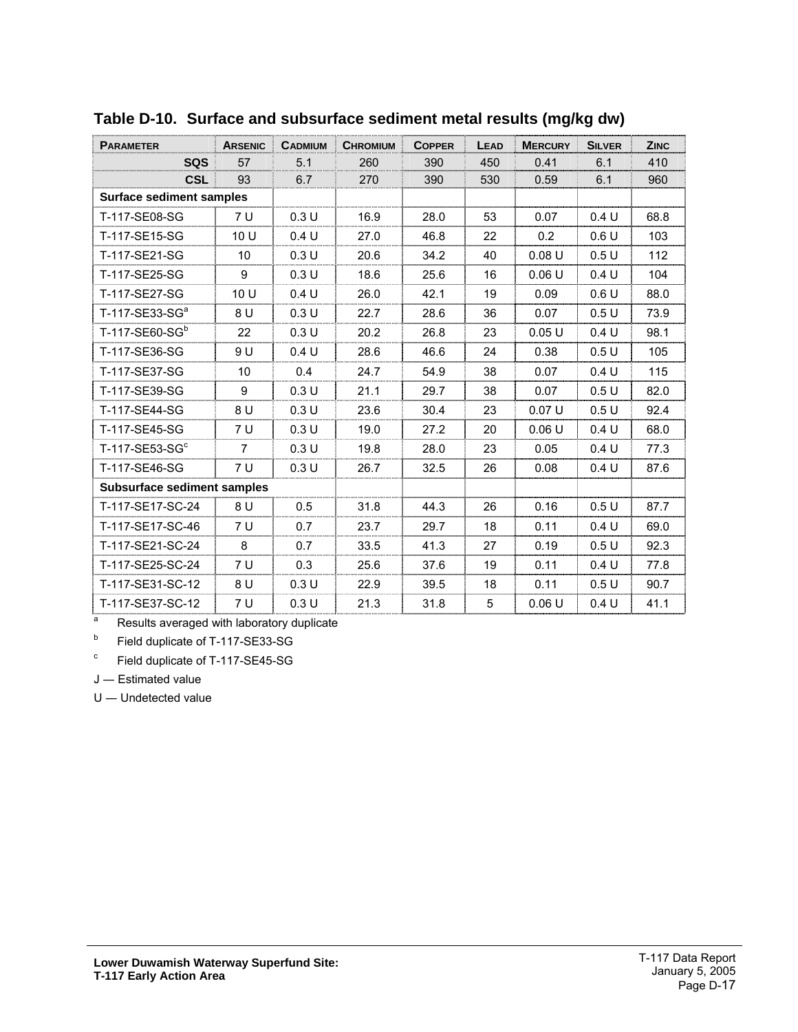**Table D-10. Surface and subsurface sediment metal results (mg/kg dw)**

| Parameter | Arsenic | Cadmium | Chromium | Copper | Lead | Mercury | Silver | Zinc |
|---|---|---|---|---|---|---|---|---|
| **SQS** | 57 | 5.1 | 260 | 390 | 450 | 0.41 | 6.1 | 410 |
| **CSL** | 93 | 6.7 | 270 | 390 | 530 | 0.59 | 6.1 | 960 |
| **Surface sediment samples** | | | | | | | | |
| T-117-SE08-SG | 7 U | 0.3 U | 16.9 | 28.0 | 53 | 0.07 | 0.4 U | 68.8 |
| T-117-SE15-SG | 10 U | 0.4 U | 27.0 | 46.8 | 22 | 0.2 | 0.6 U | 103 |
| T-117-SE21-SG | 10 | 0.3 U | 20.6 | 34.2 | 40 | 0.08 U | 0.5 U | 112 |
| T-117-SE25-SG | 9 | 0.3 U | 18.6 | 25.6 | 16 | 0.06 U | 0.4 U | 104 |
| T-117-SE27-SG | 10 U | 0.4 U | 26.0 | 42.1 | 19 | 0.09 | 0.6 U | 88.0 |
| T-117-SE33-SG[a] | 8 U | 0.3 U | 22.7 | 28.6 | 36 | 0.07 | 0.5 U | 73.9 |
| T-117-SE60-SG[b] | 22 | 0.3 U | 20.2 | 26.8 | 23 | 0.05 U | 0.4 U | 98.1 |
| T-117-SE36-SG | 9 U | 0.4 U | 28.6 | 46.6 | 24 | 0.38 | 0.5 U | 105 |
| T-117-SE37-SG | 10 | 0.4 | 24.7 | 54.9 | 38 | 0.07 | 0.4 U | 115 |
| T-117-SE39-SG | 9 | 0.3 U | 21.1 | 29.7 | 38 | 0.07 | 0.5 U | 82.0 |
| T-117-SE44-SG | 8 U | 0.3 U | 23.6 | 30.4 | 23 | 0.07 U | 0.5 U | 92.4 |
| T-117-SE45-SG | 7 U | 0.3 U | 19.0 | 27.2 | 20 | 0.06 U | 0.4 U | 68.0 |
| T-117-SE53-SG[c] | 7 | 0.3 U | 19.8 | 28.0 | 23 | 0.05 | 0.4 U | 77.3 |
| T-117-SE46-SG | 7 U | 0.3 U | 26.7 | 32.5 | 26 | 0.08 | 0.4 U | 87.6 |
| **Subsurface sediment samples** | | | | | | | | |
| T-117-SE17-SC-24 | 8 U | 0.5 | 31.8 | 44.3 | 26 | 0.16 | 0.5 U | 87.7 |
| T-117-SE17-SC-46 | 7 U | 0.7 | 23.7 | 29.7 | 18 | 0.11 | 0.4 U | 69.0 |
| T-117-SE21-SC-24 | 8 | 0.7 | 33.5 | 41.3 | 27 | 0.19 | 0.5 U | 92.3 |
| T-117-SE25-SC-24 | 7 U | 0.3 | 25.6 | 37.6 | 19 | 0.11 | 0.4 U | 77.8 |
| T-117-SE31-SC-12 | 8 U | 0.3 U | 22.9 | 39.5 | 18 | 0.11 | 0.5 U | 90.7 |
| T-117-SE37-SC-12 | 7 U | 0.3 U | 21.3 | 31.8 | 5 | 0.06 U | 0.4 U | 41.1 |

[a] Results averaged with laboratory duplicate

[b] Field duplicate of T-117-SE33-SG

[c] Field duplicate of T-117-SE45-SG

J — Estimated value

U — Undetected value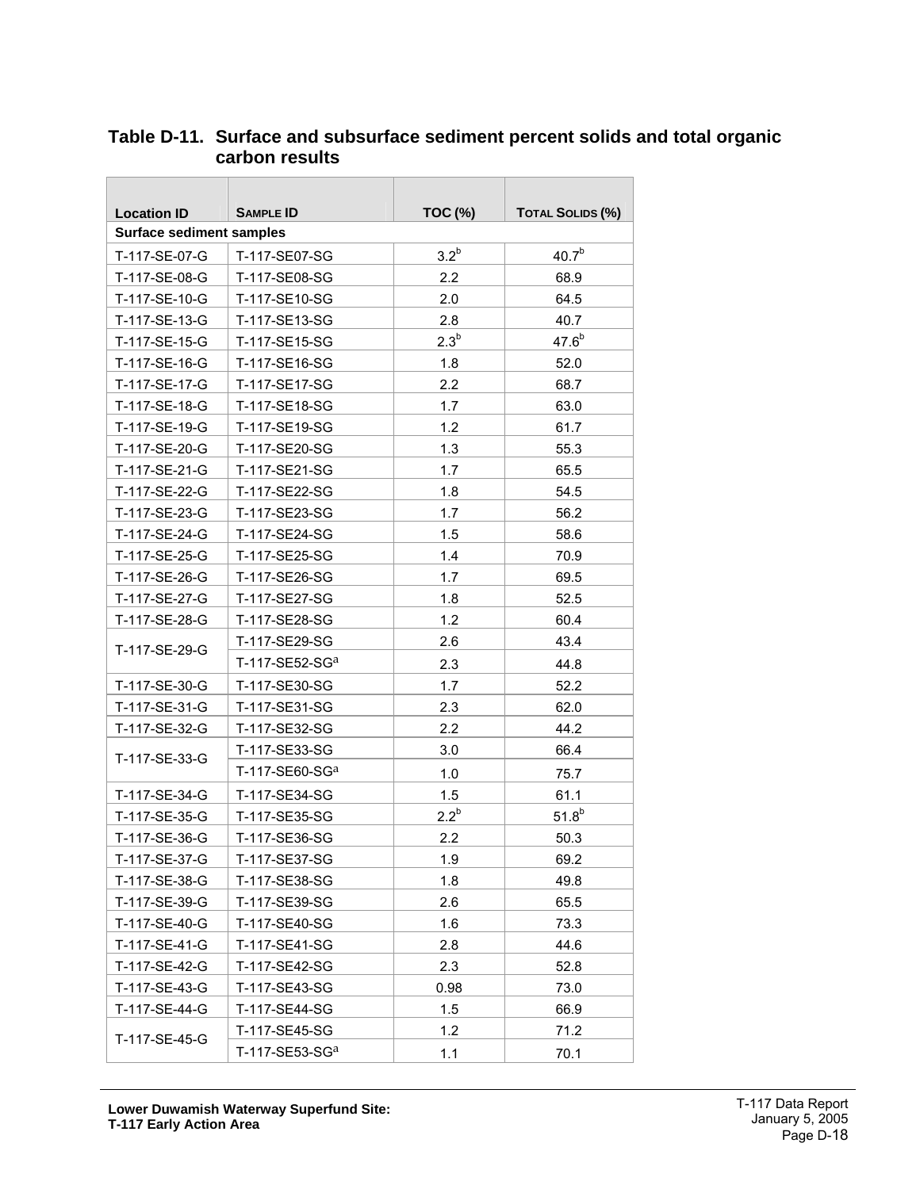**Table D-11. Surface and subsurface sediment percent solids and total organic carbon results**

| Location ID | Sample ID | TOC (%) | Total Solids (%) |
|---|---|---|---|
| **Surface sediment samples** | | | |
| T-117-SE-07-G | T-117-SE07-SG | 3.2[b] | 40.7[b] |
| T-117-SE-08-G | T-117-SE08-SG | 2.2 | 68.9 |
| T-117-SE-10-G | T-117-SE10-SG | 2.0 | 64.5 |
| T-117-SE-13-G | T-117-SE13-SG | 2.8 | 40.7 |
| T-117-SE-15-G | T-117-SE15-SG | 2.3[b] | 47.6[b] |
| T-117-SE-16-G | T-117-SE16-SG | 1.8 | 52.0 |
| T-117-SE-17-G | T-117-SE17-SG | 2.2 | 68.7 |
| T-117-SE-18-G | T-117-SE18-SG | 1.7 | 63.0 |
| T-117-SE-19-G | T-117-SE19-SG | 1.2 | 61.7 |
| T-117-SE-20-G | T-117-SE20-SG | 1.3 | 55.3 |
| T-117-SE-21-G | T-117-SE21-SG | 1.7 | 65.5 |
| T-117-SE-22-G | T-117-SE22-SG | 1.8 | 54.5 |
| T-117-SE-23-G | T-117-SE23-SG | 1.7 | 56.2 |
| T-117-SE-24-G | T-117-SE24-SG | 1.5 | 58.6 |
| T-117-SE-25-G | T-117-SE25-SG | 1.4 | 70.9 |
| T-117-SE-26-G | T-117-SE26-SG | 1.7 | 69.5 |
| T-117-SE-27-G | T-117-SE27-SG | 1.8 | 52.5 |
| T-117-SE-28-G | T-117-SE28-SG | 1.2 | 60.4 |
| T-117-SE-29-G | T-117-SE29-SG | 2.6 | 43.4 |
| | T-117-SE52-SG[a] | 2.3 | 44.8 |
| T-117-SE-30-G | T-117-SE30-SG | 1.7 | 52.2 |
| T-117-SE-31-G | T-117-SE31-SG | 2.3 | 62.0 |
| T-117-SE-32-G | T-117-SE32-SG | 2.2 | 44.2 |
| T-117-SE-33-G | T-117-SE33-SG | 3.0 | 66.4 |
| | T-117-SE60-SG[a] | 1.0 | 75.7 |
| T-117-SE-34-G | T-117-SE34-SG | 1.5 | 61.1 |
| T-117-SE-35-G | T-117-SE35-SG | 2.2[b] | 51.8[b] |
| T-117-SE-36-G | T-117-SE36-SG | 2.2 | 50.3 |
| T-117-SE-37-G | T-117-SE37-SG | 1.9 | 69.2 |
| T-117-SE-38-G | T-117-SE38-SG | 1.8 | 49.8 |
| T-117-SE-39-G | T-117-SE39-SG | 2.6 | 65.5 |
| T-117-SE-40-G | T-117-SE40-SG | 1.6 | 73.3 |
| T-117-SE-41-G | T-117-SE41-SG | 2.8 | 44.6 |
| T-117-SE-42-G | T-117-SE42-SG | 2.3 | 52.8 |
| T-117-SE-43-G | T-117-SE43-SG | 0.98 | 73.0 |
| T-117-SE-44-G | T-117-SE44-SG | 1.5 | 66.9 |
| T-117-SE-45-G | T-117-SE45-SG | 1.2 | 71.2 |
| | T-117-SE53-SG[a] | 1.1 | 70.1 |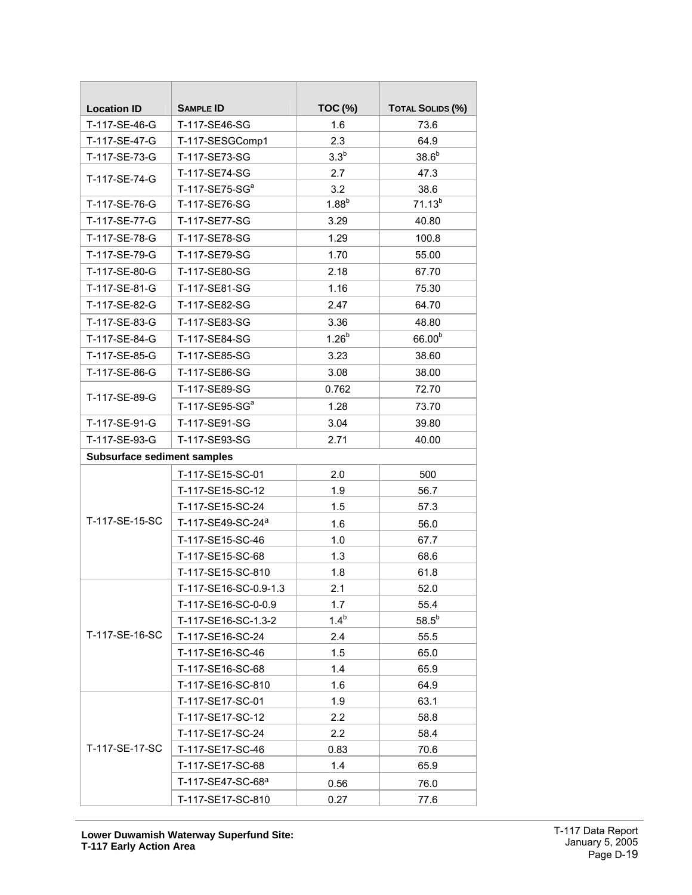| Location ID | Sample ID | TOC (%) | Total Solids (%) |
|---|---|---|---|
| T-117-SE-46-G | T-117-SE46-SG | 1.6 | 73.6 |
| T-117-SE-47-G | T-117-SESGComp1 | 2.3 | 64.9 |
| T-117-SE-73-G | T-117-SE73-SG | 3.3[b] | 38.6[b] |
| T-117-SE-74-G | T-117-SE74-SG | 2.7 | 47.3 |
| | T-117-SE75-SG[a] | 3.2 | 38.6 |
| T-117-SE-76-G | T-117-SE76-SG | 1.88[b] | 71.13[b] |
| T-117-SE-77-G | T-117-SE77-SG | 3.29 | 40.80 |
| T-117-SE-78-G | T-117-SE78-SG | 1.29 | 100.8 |
| T-117-SE-79-G | T-117-SE79-SG | 1.70 | 55.00 |
| T-117-SE-80-G | T-117-SE80-SG | 2.18 | 67.70 |
| T-117-SE-81-G | T-117-SE81-SG | 1.16 | 75.30 |
| T-117-SE-82-G | T-117-SE82-SG | 2.47 | 64.70 |
| T-117-SE-83-G | T-117-SE83-SG | 3.36 | 48.80 |
| T-117-SE-84-G | T-117-SE84-SG | 1.26[b] | 66.00[b] |
| T-117-SE-85-G | T-117-SE85-SG | 3.23 | 38.60 |
| T-117-SE-86-G | T-117-SE86-SG | 3.08 | 38.00 |
| T-117-SE-89-G | T-117-SE89-SG | 0.762 | 72.70 |
| | T-117-SE95-SG[a] | 1.28 | 73.70 |
| T-117-SE-91-G | T-117-SE91-SG | 3.04 | 39.80 |
| T-117-SE-93-G | T-117-SE93-SG | 2.71 | 40.00 |
| **Subsurface sediment samples** | | | |
| T-117-SE-15-SC | T-117-SE15-SC-01 | 2.0 | 500 |
| | T-117-SE15-SC-12 | 1.9 | 56.7 |
| | T-117-SE15-SC-24 | 1.5 | 57.3 |
| | T-117-SE49-SC-24[a] | 1.6 | 56.0 |
| | T-117-SE15-SC-46 | 1.0 | 67.7 |
| | T-117-SE15-SC-68 | 1.3 | 68.6 |
| | T-117-SE15-SC-810 | 1.8 | 61.8 |
| T-117-SE-16-SC | T-117-SE16-SC-0.9-1.3 | 2.1 | 52.0 |
| | T-117-SE16-SC-0-0.9 | 1.7 | 55.4 |
| | T-117-SE16-SC-1.3-2 | 1.4[b] | 58.5[b] |
| | T-117-SE16-SC-24 | 2.4 | 55.5 |
| | T-117-SE16-SC-46 | 1.5 | 65.0 |
| | T-117-SE16-SC-68 | 1.4 | 65.9 |
| | T-117-SE16-SC-810 | 1.6 | 64.9 |
| T-117-SE-17-SC | T-117-SE17-SC-01 | 1.9 | 63.1 |
| | T-117-SE17-SC-12 | 2.2 | 58.8 |
| | T-117-SE17-SC-24 | 2.2 | 58.4 |
| | T-117-SE17-SC-46 | 0.83 | 70.6 |
| | T-117-SE17-SC-68 | 1.4 | 65.9 |
| | T-117-SE47-SC-68[a] | 0.56 | 76.0 |
| | T-117-SE17-SC-810 | 0.27 | 77.6 |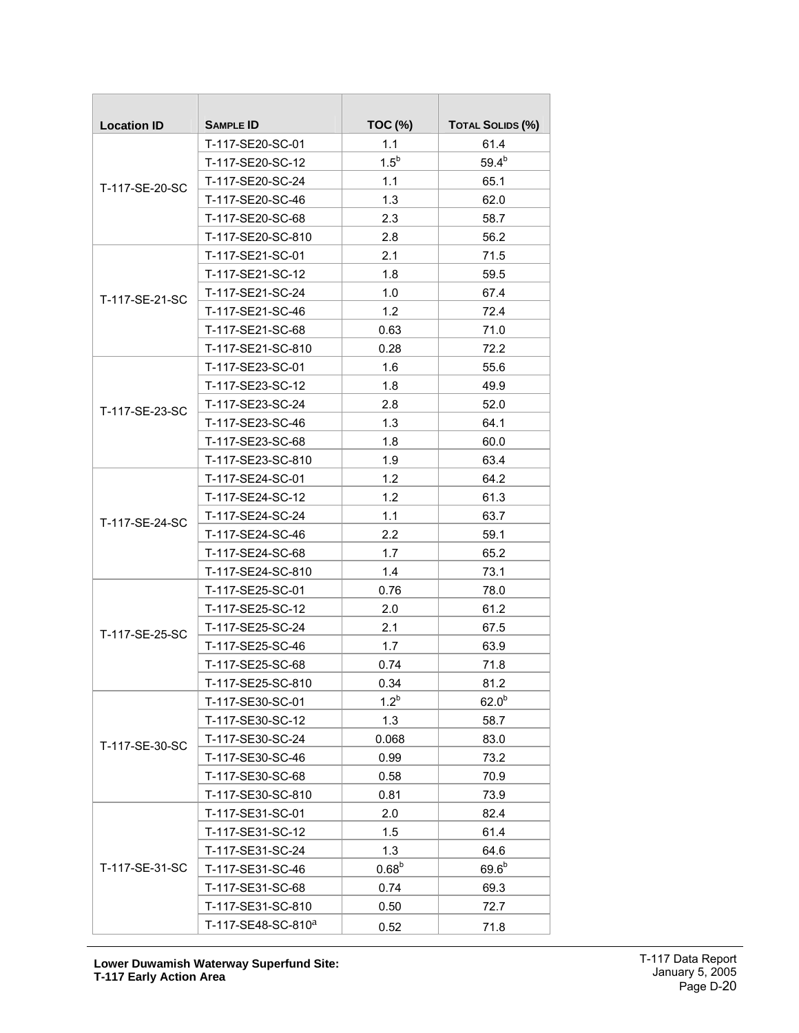| Location ID | Sample ID | TOC (%) | Total Solids (%) |
|---|---|---|---|
| T-117-SE-20-SC | T-117-SE20-SC-01 | 1.1 | 61.4 |
| | T-117-SE20-SC-12 | 1.5[b] | 59.4[b] |
| | T-117-SE20-SC-24 | 1.1 | 65.1 |
| | T-117-SE20-SC-46 | 1.3 | 62.0 |
| | T-117-SE20-SC-68 | 2.3 | 58.7 |
| | T-117-SE20-SC-810 | 2.8 | 56.2 |
| T-117-SE-21-SC | T-117-SE21-SC-01 | 2.1 | 71.5 |
| | T-117-SE21-SC-12 | 1.8 | 59.5 |
| | T-117-SE21-SC-24 | 1.0 | 67.4 |
| | T-117-SE21-SC-46 | 1.2 | 72.4 |
| | T-117-SE21-SC-68 | 0.63 | 71.0 |
| | T-117-SE21-SC-810 | 0.28 | 72.2 |
| T-117-SE-23-SC | T-117-SE23-SC-01 | 1.6 | 55.6 |
| | T-117-SE23-SC-12 | 1.8 | 49.9 |
| | T-117-SE23-SC-24 | 2.8 | 52.0 |
| | T-117-SE23-SC-46 | 1.3 | 64.1 |
| | T-117-SE23-SC-68 | 1.8 | 60.0 |
| | T-117-SE23-SC-810 | 1.9 | 63.4 |
| T-117-SE-24-SC | T-117-SE24-SC-01 | 1.2 | 64.2 |
| | T-117-SE24-SC-12 | 1.2 | 61.3 |
| | T-117-SE24-SC-24 | 1.1 | 63.7 |
| | T-117-SE24-SC-46 | 2.2 | 59.1 |
| | T-117-SE24-SC-68 | 1.7 | 65.2 |
| | T-117-SE24-SC-810 | 1.4 | 73.1 |
| T-117-SE-25-SC | T-117-SE25-SC-01 | 0.76 | 78.0 |
| | T-117-SE25-SC-12 | 2.0 | 61.2 |
| | T-117-SE25-SC-24 | 2.1 | 67.5 |
| | T-117-SE25-SC-46 | 1.7 | 63.9 |
| | T-117-SE25-SC-68 | 0.74 | 71.8 |
| | T-117-SE25-SC-810 | 0.34 | 81.2 |
| T-117-SE-30-SC | T-117-SE30-SC-01 | 1.2[b] | 62.0[b] |
| | T-117-SE30-SC-12 | 1.3 | 58.7 |
| | T-117-SE30-SC-24 | 0.068 | 83.0 |
| | T-117-SE30-SC-46 | 0.99 | 73.2 |
| | T-117-SE30-SC-68 | 0.58 | 70.9 |
| | T-117-SE30-SC-810 | 0.81 | 73.9 |
| T-117-SE-31-SC | T-117-SE31-SC-01 | 2.0 | 82.4 |
| | T-117-SE31-SC-12 | 1.5 | 61.4 |
| | T-117-SE31-SC-24 | 1.3 | 64.6 |
| | T-117-SE31-SC-46 | 0.68[b] | 69.6[b] |
| | T-117-SE31-SC-68 | 0.74 | 69.3 |
| | T-117-SE31-SC-810 | 0.50 | 72.7 |
| | T-117-SE48-SC-810[a] | 0.52 | 71.8 |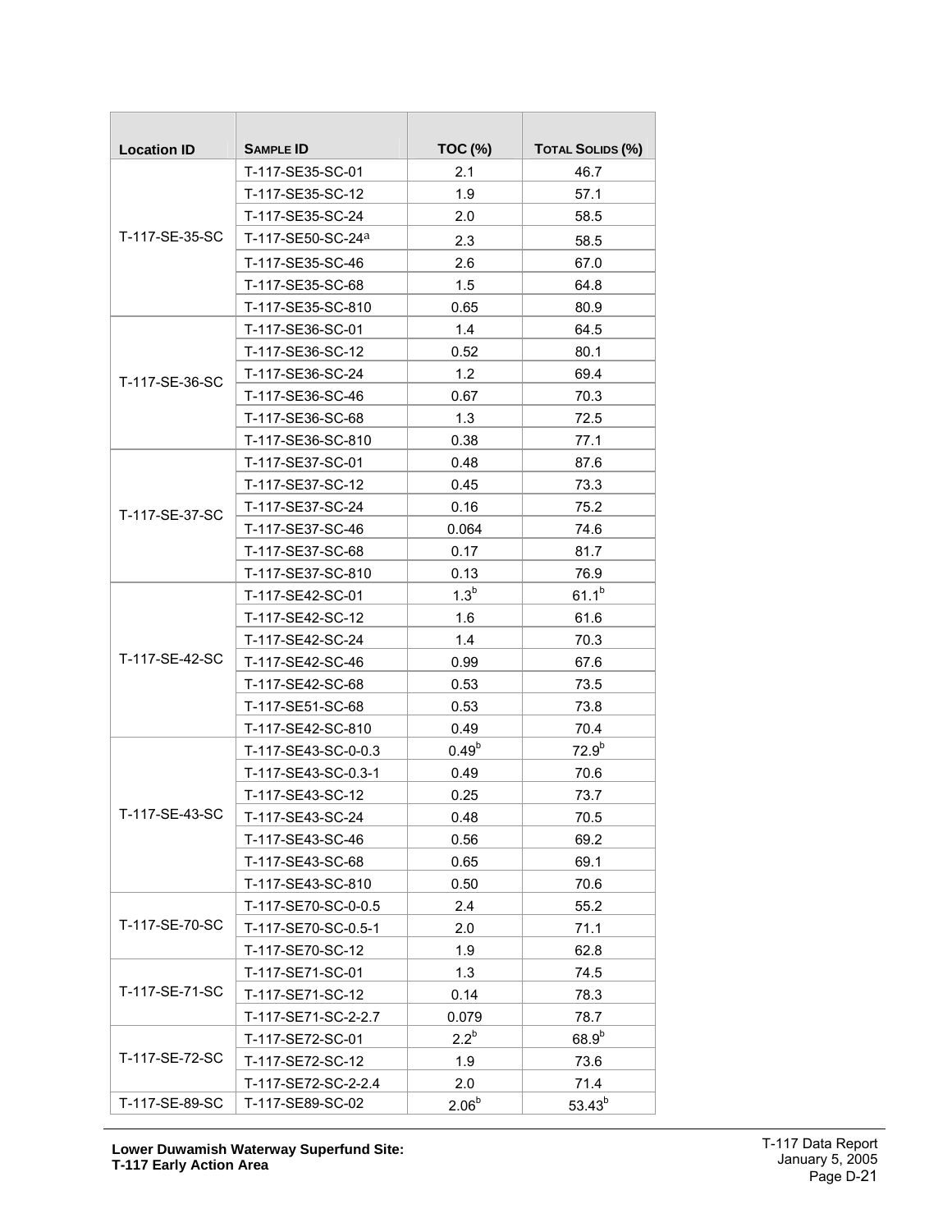| Location ID | Sample ID | TOC (%) | Total Solids (%) |
|---|---|---|---|
| T-117-SE-35-SC | T-117-SE35-SC-01 | 2.1 | 46.7 |
| | T-117-SE35-SC-12 | 1.9 | 57.1 |
| | T-117-SE35-SC-24 | 2.0 | 58.5 |
| | T-117-SE50-SC-24[a] | 2.3 | 58.5 |
| | T-117-SE35-SC-46 | 2.6 | 67.0 |
| | T-117-SE35-SC-68 | 1.5 | 64.8 |
| | T-117-SE35-SC-810 | 0.65 | 80.9 |
| T-117-SE-36-SC | T-117-SE36-SC-01 | 1.4 | 64.5 |
| | T-117-SE36-SC-12 | 0.52 | 80.1 |
| | T-117-SE36-SC-24 | 1.2 | 69.4 |
| | T-117-SE36-SC-46 | 0.67 | 70.3 |
| | T-117-SE36-SC-68 | 1.3 | 72.5 |
| | T-117-SE36-SC-810 | 0.38 | 77.1 |
| T-117-SE-37-SC | T-117-SE37-SC-01 | 0.48 | 87.6 |
| | T-117-SE37-SC-12 | 0.45 | 73.3 |
| | T-117-SE37-SC-24 | 0.16 | 75.2 |
| | T-117-SE37-SC-46 | 0.064 | 74.6 |
| | T-117-SE37-SC-68 | 0.17 | 81.7 |
| | T-117-SE37-SC-810 | 0.13 | 76.9 |
| T-117-SE-42-SC | T-117-SE42-SC-01 | 1.3[b] | 61.1[b] |
| | T-117-SE42-SC-12 | 1.6 | 61.6 |
| | T-117-SE42-SC-24 | 1.4 | 70.3 |
| | T-117-SE42-SC-46 | 0.99 | 67.6 |
| | T-117-SE42-SC-68 | 0.53 | 73.5 |
| | T-117-SE51-SC-68 | 0.53 | 73.8 |
| | T-117-SE42-SC-810 | 0.49 | 70.4 |
| T-117-SE-43-SC | T-117-SE43-SC-0-0.3 | 0.49[b] | 72.9[b] |
| | T-117-SE43-SC-0.3-1 | 0.49 | 70.6 |
| | T-117-SE43-SC-12 | 0.25 | 73.7 |
| | T-117-SE43-SC-24 | 0.48 | 70.5 |
| | T-117-SE43-SC-46 | 0.56 | 69.2 |
| | T-117-SE43-SC-68 | 0.65 | 69.1 |
| | T-117-SE43-SC-810 | 0.50 | 70.6 |
| T-117-SE-70-SC | T-117-SE70-SC-0-0.5 | 2.4 | 55.2 |
| | T-117-SE70-SC-0.5-1 | 2.0 | 71.1 |
| | T-117-SE70-SC-12 | 1.9 | 62.8 |
| T-117-SE-71-SC | T-117-SE71-SC-01 | 1.3 | 74.5 |
| | T-117-SE71-SC-12 | 0.14 | 78.3 |
| | T-117-SE71-SC-2-2.7 | 0.079 | 78.7 |
| T-117-SE-72-SC | T-117-SE72-SC-01 | 2.2[b] | 68.9[b] |
| | T-117-SE72-SC-12 | 1.9 | 73.6 |
| | T-117-SE72-SC-2-2.4 | 2.0 | 71.4 |
| T-117-SE-89-SC | T-117-SE89-SC-02 | 2.06[b] | 53.43[b] |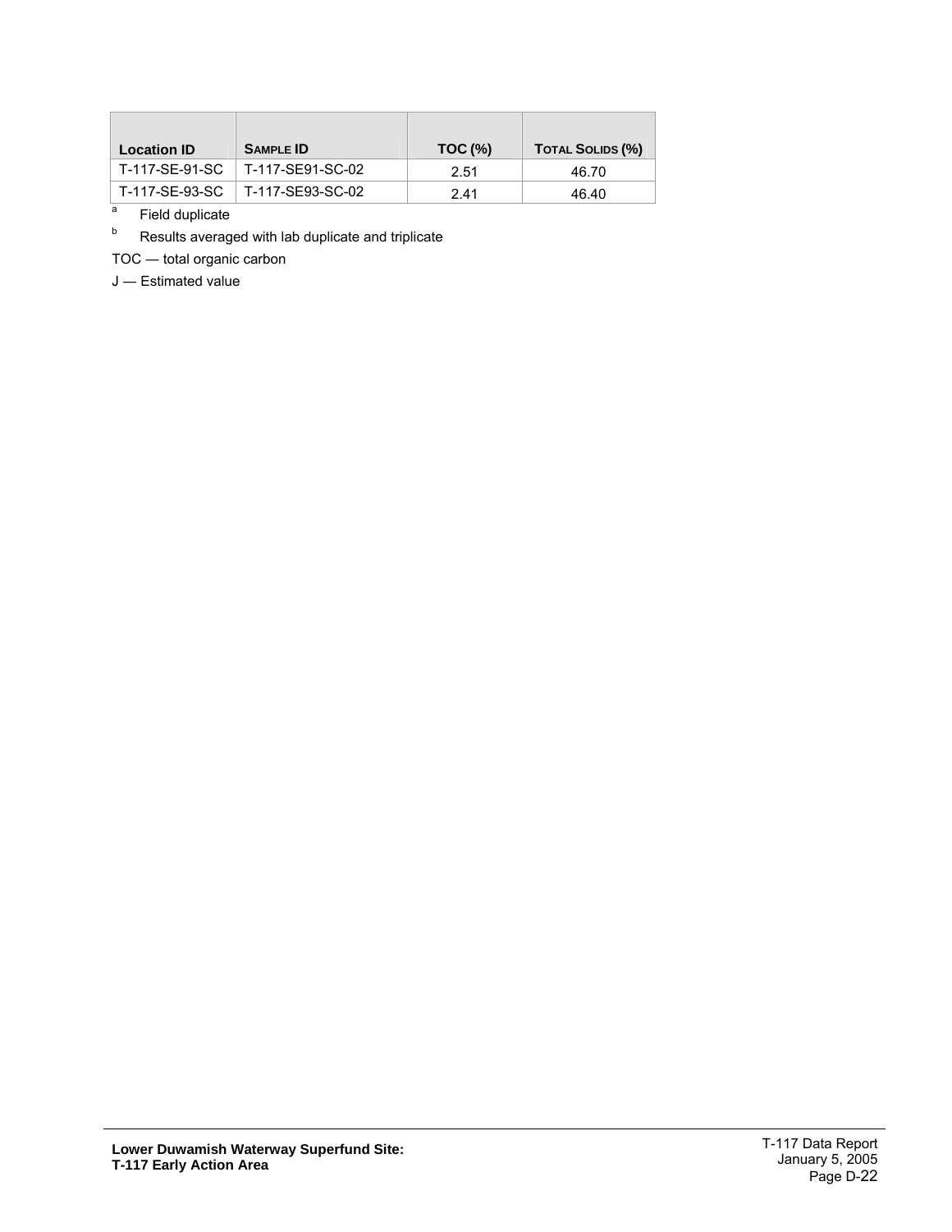| Location ID | Sample ID | TOC (%) | Total Solids (%) |
| --- | --- | --- | --- |
| T-117-SE-91-SC | T-117-SE91-SC-02 | 2.51 | 46.70 |
| T-117-SE-93-SC | T-117-SE93-SC-02 | 2.41 | 46.40 |

[a] Field duplicate

[b] Results averaged with lab duplicate and triplicate

TOC — total organic carbon

J — Estimated value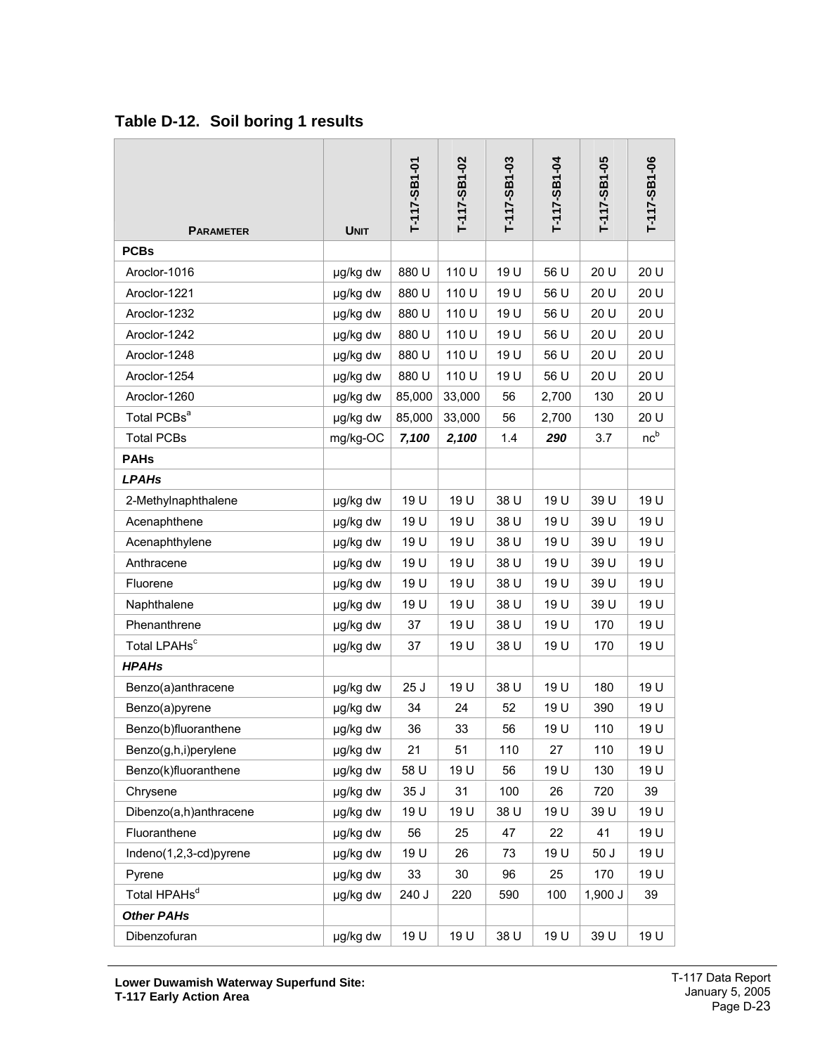## Table D-12. Soil boring 1 results

| Parameter | Unit | T-117-SB1-01 | T-117-SB1-02 | T-117-SB1-03 | T-117-SB1-04 | T-117-SB1-05 | T-117-SB1-06 |
|---|---|---|---|---|---|---|---|
| **PCBs** | | | | | | | |
| Aroclor-1016 | µg/kg dw | 880 U | 110 U | 19 U | 56 U | 20 U | 20 U |
| Aroclor-1221 | µg/kg dw | 880 U | 110 U | 19 U | 56 U | 20 U | 20 U |
| Aroclor-1232 | µg/kg dw | 880 U | 110 U | 19 U | 56 U | 20 U | 20 U |
| Aroclor-1242 | µg/kg dw | 880 U | 110 U | 19 U | 56 U | 20 U | 20 U |
| Aroclor-1248 | µg/kg dw | 880 U | 110 U | 19 U | 56 U | 20 U | 20 U |
| Aroclor-1254 | µg/kg dw | 880 U | 110 U | 19 U | 56 U | 20 U | 20 U |
| Aroclor-1260 | µg/kg dw | 85,000 | 33,000 | 56 | 2,700 | 130 | 20 U |
| Total PCBs[a] | µg/kg dw | 85,000 | 33,000 | 56 | 2,700 | 130 | 20 U |
| Total PCBs | mg/kg-OC | ***7,100*** | ***2,100*** | 1.4 | ***290*** | 3.7 | nc[b] |
| **PAHs** | | | | | | | |
| ***LPAHs*** | | | | | | | |
| 2-Methylnaphthalene | µg/kg dw | 19 U | 19 U | 38 U | 19 U | 39 U | 19 U |
| Acenaphthene | µg/kg dw | 19 U | 19 U | 38 U | 19 U | 39 U | 19 U |
| Acenaphthylene | µg/kg dw | 19 U | 19 U | 38 U | 19 U | 39 U | 19 U |
| Anthracene | µg/kg dw | 19 U | 19 U | 38 U | 19 U | 39 U | 19 U |
| Fluorene | µg/kg dw | 19 U | 19 U | 38 U | 19 U | 39 U | 19 U |
| Naphthalene | µg/kg dw | 19 U | 19 U | 38 U | 19 U | 39 U | 19 U |
| Phenanthrene | µg/kg dw | 37 | 19 U | 38 U | 19 U | 170 | 19 U |
| Total LPAHs[c] | µg/kg dw | 37 | 19 U | 38 U | 19 U | 170 | 19 U |
| ***HPAHs*** | | | | | | | |
| Benzo(a)anthracene | µg/kg dw | 25 J | 19 U | 38 U | 19 U | 180 | 19 U |
| Benzo(a)pyrene | µg/kg dw | 34 | 24 | 52 | 19 U | 390 | 19 U |
| Benzo(b)fluoranthene | µg/kg dw | 36 | 33 | 56 | 19 U | 110 | 19 U |
| Benzo(g,h,i)perylene | µg/kg dw | 21 | 51 | 110 | 27 | 110 | 19 U |
| Benzo(k)fluoranthene | µg/kg dw | 58 U | 19 U | 56 | 19 U | 130 | 19 U |
| Chrysene | µg/kg dw | 35 J | 31 | 100 | 26 | 720 | 39 |
| Dibenzo(a,h)anthracene | µg/kg dw | 19 U | 19 U | 38 U | 19 U | 39 U | 19 U |
| Fluoranthene | µg/kg dw | 56 | 25 | 47 | 22 | 41 | 19 U |
| Indeno(1,2,3-cd)pyrene | µg/kg dw | 19 U | 26 | 73 | 19 U | 50 J | 19 U |
| Pyrene | µg/kg dw | 33 | 30 | 96 | 25 | 170 | 19 U |
| Total HPAHs[d] | µg/kg dw | 240 J | 220 | 590 | 100 | 1,900 J | 39 |
| ***Other PAHs*** | | | | | | | |
| Dibenzofuran | µg/kg dw | 19 U | 19 U | 38 U | 19 U | 39 U | 19 U |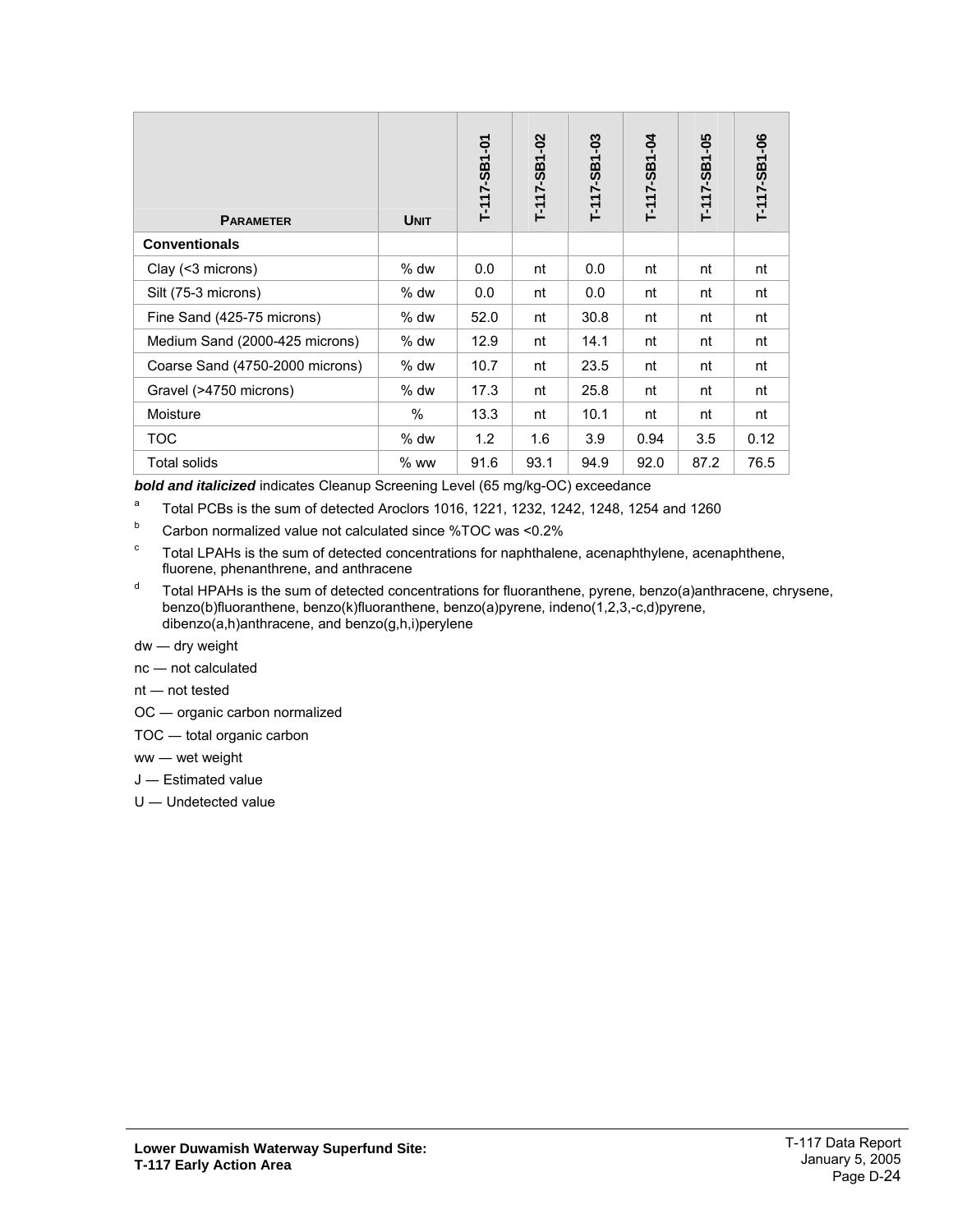| PARAMETER | UNIT | T-117-SB1-01 | T-117-SB1-02 | T-117-SB1-03 | T-117-SB1-04 | T-117-SB1-05 | T-117-SB1-06 |
|---|---|---|---|---|---|---|---|
| **Conventionals** | | | | | | | |
| Clay (<3 microns) | % dw | 0.0 | nt | 0.0 | nt | nt | nt |
| Silt (75-3 microns) | % dw | 0.0 | nt | 0.0 | nt | nt | nt |
| Fine Sand (425-75 microns) | % dw | 52.0 | nt | 30.8 | nt | nt | nt |
| Medium Sand (2000-425 microns) | % dw | 12.9 | nt | 14.1 | nt | nt | nt |
| Coarse Sand (4750-2000 microns) | % dw | 10.7 | nt | 23.5 | nt | nt | nt |
| Gravel (>4750 microns) | % dw | 17.3 | nt | 25.8 | nt | nt | nt |
| Moisture | % | 13.3 | nt | 10.1 | nt | nt | nt |
| TOC | % dw | 1.2 | 1.6 | 3.9 | 0.94 | 3.5 | 0.12 |
| Total solids | % ww | 91.6 | 93.1 | 94.9 | 92.0 | 87.2 | 76.5 |

***bold and italicized*** indicates Cleanup Screening Level (65 mg/kg-OC) exceedance

[a] Total PCBs is the sum of detected Aroclors 1016, 1221, 1232, 1242, 1248, 1254 and 1260

[b] Carbon normalized value not calculated since %TOC was <0.2%

[c] Total LPAHs is the sum of detected concentrations for naphthalene, acenaphthylene, acenaphthene, fluorene, phenanthrene, and anthracene

[d] Total HPAHs is the sum of detected concentrations for fluoranthene, pyrene, benzo(a)anthracene, chrysene, benzo(b)fluoranthene, benzo(k)fluoranthene, benzo(a)pyrene, indeno(1,2,3,-c,d)pyrene, dibenzo(a,h)anthracene, and benzo(g,h,i)perylene

dw — dry weight

nc — not calculated

nt — not tested

OC — organic carbon normalized

TOC — total organic carbon

ww — wet weight

J — Estimated value

U — Undetected value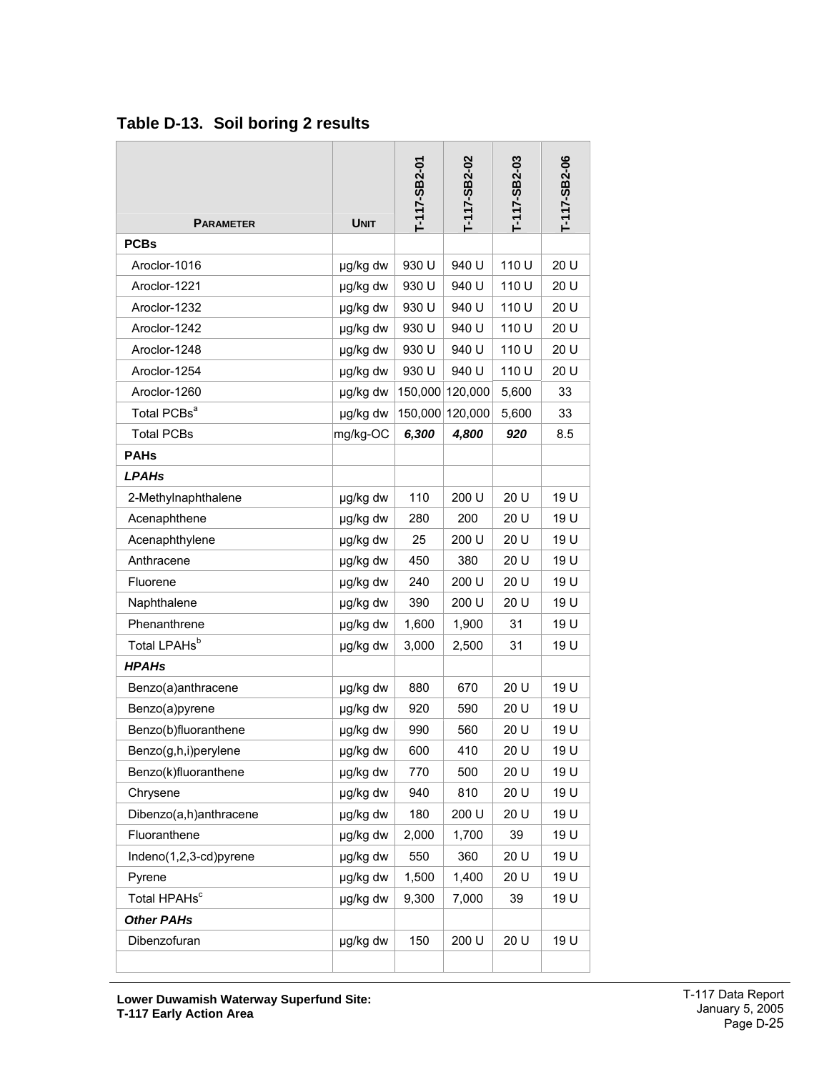## Table D-13. Soil boring 2 results

| PARAMETER | UNIT | T-117-SB2-01 | T-117-SB2-02 | T-117-SB2-03 | T-117-SB2-06 |
|---|---|---|---|---|---|
| **PCBs** | | | | | |
| Aroclor-1016 | µg/kg dw | 930 U | 940 U | 110 U | 20 U |
| Aroclor-1221 | µg/kg dw | 930 U | 940 U | 110 U | 20 U |
| Aroclor-1232 | µg/kg dw | 930 U | 940 U | 110 U | 20 U |
| Aroclor-1242 | µg/kg dw | 930 U | 940 U | 110 U | 20 U |
| Aroclor-1248 | µg/kg dw | 930 U | 940 U | 110 U | 20 U |
| Aroclor-1254 | µg/kg dw | 930 U | 940 U | 110 U | 20 U |
| Aroclor-1260 | µg/kg dw | 150,000 | 120,000 | 5,600 | 33 |
| Total PCBs[a] | µg/kg dw | 150,000 | 120,000 | 5,600 | 33 |
| Total PCBs | mg/kg-OC | ***6,300*** | ***4,800*** | ***920*** | 8.5 |
| **PAHs** | | | | | |
| ***LPAHs*** | | | | | |
| 2-Methylnaphthalene | µg/kg dw | 110 | 200 U | 20 U | 19 U |
| Acenaphthene | µg/kg dw | 280 | 200 | 20 U | 19 U |
| Acenaphthylene | µg/kg dw | 25 | 200 U | 20 U | 19 U |
| Anthracene | µg/kg dw | 450 | 380 | 20 U | 19 U |
| Fluorene | µg/kg dw | 240 | 200 U | 20 U | 19 U |
| Naphthalene | µg/kg dw | 390 | 200 U | 20 U | 19 U |
| Phenanthrene | µg/kg dw | 1,600 | 1,900 | 31 | 19 U |
| Total LPAHs[b] | µg/kg dw | 3,000 | 2,500 | 31 | 19 U |
| ***HPAHs*** | | | | | |
| Benzo(a)anthracene | µg/kg dw | 880 | 670 | 20 U | 19 U |
| Benzo(a)pyrene | µg/kg dw | 920 | 590 | 20 U | 19 U |
| Benzo(b)fluoranthene | µg/kg dw | 990 | 560 | 20 U | 19 U |
| Benzo(g,h,i)perylene | µg/kg dw | 600 | 410 | 20 U | 19 U |
| Benzo(k)fluoranthene | µg/kg dw | 770 | 500 | 20 U | 19 U |
| Chrysene | µg/kg dw | 940 | 810 | 20 U | 19 U |
| Dibenzo(a,h)anthracene | µg/kg dw | 180 | 200 U | 20 U | 19 U |
| Fluoranthene | µg/kg dw | 2,000 | 1,700 | 39 | 19 U |
| Indeno(1,2,3-cd)pyrene | µg/kg dw | 550 | 360 | 20 U | 19 U |
| Pyrene | µg/kg dw | 1,500 | 1,400 | 20 U | 19 U |
| Total HPAHs[c] | µg/kg dw | 9,300 | 7,000 | 39 | 19 U |
| ***Other PAHs*** | | | | | |
| Dibenzofuran | µg/kg dw | 150 | 200 U | 20 U | 19 U |
| | | | | | |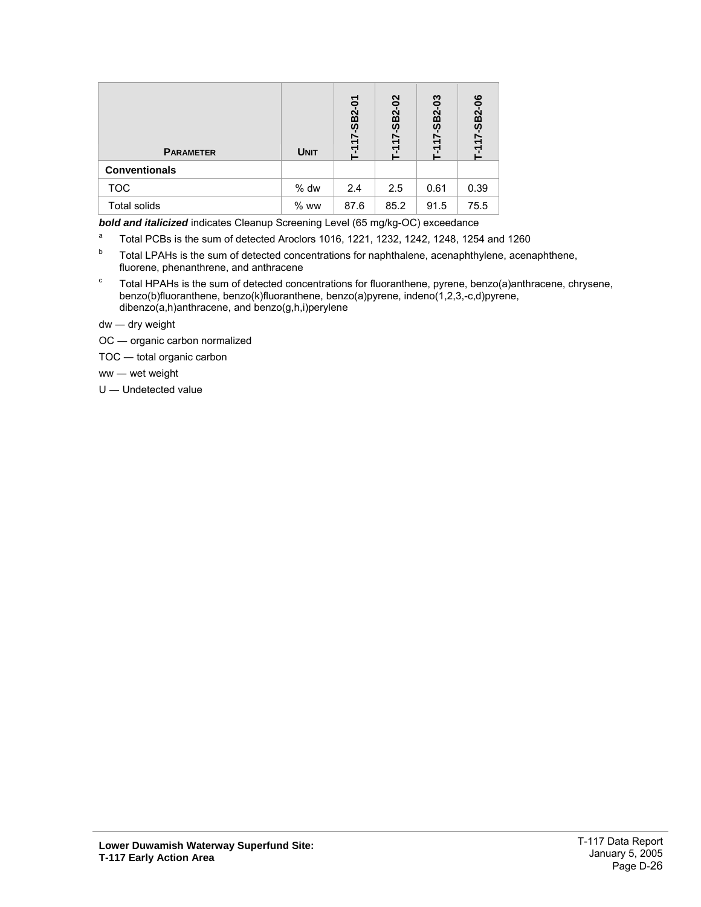| PARAMETER | UNIT | T-117-SB2-01 | T-117-SB2-02 | T-117-SB2-03 | T-117-SB2-06 |
|---|---|---|---|---|---|
| **Conventionals** | | | | | |
| TOC | % dw | 2.4 | 2.5 | 0.61 | 0.39 |
| Total solids | % ww | 87.6 | 85.2 | 91.5 | 75.5 |

***bold and italicized*** indicates Cleanup Screening Level (65 mg/kg-OC) exceedance

[a] Total PCBs is the sum of detected Aroclors 1016, 1221, 1232, 1242, 1248, 1254 and 1260

[b] Total LPAHs is the sum of detected concentrations for naphthalene, acenaphthylene, acenaphthene, fluorene, phenanthrene, and anthracene

[c] Total HPAHs is the sum of detected concentrations for fluoranthene, pyrene, benzo(a)anthracene, chrysene, benzo(b)fluoranthene, benzo(k)fluoranthene, benzo(a)pyrene, indeno(1,2,3,-c,d)pyrene, dibenzo(a,h)anthracene, and benzo(g,h,i)perylene

dw — dry weight

OC — organic carbon normalized

TOC — total organic carbon

ww — wet weight

U — Undetected value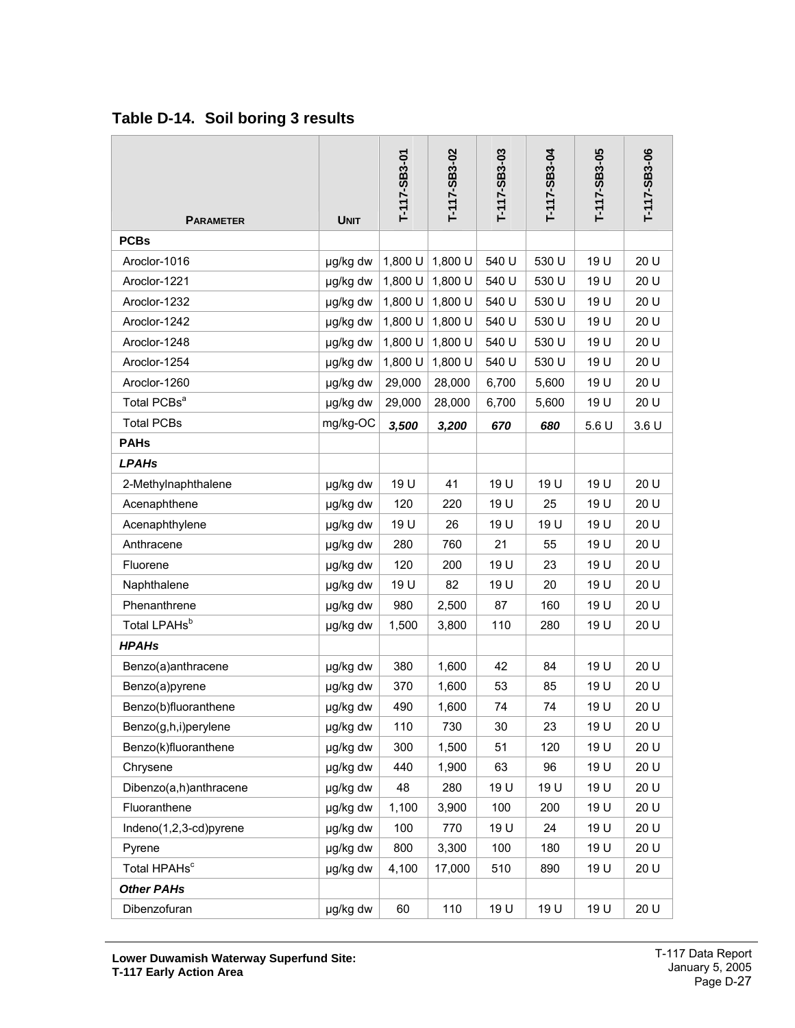## Table D-14. Soil boring 3 results

| PARAMETER | UNIT | T-117-SB3-01 | T-117-SB3-02 | T-117-SB3-03 | T-117-SB3-04 | T-117-SB3-05 | T-117-SB3-06 |
|---|---|---|---|---|---|---|---|
| **PCBs** | | | | | | | |
| Aroclor-1016 | µg/kg dw | 1,800 U | 1,800 U | 540 U | 530 U | 19 U | 20 U |
| Aroclor-1221 | µg/kg dw | 1,800 U | 1,800 U | 540 U | 530 U | 19 U | 20 U |
| Aroclor-1232 | µg/kg dw | 1,800 U | 1,800 U | 540 U | 530 U | 19 U | 20 U |
| Aroclor-1242 | µg/kg dw | 1,800 U | 1,800 U | 540 U | 530 U | 19 U | 20 U |
| Aroclor-1248 | µg/kg dw | 1,800 U | 1,800 U | 540 U | 530 U | 19 U | 20 U |
| Aroclor-1254 | µg/kg dw | 1,800 U | 1,800 U | 540 U | 530 U | 19 U | 20 U |
| Aroclor-1260 | µg/kg dw | 29,000 | 28,000 | 6,700 | 5,600 | 19 U | 20 U |
| Total PCBs[a] | µg/kg dw | 29,000 | 28,000 | 6,700 | 5,600 | 19 U | 20 U |
| Total PCBs | mg/kg-OC | ***3,500*** | ***3,200*** | ***670*** | ***680*** | 5.6 U | 3.6 U |
| **PAHs** | | | | | | | |
| ***LPAHs*** | | | | | | | |
| 2-Methylnaphthalene | µg/kg dw | 19 U | 41 | 19 U | 19 U | 19 U | 20 U |
| Acenaphthene | µg/kg dw | 120 | 220 | 19 U | 25 | 19 U | 20 U |
| Acenaphthylene | µg/kg dw | 19 U | 26 | 19 U | 19 U | 19 U | 20 U |
| Anthracene | µg/kg dw | 280 | 760 | 21 | 55 | 19 U | 20 U |
| Fluorene | µg/kg dw | 120 | 200 | 19 U | 23 | 19 U | 20 U |
| Naphthalene | µg/kg dw | 19 U | 82 | 19 U | 20 | 19 U | 20 U |
| Phenanthrene | µg/kg dw | 980 | 2,500 | 87 | 160 | 19 U | 20 U |
| Total LPAHs[b] | µg/kg dw | 1,500 | 3,800 | 110 | 280 | 19 U | 20 U |
| ***HPAHs*** | | | | | | | |
| Benzo(a)anthracene | µg/kg dw | 380 | 1,600 | 42 | 84 | 19 U | 20 U |
| Benzo(a)pyrene | µg/kg dw | 370 | 1,600 | 53 | 85 | 19 U | 20 U |
| Benzo(b)fluoranthene | µg/kg dw | 490 | 1,600 | 74 | 74 | 19 U | 20 U |
| Benzo(g,h,i)perylene | µg/kg dw | 110 | 730 | 30 | 23 | 19 U | 20 U |
| Benzo(k)fluoranthene | µg/kg dw | 300 | 1,500 | 51 | 120 | 19 U | 20 U |
| Chrysene | µg/kg dw | 440 | 1,900 | 63 | 96 | 19 U | 20 U |
| Dibenzo(a,h)anthracene | µg/kg dw | 48 | 280 | 19 U | 19 U | 19 U | 20 U |
| Fluoranthene | µg/kg dw | 1,100 | 3,900 | 100 | 200 | 19 U | 20 U |
| Indeno(1,2,3-cd)pyrene | µg/kg dw | 100 | 770 | 19 U | 24 | 19 U | 20 U |
| Pyrene | µg/kg dw | 800 | 3,300 | 100 | 180 | 19 U | 20 U |
| Total HPAHs[c] | µg/kg dw | 4,100 | 17,000 | 510 | 890 | 19 U | 20 U |
| ***Other PAHs*** | | | | | | | |
| Dibenzofuran | µg/kg dw | 60 | 110 | 19 U | 19 U | 19 U | 20 U |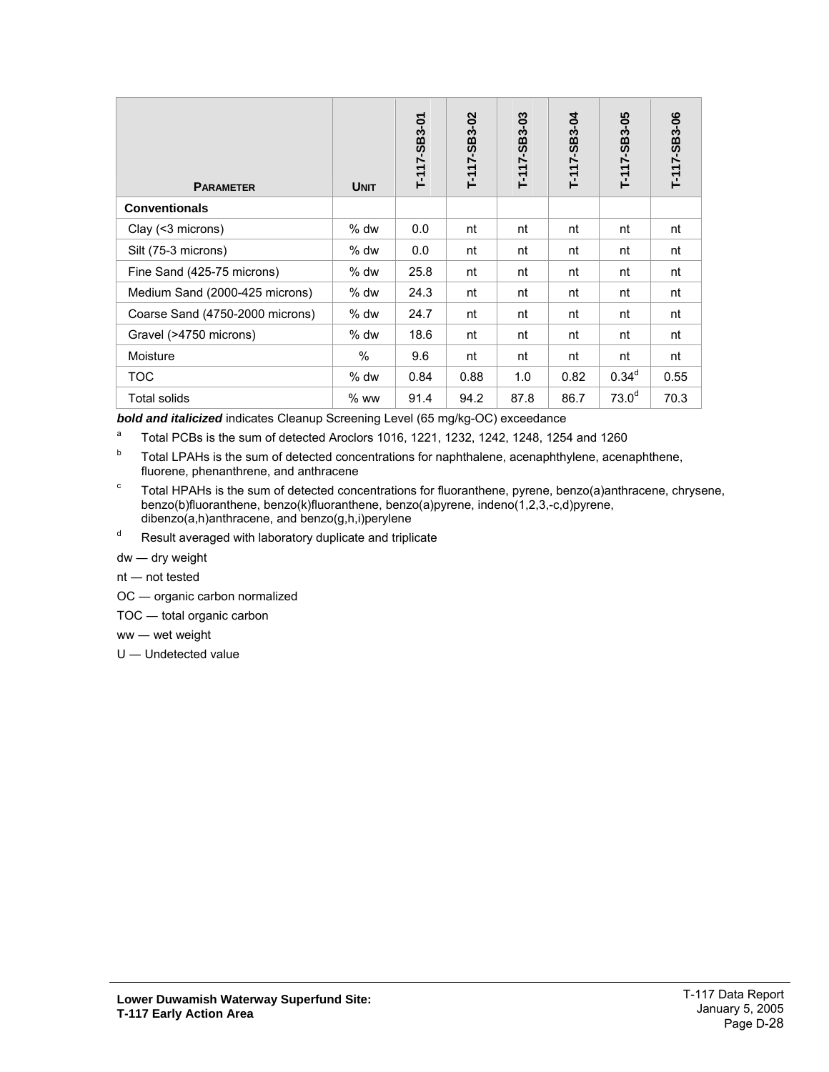| Parameter | Unit | T-117-SB3-01 | T-117-SB3-02 | T-117-SB3-03 | T-117-SB3-04 | T-117-SB3-05 | T-117-SB3-06 |
|---|---|---|---|---|---|---|---|
| **Conventionals** | | | | | | | |
| Clay (<3 microns) | % dw | 0.0 | nt | nt | nt | nt | nt |
| Silt (75-3 microns) | % dw | 0.0 | nt | nt | nt | nt | nt |
| Fine Sand (425-75 microns) | % dw | 25.8 | nt | nt | nt | nt | nt |
| Medium Sand (2000-425 microns) | % dw | 24.3 | nt | nt | nt | nt | nt |
| Coarse Sand (4750-2000 microns) | % dw | 24.7 | nt | nt | nt | nt | nt |
| Gravel (>4750 microns) | % dw | 18.6 | nt | nt | nt | nt | nt |
| Moisture | % | 9.6 | nt | nt | nt | nt | nt |
| TOC | % dw | 0.84 | 0.88 | 1.0 | 0.82 | 0.34[d] | 0.55 |
| Total solids | % ww | 91.4 | 94.2 | 87.8 | 86.7 | 73.0[d] | 70.3 |

***bold and italicized*** indicates Cleanup Screening Level (65 mg/kg-OC) exceedance

[a] Total PCBs is the sum of detected Aroclors 1016, 1221, 1232, 1242, 1248, 1254 and 1260

[b] Total LPAHs is the sum of detected concentrations for naphthalene, acenaphthylene, acenaphthene, fluorene, phenanthrene, and anthracene

[c] Total HPAHs is the sum of detected concentrations for fluoranthene, pyrene, benzo(a)anthracene, chrysene, benzo(b)fluoranthene, benzo(k)fluoranthene, benzo(a)pyrene, indeno(1,2,3,-c,d)pyrene, dibenzo(a,h)anthracene, and benzo(g,h,i)perylene

[d] Result averaged with laboratory duplicate and triplicate

dw — dry weight

nt — not tested

OC — organic carbon normalized

TOC — total organic carbon

ww — wet weight

U — Undetected value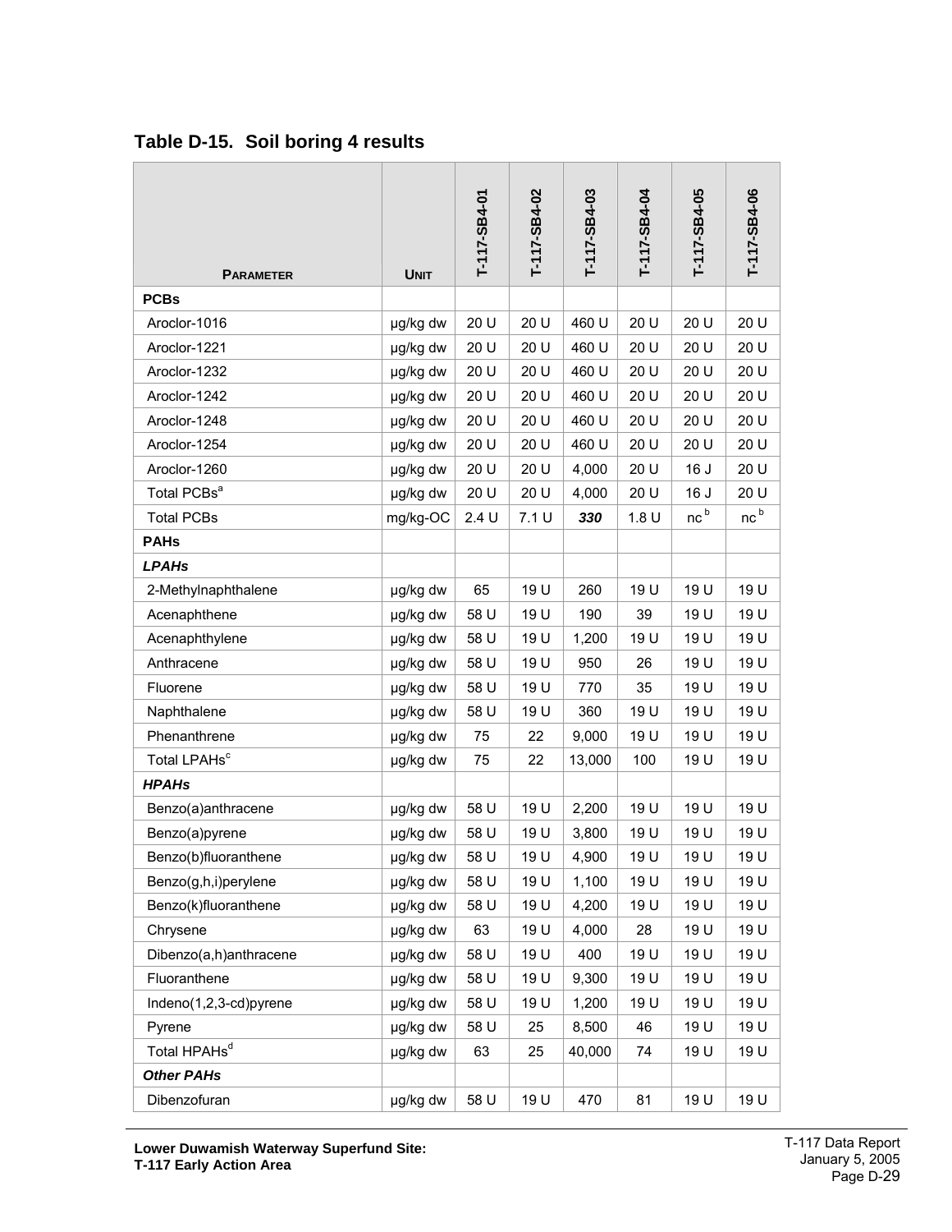## Table D-15. Soil boring 4 results

| Parameter | Unit | T-117-SB4-01 | T-117-SB4-02 | T-117-SB4-03 | T-117-SB4-04 | T-117-SB4-05 | T-117-SB4-06 |
|---|---|---|---|---|---|---|---|
| **PCBs** | | | | | | | |
| Aroclor-1016 | µg/kg dw | 20 U | 20 U | 460 U | 20 U | 20 U | 20 U |
| Aroclor-1221 | µg/kg dw | 20 U | 20 U | 460 U | 20 U | 20 U | 20 U |
| Aroclor-1232 | µg/kg dw | 20 U | 20 U | 460 U | 20 U | 20 U | 20 U |
| Aroclor-1242 | µg/kg dw | 20 U | 20 U | 460 U | 20 U | 20 U | 20 U |
| Aroclor-1248 | µg/kg dw | 20 U | 20 U | 460 U | 20 U | 20 U | 20 U |
| Aroclor-1254 | µg/kg dw | 20 U | 20 U | 460 U | 20 U | 20 U | 20 U |
| Aroclor-1260 | µg/kg dw | 20 U | 20 U | 4,000 | 20 U | 16 J | 20 U |
| Total PCBs[a] | µg/kg dw | 20 U | 20 U | 4,000 | 20 U | 16 J | 20 U |
| Total PCBs | mg/kg-OC | 2.4 U | 7.1 U | ***330*** | 1.8 U | nc[b] | nc[b] |
| **PAHs** | | | | | | | |
| ***LPAHs*** | | | | | | | |
| 2-Methylnaphthalene | µg/kg dw | 65 | 19 U | 260 | 19 U | 19 U | 19 U |
| Acenaphthene | µg/kg dw | 58 U | 19 U | 190 | 39 | 19 U | 19 U |
| Acenaphthylene | µg/kg dw | 58 U | 19 U | 1,200 | 19 U | 19 U | 19 U |
| Anthracene | µg/kg dw | 58 U | 19 U | 950 | 26 | 19 U | 19 U |
| Fluorene | µg/kg dw | 58 U | 19 U | 770 | 35 | 19 U | 19 U |
| Naphthalene | µg/kg dw | 58 U | 19 U | 360 | 19 U | 19 U | 19 U |
| Phenanthrene | µg/kg dw | 75 | 22 | 9,000 | 19 U | 19 U | 19 U |
| Total LPAHs[c] | µg/kg dw | 75 | 22 | 13,000 | 100 | 19 U | 19 U |
| ***HPAHs*** | | | | | | | |
| Benzo(a)anthracene | µg/kg dw | 58 U | 19 U | 2,200 | 19 U | 19 U | 19 U |
| Benzo(a)pyrene | µg/kg dw | 58 U | 19 U | 3,800 | 19 U | 19 U | 19 U |
| Benzo(b)fluoranthene | µg/kg dw | 58 U | 19 U | 4,900 | 19 U | 19 U | 19 U |
| Benzo(g,h,i)perylene | µg/kg dw | 58 U | 19 U | 1,100 | 19 U | 19 U | 19 U |
| Benzo(k)fluoranthene | µg/kg dw | 58 U | 19 U | 4,200 | 19 U | 19 U | 19 U |
| Chrysene | µg/kg dw | 63 | 19 U | 4,000 | 28 | 19 U | 19 U |
| Dibenzo(a,h)anthracene | µg/kg dw | 58 U | 19 U | 400 | 19 U | 19 U | 19 U |
| Fluoranthene | µg/kg dw | 58 U | 19 U | 9,300 | 19 U | 19 U | 19 U |
| Indeno(1,2,3-cd)pyrene | µg/kg dw | 58 U | 19 U | 1,200 | 19 U | 19 U | 19 U |
| Pyrene | µg/kg dw | 58 U | 25 | 8,500 | 46 | 19 U | 19 U |
| Total HPAHs[d] | µg/kg dw | 63 | 25 | 40,000 | 74 | 19 U | 19 U |
| ***Other PAHs*** | | | | | | | |
| Dibenzofuran | µg/kg dw | 58 U | 19 U | 470 | 81 | 19 U | 19 U |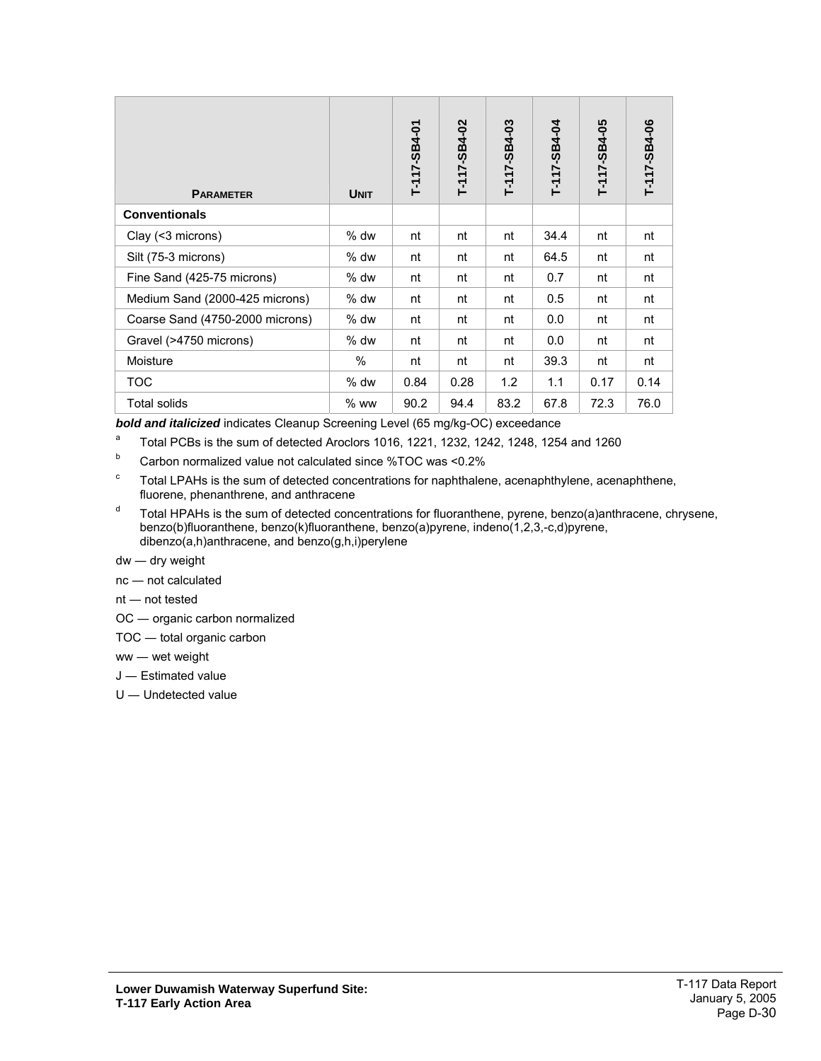| PARAMETER | UNIT | T-117-SB4-01 | T-117-SB4-02 | T-117-SB4-03 | T-117-SB4-04 | T-117-SB4-05 | T-117-SB4-06 |
|---|---|---|---|---|---|---|---|
| **Conventionals** | | | | | | | |
| Clay (<3 microns) | % dw | nt | nt | nt | 34.4 | nt | nt |
| Silt (75-3 microns) | % dw | nt | nt | nt | 64.5 | nt | nt |
| Fine Sand (425-75 microns) | % dw | nt | nt | nt | 0.7 | nt | nt |
| Medium Sand (2000-425 microns) | % dw | nt | nt | nt | 0.5 | nt | nt |
| Coarse Sand (4750-2000 microns) | % dw | nt | nt | nt | 0.0 | nt | nt |
| Gravel (>4750 microns) | % dw | nt | nt | nt | 0.0 | nt | nt |
| Moisture | % | nt | nt | nt | 39.3 | nt | nt |
| TOC | % dw | 0.84 | 0.28 | 1.2 | 1.1 | 0.17 | 0.14 |
| Total solids | % ww | 90.2 | 94.4 | 83.2 | 67.8 | 72.3 | 76.0 |

***bold and italicized*** indicates Cleanup Screening Level (65 mg/kg-OC) exceedance

[a] Total PCBs is the sum of detected Aroclors 1016, 1221, 1232, 1242, 1248, 1254 and 1260

[b] Carbon normalized value not calculated since %TOC was <0.2%

[c] Total LPAHs is the sum of detected concentrations for naphthalene, acenaphthylene, acenaphthene, fluorene, phenanthrene, and anthracene

[d] Total HPAHs is the sum of detected concentrations for fluoranthene, pyrene, benzo(a)anthracene, chrysene, benzo(b)fluoranthene, benzo(k)fluoranthene, benzo(a)pyrene, indeno(1,2,3,-c,d)pyrene, dibenzo(a,h)anthracene, and benzo(g,h,i)perylene

dw — dry weight

nc — not calculated

nt — not tested

OC — organic carbon normalized

TOC — total organic carbon

ww — wet weight

J — Estimated value

U — Undetected value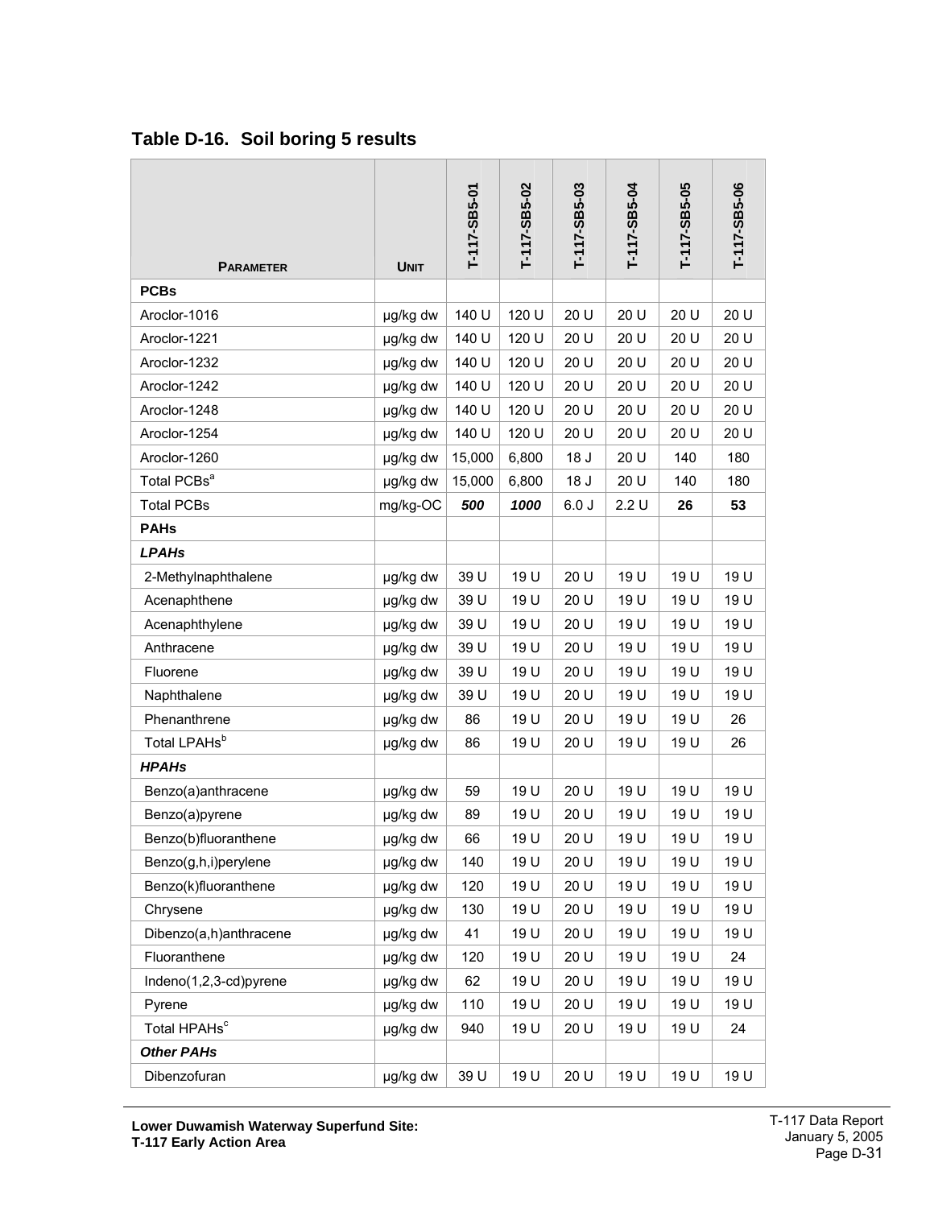## Table D-16. Soil boring 5 results

| Parameter | Unit | T-117-SB5-01 | T-117-SB5-02 | T-117-SB5-03 | T-117-SB5-04 | T-117-SB5-05 | T-117-SB5-06 |
|---|---|---|---|---|---|---|---|
| **PCBs** | | | | | | | |
| Aroclor-1016 | µg/kg dw | 140 U | 120 U | 20 U | 20 U | 20 U | 20 U |
| Aroclor-1221 | µg/kg dw | 140 U | 120 U | 20 U | 20 U | 20 U | 20 U |
| Aroclor-1232 | µg/kg dw | 140 U | 120 U | 20 U | 20 U | 20 U | 20 U |
| Aroclor-1242 | µg/kg dw | 140 U | 120 U | 20 U | 20 U | 20 U | 20 U |
| Aroclor-1248 | µg/kg dw | 140 U | 120 U | 20 U | 20 U | 20 U | 20 U |
| Aroclor-1254 | µg/kg dw | 140 U | 120 U | 20 U | 20 U | 20 U | 20 U |
| Aroclor-1260 | µg/kg dw | 15,000 | 6,800 | 18 J | 20 U | 140 | 180 |
| Total PCBs[a] | µg/kg dw | 15,000 | 6,800 | 18 J | 20 U | 140 | 180 |
| Total PCBs | mg/kg-OC | ***500*** | ***1000*** | 6.0 J | 2.2 U | **26** | **53** |
| **PAHs** | | | | | | | |
| ***LPAHs*** | | | | | | | |
| 2-Methylnaphthalene | µg/kg dw | 39 U | 19 U | 20 U | 19 U | 19 U | 19 U |
| Acenaphthene | µg/kg dw | 39 U | 19 U | 20 U | 19 U | 19 U | 19 U |
| Acenaphthylene | µg/kg dw | 39 U | 19 U | 20 U | 19 U | 19 U | 19 U |
| Anthracene | µg/kg dw | 39 U | 19 U | 20 U | 19 U | 19 U | 19 U |
| Fluorene | µg/kg dw | 39 U | 19 U | 20 U | 19 U | 19 U | 19 U |
| Naphthalene | µg/kg dw | 39 U | 19 U | 20 U | 19 U | 19 U | 19 U |
| Phenanthrene | µg/kg dw | 86 | 19 U | 20 U | 19 U | 19 U | 26 |
| Total LPAHs[b] | µg/kg dw | 86 | 19 U | 20 U | 19 U | 19 U | 26 |
| ***HPAHs*** | | | | | | | |
| Benzo(a)anthracene | µg/kg dw | 59 | 19 U | 20 U | 19 U | 19 U | 19 U |
| Benzo(a)pyrene | µg/kg dw | 89 | 19 U | 20 U | 19 U | 19 U | 19 U |
| Benzo(b)fluoranthene | µg/kg dw | 66 | 19 U | 20 U | 19 U | 19 U | 19 U |
| Benzo(g,h,i)perylene | µg/kg dw | 140 | 19 U | 20 U | 19 U | 19 U | 19 U |
| Benzo(k)fluoranthene | µg/kg dw | 120 | 19 U | 20 U | 19 U | 19 U | 19 U |
| Chrysene | µg/kg dw | 130 | 19 U | 20 U | 19 U | 19 U | 19 U |
| Dibenzo(a,h)anthracene | µg/kg dw | 41 | 19 U | 20 U | 19 U | 19 U | 19 U |
| Fluoranthene | µg/kg dw | 120 | 19 U | 20 U | 19 U | 19 U | 24 |
| Indeno(1,2,3-cd)pyrene | µg/kg dw | 62 | 19 U | 20 U | 19 U | 19 U | 19 U |
| Pyrene | µg/kg dw | 110 | 19 U | 20 U | 19 U | 19 U | 19 U |
| Total HPAHs[c] | µg/kg dw | 940 | 19 U | 20 U | 19 U | 19 U | 24 |
| ***Other PAHs*** | | | | | | | |
| Dibenzofuran | µg/kg dw | 39 U | 19 U | 20 U | 19 U | 19 U | 19 U |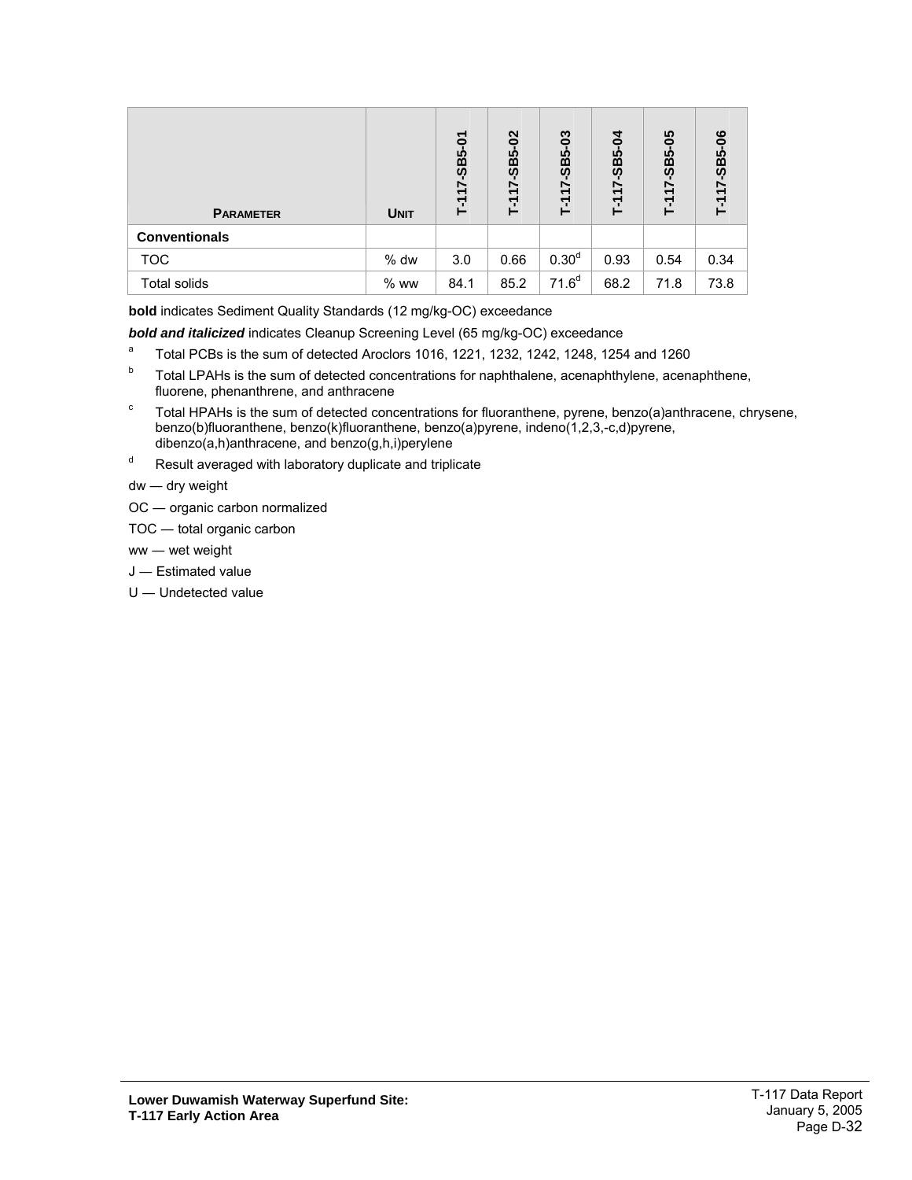| Parameter | Unit | T-117-SB5-01 | T-117-SB5-02 | T-117-SB5-03 | T-117-SB5-04 | T-117-SB5-05 | T-117-SB5-06 |
|---|---|---|---|---|---|---|---|
| **Conventionals** | | | | | | | |
| TOC | % dw | 3.0 | 0.66 | 0.30[d] | 0.93 | 0.54 | 0.34 |
| Total solids | % ww | 84.1 | 85.2 | 71.6[d] | 68.2 | 71.8 | 73.8 |

**bold** indicates Sediment Quality Standards (12 mg/kg-OC) exceedance

***bold and italicized*** indicates Cleanup Screening Level (65 mg/kg-OC) exceedance

[a] Total PCBs is the sum of detected Aroclors 1016, 1221, 1232, 1242, 1248, 1254 and 1260

[b] Total LPAHs is the sum of detected concentrations for naphthalene, acenaphthylene, acenaphthene, fluorene, phenanthrene, and anthracene

[c] Total HPAHs is the sum of detected concentrations for fluoranthene, pyrene, benzo(a)anthracene, chrysene, benzo(b)fluoranthene, benzo(k)fluoranthene, benzo(a)pyrene, indeno(1,2,3,-c,d)pyrene, dibenzo(a,h)anthracene, and benzo(g,h,i)perylene

[d] Result averaged with laboratory duplicate and triplicate

dw — dry weight

OC — organic carbon normalized

TOC — total organic carbon

ww — wet weight

J — Estimated value

U — Undetected value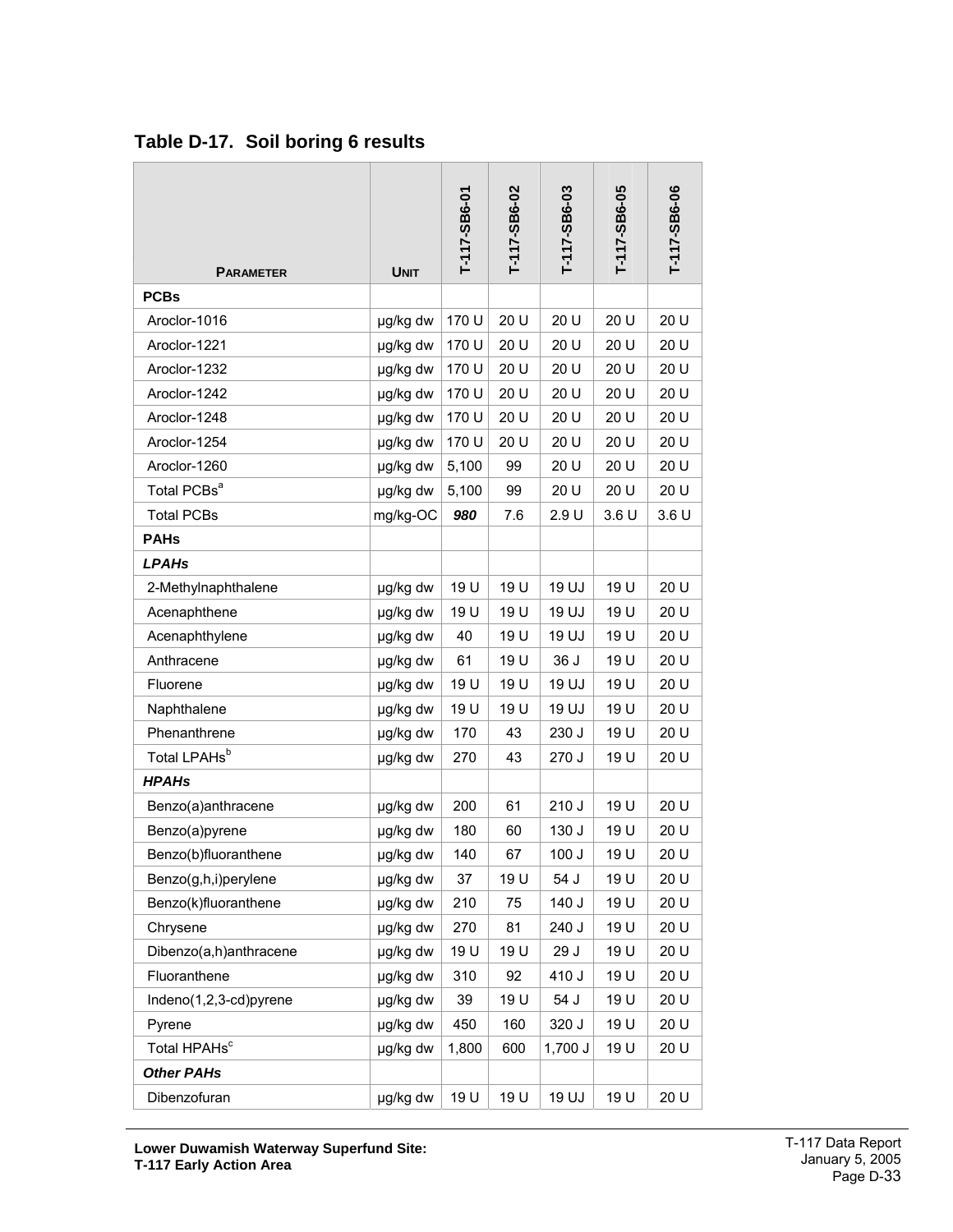## Table D-17. Soil boring 6 results

| Parameter | Unit | T-117-SB6-01 | T-117-SB6-02 | T-117-SB6-03 | T-117-SB6-05 | T-117-SB6-06 |
|---|---|---|---|---|---|---|
| **PCBs** | | | | | | |
| Aroclor-1016 | µg/kg dw | 170 U | 20 U | 20 U | 20 U | 20 U |
| Aroclor-1221 | µg/kg dw | 170 U | 20 U | 20 U | 20 U | 20 U |
| Aroclor-1232 | µg/kg dw | 170 U | 20 U | 20 U | 20 U | 20 U |
| Aroclor-1242 | µg/kg dw | 170 U | 20 U | 20 U | 20 U | 20 U |
| Aroclor-1248 | µg/kg dw | 170 U | 20 U | 20 U | 20 U | 20 U |
| Aroclor-1254 | µg/kg dw | 170 U | 20 U | 20 U | 20 U | 20 U |
| Aroclor-1260 | µg/kg dw | 5,100 | 99 | 20 U | 20 U | 20 U |
| Total PCBs[a] | µg/kg dw | 5,100 | 99 | 20 U | 20 U | 20 U |
| Total PCBs | mg/kg-OC | ***980*** | 7.6 | 2.9 U | 3.6 U | 3.6 U |
| **PAHs** | | | | | | |
| ***LPAHs*** | | | | | | |
| 2-Methylnaphthalene | µg/kg dw | 19 U | 19 U | 19 UJ | 19 U | 20 U |
| Acenaphthene | µg/kg dw | 19 U | 19 U | 19 UJ | 19 U | 20 U |
| Acenaphthylene | µg/kg dw | 40 | 19 U | 19 UJ | 19 U | 20 U |
| Anthracene | µg/kg dw | 61 | 19 U | 36 J | 19 U | 20 U |
| Fluorene | µg/kg dw | 19 U | 19 U | 19 UJ | 19 U | 20 U |
| Naphthalene | µg/kg dw | 19 U | 19 U | 19 UJ | 19 U | 20 U |
| Phenanthrene | µg/kg dw | 170 | 43 | 230 J | 19 U | 20 U |
| Total LPAHs[b] | µg/kg dw | 270 | 43 | 270 J | 19 U | 20 U |
| ***HPAHs*** | | | | | | |
| Benzo(a)anthracene | µg/kg dw | 200 | 61 | 210 J | 19 U | 20 U |
| Benzo(a)pyrene | µg/kg dw | 180 | 60 | 130 J | 19 U | 20 U |
| Benzo(b)fluoranthene | µg/kg dw | 140 | 67 | 100 J | 19 U | 20 U |
| Benzo(g,h,i)perylene | µg/kg dw | 37 | 19 U | 54 J | 19 U | 20 U |
| Benzo(k)fluoranthene | µg/kg dw | 210 | 75 | 140 J | 19 U | 20 U |
| Chrysene | µg/kg dw | 270 | 81 | 240 J | 19 U | 20 U |
| Dibenzo(a,h)anthracene | µg/kg dw | 19 U | 19 U | 29 J | 19 U | 20 U |
| Fluoranthene | µg/kg dw | 310 | 92 | 410 J | 19 U | 20 U |
| Indeno(1,2,3-cd)pyrene | µg/kg dw | 39 | 19 U | 54 J | 19 U | 20 U |
| Pyrene | µg/kg dw | 450 | 160 | 320 J | 19 U | 20 U |
| Total HPAHs[c] | µg/kg dw | 1,800 | 600 | 1,700 J | 19 U | 20 U |
| ***Other PAHs*** | | | | | | |
| Dibenzofuran | µg/kg dw | 19 U | 19 U | 19 UJ | 19 U | 20 U |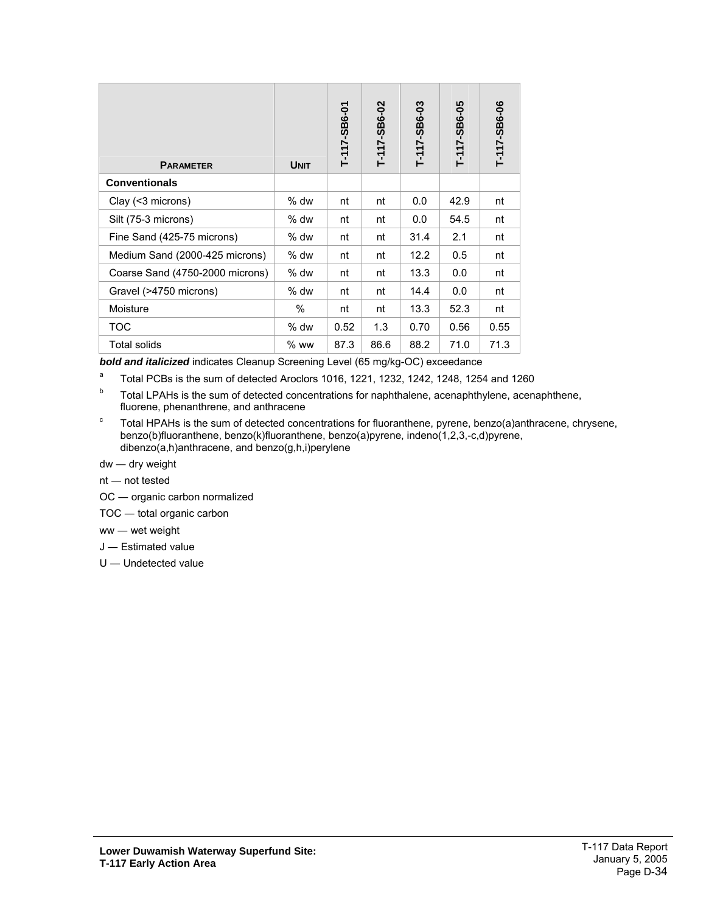| PARAMETER | UNIT | T-117-SB6-01 | T-117-SB6-02 | T-117-SB6-03 | T-117-SB6-05 | T-117-SB6-06 |
|---|---|---|---|---|---|---|
| **Conventionals** | | | | | | |
| Clay (<3 microns) | % dw | nt | nt | 0.0 | 42.9 | nt |
| Silt (75-3 microns) | % dw | nt | nt | 0.0 | 54.5 | nt |
| Fine Sand (425-75 microns) | % dw | nt | nt | 31.4 | 2.1 | nt |
| Medium Sand (2000-425 microns) | % dw | nt | nt | 12.2 | 0.5 | nt |
| Coarse Sand (4750-2000 microns) | % dw | nt | nt | 13.3 | 0.0 | nt |
| Gravel (>4750 microns) | % dw | nt | nt | 14.4 | 0.0 | nt |
| Moisture | % | nt | nt | 13.3 | 52.3 | nt |
| TOC | % dw | 0.52 | 1.3 | 0.70 | 0.56 | 0.55 |
| Total solids | % ww | 87.3 | 86.6 | 88.2 | 71.0 | 71.3 |

***bold and italicized*** indicates Cleanup Screening Level (65 mg/kg-OC) exceedance

[a] Total PCBs is the sum of detected Aroclors 1016, 1221, 1232, 1242, 1248, 1254 and 1260

[b] Total LPAHs is the sum of detected concentrations for naphthalene, acenaphthylene, acenaphthene, fluorene, phenanthrene, and anthracene

[c] Total HPAHs is the sum of detected concentrations for fluoranthene, pyrene, benzo(a)anthracene, chrysene, benzo(b)fluoranthene, benzo(k)fluoranthene, benzo(a)pyrene, indeno(1,2,3,-c,d)pyrene, dibenzo(a,h)anthracene, and benzo(g,h,i)perylene

dw — dry weight

nt — not tested

OC — organic carbon normalized

TOC — total organic carbon

ww — wet weight

J — Estimated value

U — Undetected value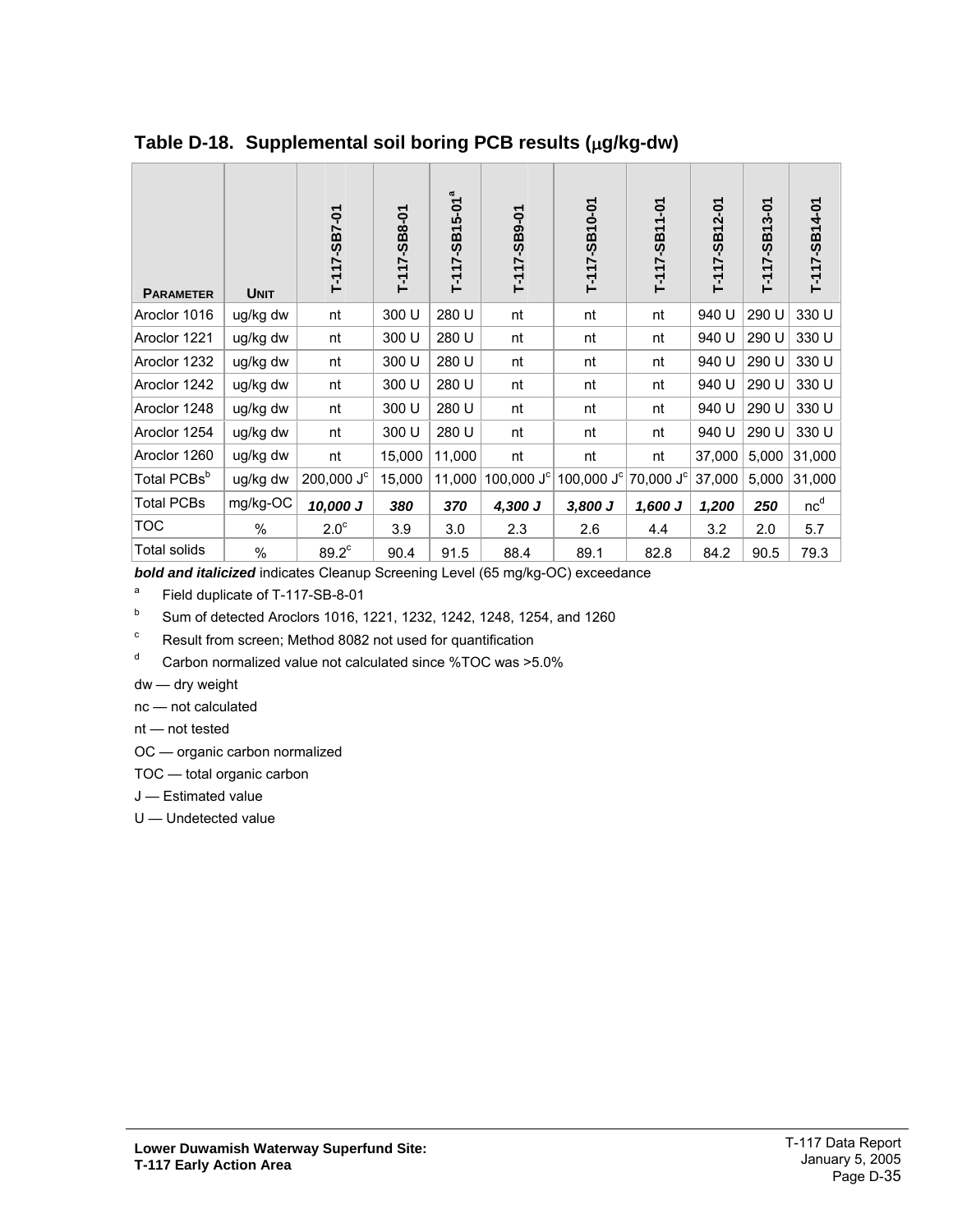**Table D-18. Supplemental soil boring PCB results (μg/kg-dw)**

| PARAMETER | UNIT | T-117-SB7-01 | T-117-SB8-01 | T-117-SB15-01[a] | T-117-SB9-01 | T-117-SB10-01 | T-117-SB11-01 | T-117-SB12-01 | T-117-SB13-01 | T-117-SB14-01 |
|---|---|---|---|---|---|---|---|---|---|---|
| Aroclor 1016 | ug/kg dw | nt | 300 U | 280 U | nt | nt | nt | 940 U | 290 U | 330 U |
| Aroclor 1221 | ug/kg dw | nt | 300 U | 280 U | nt | nt | nt | 940 U | 290 U | 330 U |
| Aroclor 1232 | ug/kg dw | nt | 300 U | 280 U | nt | nt | nt | 940 U | 290 U | 330 U |
| Aroclor 1242 | ug/kg dw | nt | 300 U | 280 U | nt | nt | nt | 940 U | 290 U | 330 U |
| Aroclor 1248 | ug/kg dw | nt | 300 U | 280 U | nt | nt | nt | 940 U | 290 U | 330 U |
| Aroclor 1254 | ug/kg dw | nt | 300 U | 280 U | nt | nt | nt | 940 U | 290 U | 330 U |
| Aroclor 1260 | ug/kg dw | nt | 15,000 | 11,000 | nt | nt | nt | 37,000 | 5,000 | 31,000 |
| Total PCBs[b] | ug/kg dw | 200,000 J[c] | 15,000 | 11,000 | 100,000 J[c] | 100,000 J[c] | 70,000 J[c] | 37,000 | 5,000 | 31,000 |
| Total PCBs | mg/kg-OC | ***10,000 J*** | ***380*** | ***370*** | ***4,300 J*** | ***3,800 J*** | ***1,600 J*** | ***1,200*** | ***250*** | nc[d] |
| TOC | % | 2.0[c] | 3.9 | 3.0 | 2.3 | 2.6 | 4.4 | 3.2 | 2.0 | 5.7 |
| Total solids | % | 89.2[c] | 90.4 | 91.5 | 88.4 | 89.1 | 82.8 | 84.2 | 90.5 | 79.3 |

***bold and italicized*** indicates Cleanup Screening Level (65 mg/kg-OC) exceedance

[a] Field duplicate of T-117-SB-8-01

[b] Sum of detected Aroclors 1016, 1221, 1232, 1242, 1248, 1254, and 1260

[c] Result from screen; Method 8082 not used for quantification

[d] Carbon normalized value not calculated since %TOC was >5.0%

dw — dry weight

nc — not calculated

nt — not tested

OC — organic carbon normalized

TOC — total organic carbon

J — Estimated value

U — Undetected value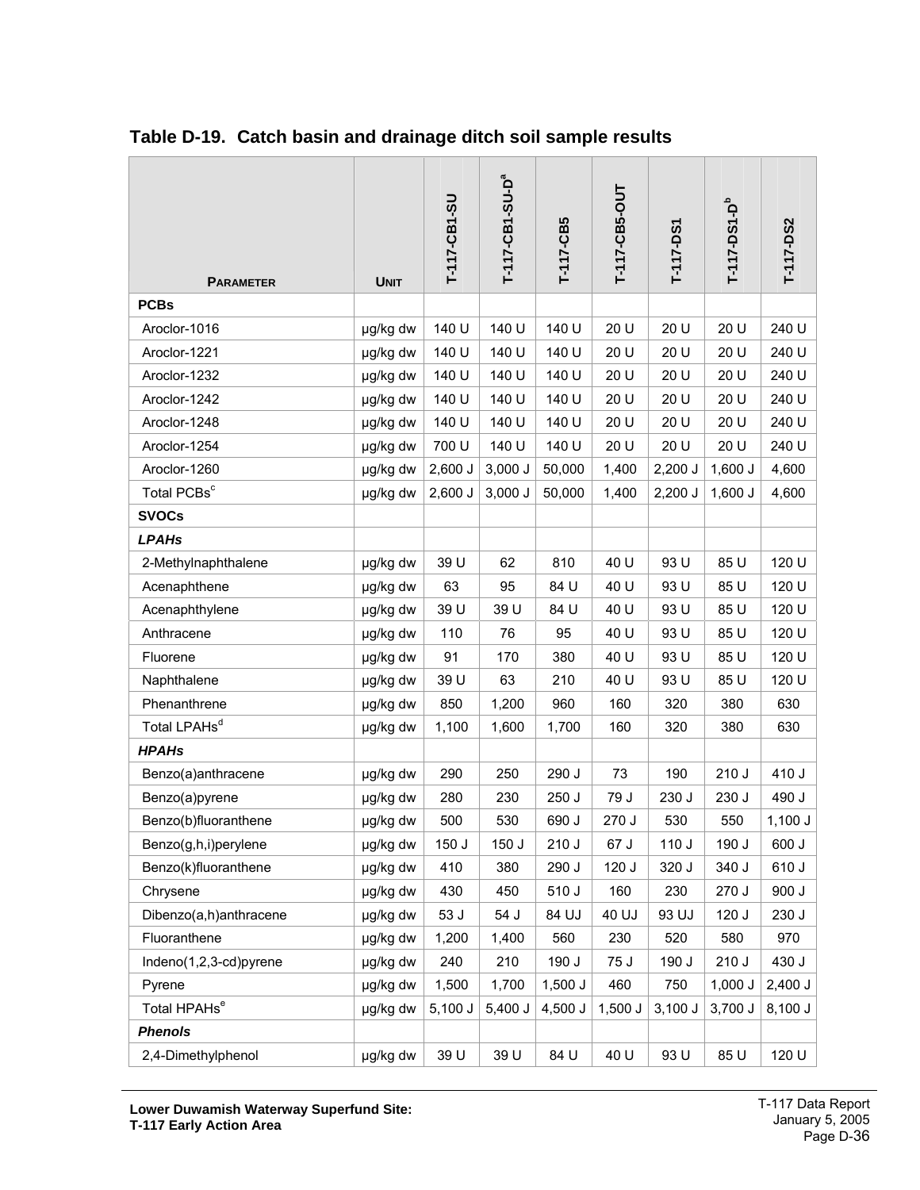## Table D-19. Catch basin and drainage ditch soil sample results

| Parameter | Unit | T-117-CB1-SU | T-117-CB1-SU-D[a] | T-117-CB5 | T-117-CB5-OUT | T-117-DS1 | T-117-DS1-D[b] | T-117-DS2 |
|---|---|---|---|---|---|---|---|---|
| **PCBs** | | | | | | | | |
| Aroclor-1016 | µg/kg dw | 140 U | 140 U | 140 U | 20 U | 20 U | 20 U | 240 U |
| Aroclor-1221 | µg/kg dw | 140 U | 140 U | 140 U | 20 U | 20 U | 20 U | 240 U |
| Aroclor-1232 | µg/kg dw | 140 U | 140 U | 140 U | 20 U | 20 U | 20 U | 240 U |
| Aroclor-1242 | µg/kg dw | 140 U | 140 U | 140 U | 20 U | 20 U | 20 U | 240 U |
| Aroclor-1248 | µg/kg dw | 140 U | 140 U | 140 U | 20 U | 20 U | 20 U | 240 U |
| Aroclor-1254 | µg/kg dw | 700 U | 140 U | 140 U | 20 U | 20 U | 20 U | 240 U |
| Aroclor-1260 | µg/kg dw | 2,600 J | 3,000 J | 50,000 | 1,400 | 2,200 J | 1,600 J | 4,600 |
| Total PCBs[c] | µg/kg dw | 2,600 J | 3,000 J | 50,000 | 1,400 | 2,200 J | 1,600 J | 4,600 |
| **SVOCs** | | | | | | | | |
| ***LPAHs*** | | | | | | | | |
| 2-Methylnaphthalene | µg/kg dw | 39 U | 62 | 810 | 40 U | 93 U | 85 U | 120 U |
| Acenaphthene | µg/kg dw | 63 | 95 | 84 U | 40 U | 93 U | 85 U | 120 U |
| Acenaphthylene | µg/kg dw | 39 U | 39 U | 84 U | 40 U | 93 U | 85 U | 120 U |
| Anthracene | µg/kg dw | 110 | 76 | 95 | 40 U | 93 U | 85 U | 120 U |
| Fluorene | µg/kg dw | 91 | 170 | 380 | 40 U | 93 U | 85 U | 120 U |
| Naphthalene | µg/kg dw | 39 U | 63 | 210 | 40 U | 93 U | 85 U | 120 U |
| Phenanthrene | µg/kg dw | 850 | 1,200 | 960 | 160 | 320 | 380 | 630 |
| Total LPAHs[d] | µg/kg dw | 1,100 | 1,600 | 1,700 | 160 | 320 | 380 | 630 |
| ***HPAHs*** | | | | | | | | |
| Benzo(a)anthracene | µg/kg dw | 290 | 250 | 290 J | 73 | 190 | 210 J | 410 J |
| Benzo(a)pyrene | µg/kg dw | 280 | 230 | 250 J | 79 J | 230 J | 230 J | 490 J |
| Benzo(b)fluoranthene | µg/kg dw | 500 | 530 | 690 J | 270 J | 530 | 550 | 1,100 J |
| Benzo(g,h,i)perylene | µg/kg dw | 150 J | 150 J | 210 J | 67 J | 110 J | 190 J | 600 J |
| Benzo(k)fluoranthene | µg/kg dw | 410 | 380 | 290 J | 120 J | 320 J | 340 J | 610 J |
| Chrysene | µg/kg dw | 430 | 450 | 510 J | 160 | 230 | 270 J | 900 J |
| Dibenzo(a,h)anthracene | µg/kg dw | 53 J | 54 J | 84 UJ | 40 UJ | 93 UJ | 120 J | 230 J |
| Fluoranthene | µg/kg dw | 1,200 | 1,400 | 560 | 230 | 520 | 580 | 970 |
| Indeno(1,2,3-cd)pyrene | µg/kg dw | 240 | 210 | 190 J | 75 J | 190 J | 210 J | 430 J |
| Pyrene | µg/kg dw | 1,500 | 1,700 | 1,500 J | 460 | 750 | 1,000 J | 2,400 J |
| Total HPAHs[e] | µg/kg dw | 5,100 J | 5,400 J | 4,500 J | 1,500 J | 3,100 J | 3,700 J | 8,100 J |
| ***Phenols*** | | | | | | | | |
| 2,4-Dimethylphenol | µg/kg dw | 39 U | 39 U | 84 U | 40 U | 93 U | 85 U | 120 U |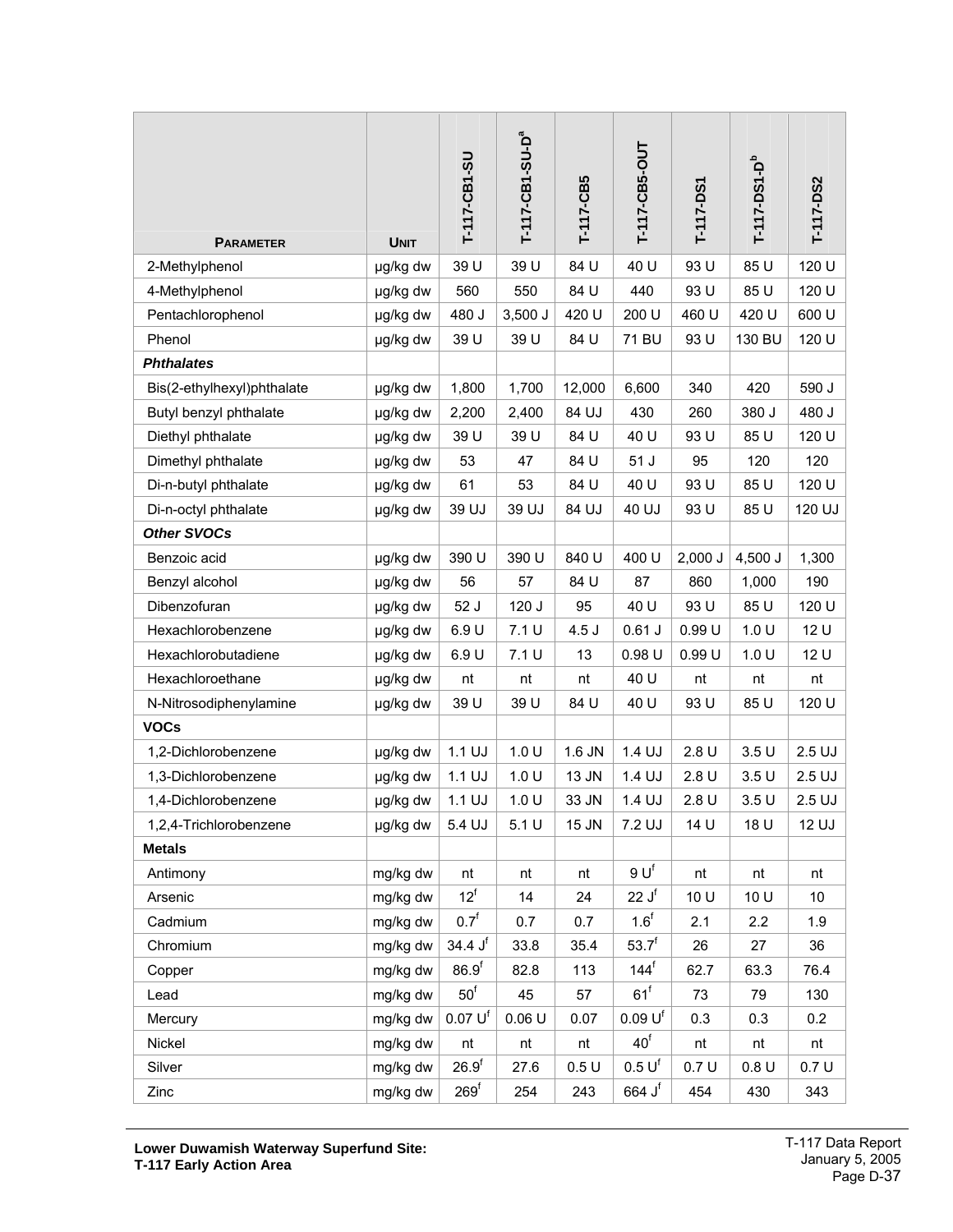| Parameter | Unit | T-117-CB1-SU | T-117-CB1-SU-D[a] | T-117-CB5 | T-117-CB5-OUT | T-117-DS1 | T-117-DS1-D[b] | T-117-DS2 |
|---|---|---|---|---|---|---|---|---|
| 2-Methylphenol | µg/kg dw | 39 U | 39 U | 84 U | 40 U | 93 U | 85 U | 120 U |
| 4-Methylphenol | µg/kg dw | 560 | 550 | 84 U | 440 | 93 U | 85 U | 120 U |
| Pentachlorophenol | µg/kg dw | 480 J | 3,500 J | 420 U | 200 U | 460 U | 420 U | 600 U |
| Phenol | µg/kg dw | 39 U | 39 U | 84 U | 71 BU | 93 U | 130 BU | 120 U |
| ***Phthalates*** | | | | | | | | |
| Bis(2-ethylhexyl)phthalate | µg/kg dw | 1,800 | 1,700 | 12,000 | 6,600 | 340 | 420 | 590 J |
| Butyl benzyl phthalate | µg/kg dw | 2,200 | 2,400 | 84 UJ | 430 | 260 | 380 J | 480 J |
| Diethyl phthalate | µg/kg dw | 39 U | 39 U | 84 U | 40 U | 93 U | 85 U | 120 U |
| Dimethyl phthalate | µg/kg dw | 53 | 47 | 84 U | 51 J | 95 | 120 | 120 |
| Di-n-butyl phthalate | µg/kg dw | 61 | 53 | 84 U | 40 U | 93 U | 85 U | 120 U |
| Di-n-octyl phthalate | µg/kg dw | 39 UJ | 39 UJ | 84 UJ | 40 UJ | 93 U | 85 U | 120 UJ |
| ***Other SVOCs*** | | | | | | | | |
| Benzoic acid | µg/kg dw | 390 U | 390 U | 840 U | 400 U | 2,000 J | 4,500 J | 1,300 |
| Benzyl alcohol | µg/kg dw | 56 | 57 | 84 U | 87 | 860 | 1,000 | 190 |
| Dibenzofuran | µg/kg dw | 52 J | 120 J | 95 | 40 U | 93 U | 85 U | 120 U |
| Hexachlorobenzene | µg/kg dw | 6.9 U | 7.1 U | 4.5 J | 0.61 J | 0.99 U | 1.0 U | 12 U |
| Hexachlorobutadiene | µg/kg dw | 6.9 U | 7.1 U | 13 | 0.98 U | 0.99 U | 1.0 U | 12 U |
| Hexachloroethane | µg/kg dw | nt | nt | nt | 40 U | nt | nt | nt |
| N-Nitrosodiphenylamine | µg/kg dw | 39 U | 39 U | 84 U | 40 U | 93 U | 85 U | 120 U |
| **VOCs** | | | | | | | | |
| 1,2-Dichlorobenzene | µg/kg dw | 1.1 UJ | 1.0 U | 1.6 JN | 1.4 UJ | 2.8 U | 3.5 U | 2.5 UJ |
| 1,3-Dichlorobenzene | µg/kg dw | 1.1 UJ | 1.0 U | 13 JN | 1.4 UJ | 2.8 U | 3.5 U | 2.5 UJ |
| 1,4-Dichlorobenzene | µg/kg dw | 1.1 UJ | 1.0 U | 33 JN | 1.4 UJ | 2.8 U | 3.5 U | 2.5 UJ |
| 1,2,4-Trichlorobenzene | µg/kg dw | 5.4 UJ | 5.1 U | 15 JN | 7.2 UJ | 14 U | 18 U | 12 UJ |
| **Metals** | | | | | | | | |
| Antimony | mg/kg dw | nt | nt | nt | 9 U[f] | nt | nt | nt |
| Arsenic | mg/kg dw | 12[f] | 14 | 24 | 22 J[f] | 10 U | 10 U | 10 |
| Cadmium | mg/kg dw | 0.7[f] | 0.7 | 0.7 | 1.6[f] | 2.1 | 2.2 | 1.9 |
| Chromium | mg/kg dw | 34.4 J[f] | 33.8 | 35.4 | 53.7[f] | 26 | 27 | 36 |
| Copper | mg/kg dw | 86.9[f] | 82.8 | 113 | 144[f] | 62.7 | 63.3 | 76.4 |
| Lead | mg/kg dw | 50[f] | 45 | 57 | 61[f] | 73 | 79 | 130 |
| Mercury | mg/kg dw | 0.07 U[f] | 0.06 U | 0.07 | 0.09 U[f] | 0.3 | 0.3 | 0.2 |
| Nickel | mg/kg dw | nt | nt | nt | 40[f] | nt | nt | nt |
| Silver | mg/kg dw | 26.9[f] | 27.6 | 0.5 U | 0.5 U[f] | 0.7 U | 0.8 U | 0.7 U |
| Zinc | mg/kg dw | 269[f] | 254 | 243 | 664 J[f] | 454 | 430 | 343 |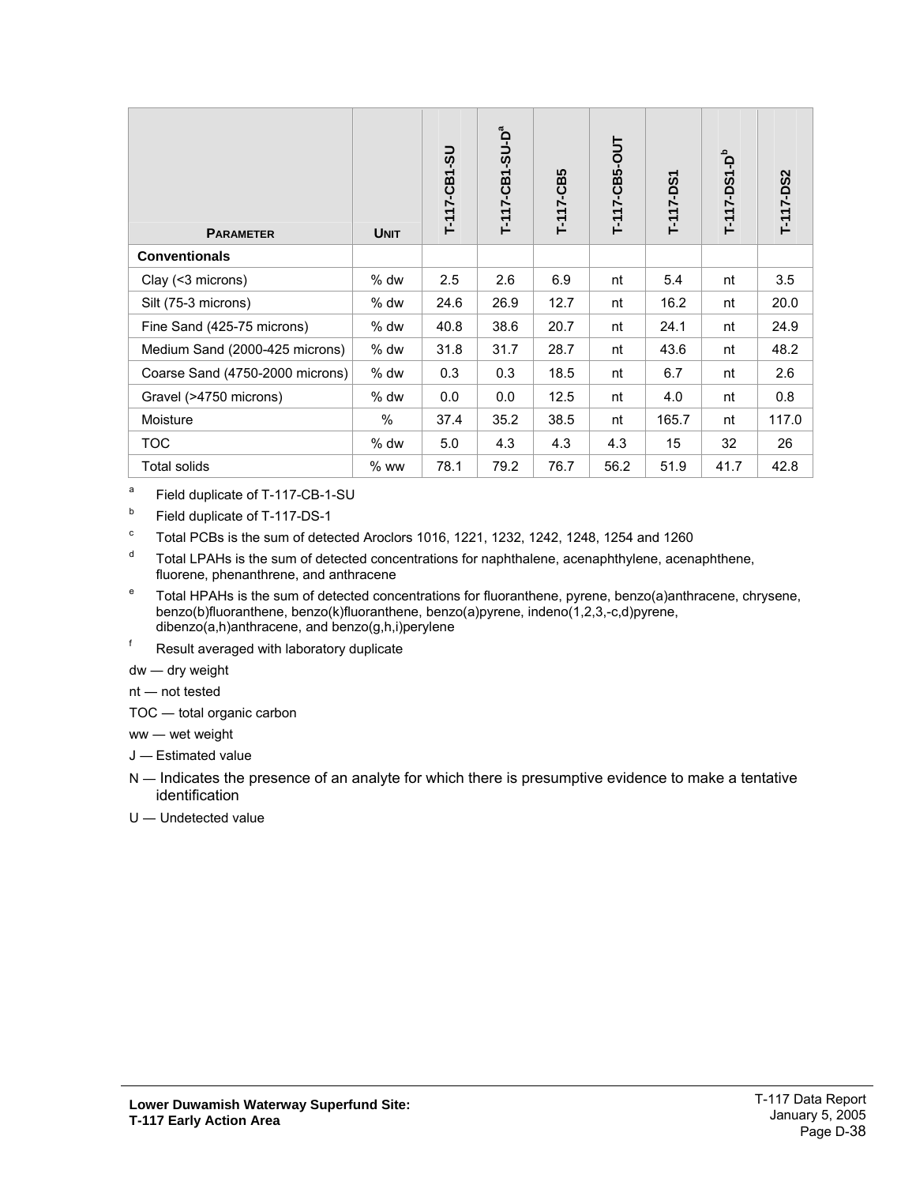| PARAMETER | UNIT | T-117-CB1-SU | T-117-CB1-SU-D[a] | T-117-CB5 | T-117-CB5-OUT | T-117-DS1 | T-117-DS1-D[b] | T-117-DS2 |
|---|---|---|---|---|---|---|---|---|
| **Conventionals** | | | | | | | | |
| Clay (<3 microns) | % dw | 2.5 | 2.6 | 6.9 | nt | 5.4 | nt | 3.5 |
| Silt (75-3 microns) | % dw | 24.6 | 26.9 | 12.7 | nt | 16.2 | nt | 20.0 |
| Fine Sand (425-75 microns) | % dw | 40.8 | 38.6 | 20.7 | nt | 24.1 | nt | 24.9 |
| Medium Sand (2000-425 microns) | % dw | 31.8 | 31.7 | 28.7 | nt | 43.6 | nt | 48.2 |
| Coarse Sand (4750-2000 microns) | % dw | 0.3 | 0.3 | 18.5 | nt | 6.7 | nt | 2.6 |
| Gravel (>4750 microns) | % dw | 0.0 | 0.0 | 12.5 | nt | 4.0 | nt | 0.8 |
| Moisture | % | 37.4 | 35.2 | 38.5 | nt | 165.7 | nt | 117.0 |
| TOC | % dw | 5.0 | 4.3 | 4.3 | 4.3 | 15 | 32 | 26 |
| Total solids | % ww | 78.1 | 79.2 | 76.7 | 56.2 | 51.9 | 41.7 | 42.8 |

[a] Field duplicate of T-117-CB-1-SU

[b] Field duplicate of T-117-DS-1

[c] Total PCBs is the sum of detected Aroclors 1016, 1221, 1232, 1242, 1248, 1254 and 1260

[d] Total LPAHs is the sum of detected concentrations for naphthalene, acenaphthylene, acenaphthene, fluorene, phenanthrene, and anthracene

[e] Total HPAHs is the sum of detected concentrations for fluoranthene, pyrene, benzo(a)anthracene, chrysene, benzo(b)fluoranthene, benzo(k)fluoranthene, benzo(a)pyrene, indeno(1,2,3,-c,d)pyrene, dibenzo(a,h)anthracene, and benzo(g,h,i)perylene

[f] Result averaged with laboratory duplicate

dw — dry weight

nt — not tested

TOC — total organic carbon

ww — wet weight

J — Estimated value

N — Indicates the presence of an analyte for which there is presumptive evidence to make a tentative identification

U — Undetected value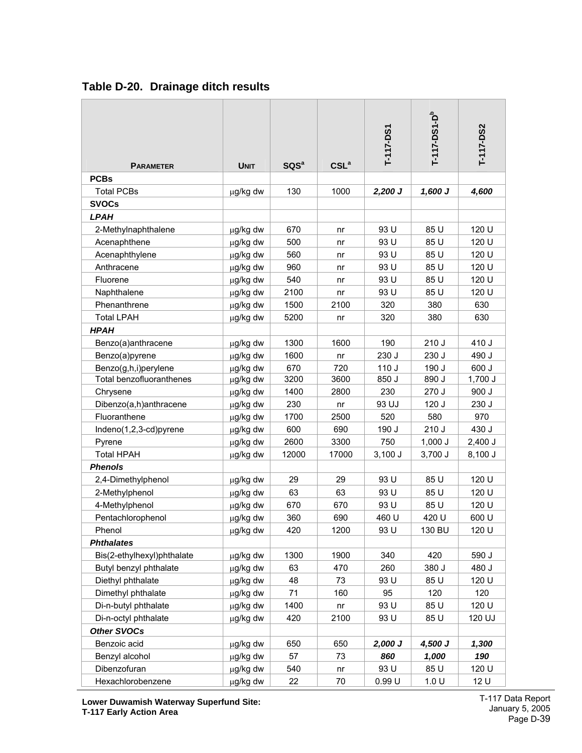## Table D-20. Drainage ditch results

| Parameter | Unit | SQS[a] | CSL[a] | T-117-DS1 | T-117-DS1-D[b] | T-117-DS2 |
|---|---|---|---|---|---|---|
| **PCBs** | | | | | | |
| Total PCBs | µg/kg dw | 130 | 1000 | ***2,200 J*** | ***1,600 J*** | ***4,600*** |
| **SVOCs** | | | | | | |
| ***LPAH*** | | | | | | |
| 2-Methylnaphthalene | µg/kg dw | 670 | nr | 93 U | 85 U | 120 U |
| Acenaphthene | µg/kg dw | 500 | nr | 93 U | 85 U | 120 U |
| Acenaphthylene | µg/kg dw | 560 | nr | 93 U | 85 U | 120 U |
| Anthracene | µg/kg dw | 960 | nr | 93 U | 85 U | 120 U |
| Fluorene | µg/kg dw | 540 | nr | 93 U | 85 U | 120 U |
| Naphthalene | µg/kg dw | 2100 | nr | 93 U | 85 U | 120 U |
| Phenanthrene | µg/kg dw | 1500 | 2100 | 320 | 380 | 630 |
| Total LPAH | µg/kg dw | 5200 | nr | 320 | 380 | 630 |
| ***HPAH*** | | | | | | |
| Benzo(a)anthracene | µg/kg dw | 1300 | 1600 | 190 | 210 J | 410 J |
| Benzo(a)pyrene | µg/kg dw | 1600 | nr | 230 J | 230 J | 490 J |
| Benzo(g,h,i)perylene | µg/kg dw | 670 | 720 | 110 J | 190 J | 600 J |
| Total benzofluoranthenes | µg/kg dw | 3200 | 3600 | 850 J | 890 J | 1,700 J |
| Chrysene | µg/kg dw | 1400 | 2800 | 230 | 270 J | 900 J |
| Dibenzo(a,h)anthracene | µg/kg dw | 230 | nr | 93 UJ | 120 J | 230 J |
| Fluoranthene | µg/kg dw | 1700 | 2500 | 520 | 580 | 970 |
| Indeno(1,2,3-cd)pyrene | µg/kg dw | 600 | 690 | 190 J | 210 J | 430 J |
| Pyrene | µg/kg dw | 2600 | 3300 | 750 | 1,000 J | 2,400 J |
| Total HPAH | µg/kg dw | 12000 | 17000 | 3,100 J | 3,700 J | 8,100 J |
| ***Phenols*** | | | | | | |
| 2,4-Dimethylphenol | µg/kg dw | 29 | 29 | 93 U | 85 U | 120 U |
| 2-Methylphenol | µg/kg dw | 63 | 63 | 93 U | 85 U | 120 U |
| 4-Methylphenol | µg/kg dw | 670 | 670 | 93 U | 85 U | 120 U |
| Pentachlorophenol | µg/kg dw | 360 | 690 | 460 U | 420 U | 600 U |
| Phenol | µg/kg dw | 420 | 1200 | 93 U | 130 BU | 120 U |
| ***Phthalates*** | | | | | | |
| Bis(2-ethylhexyl)phthalate | µg/kg dw | 1300 | 1900 | 340 | 420 | 590 J |
| Butyl benzyl phthalate | µg/kg dw | 63 | 470 | 260 | 380 J | 480 J |
| Diethyl phthalate | µg/kg dw | 48 | 73 | 93 U | 85 U | 120 U |
| Dimethyl phthalate | µg/kg dw | 71 | 160 | 95 | 120 | 120 |
| Di-n-butyl phthalate | µg/kg dw | 1400 | nr | 93 U | 85 U | 120 U |
| Di-n-octyl phthalate | µg/kg dw | 420 | 2100 | 93 U | 85 U | 120 UJ |
| ***Other SVOCs*** | | | | | | |
| Benzoic acid | µg/kg dw | 650 | 650 | ***2,000 J*** | ***4,500 J*** | ***1,300*** |
| Benzyl alcohol | µg/kg dw | 57 | 73 | ***860*** | ***1,000*** | ***190*** |
| Dibenzofuran | µg/kg dw | 540 | nr | 93 U | 85 U | 120 U |
| Hexachlorobenzene | µg/kg dw | 22 | 70 | 0.99 U | 1.0 U | 12 U |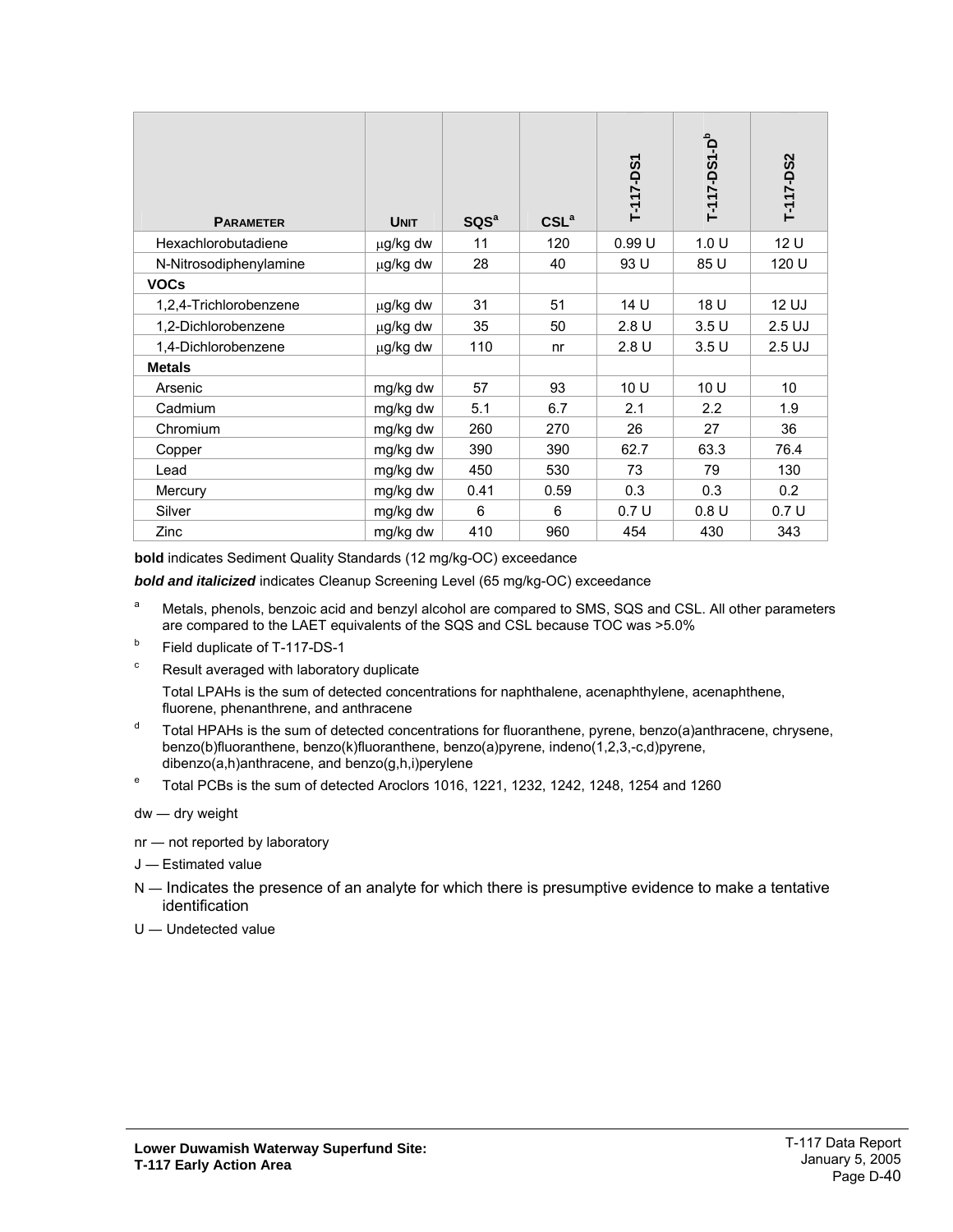| PARAMETER | UNIT | SQS[a] | CSL[a] | T-117-DS1 | T-117-DS1-D[b] | T-117-DS2 |
|---|---|---|---|---|---|---|
| Hexachlorobutadiene | μg/kg dw | 11 | 120 | 0.99 U | 1.0 U | 12 U |
| N-Nitrosodiphenylamine | μg/kg dw | 28 | 40 | 93 U | 85 U | 120 U |
| **VOCs** | | | | | | |
| 1,2,4-Trichlorobenzene | μg/kg dw | 31 | 51 | 14 U | 18 U | 12 UJ |
| 1,2-Dichlorobenzene | μg/kg dw | 35 | 50 | 2.8 U | 3.5 U | 2.5 UJ |
| 1,4-Dichlorobenzene | μg/kg dw | 110 | nr | 2.8 U | 3.5 U | 2.5 UJ |
| **Metals** | | | | | | |
| Arsenic | mg/kg dw | 57 | 93 | 10 U | 10 U | 10 |
| Cadmium | mg/kg dw | 5.1 | 6.7 | 2.1 | 2.2 | 1.9 |
| Chromium | mg/kg dw | 260 | 270 | 26 | 27 | 36 |
| Copper | mg/kg dw | 390 | 390 | 62.7 | 63.3 | 76.4 |
| Lead | mg/kg dw | 450 | 530 | 73 | 79 | 130 |
| Mercury | mg/kg dw | 0.41 | 0.59 | 0.3 | 0.3 | 0.2 |
| Silver | mg/kg dw | 6 | 6 | 0.7 U | 0.8 U | 0.7 U |
| Zinc | mg/kg dw | 410 | 960 | 454 | 430 | 343 |

**bold** indicates Sediment Quality Standards (12 mg/kg-OC) exceedance

***bold and italicized*** indicates Cleanup Screening Level (65 mg/kg-OC) exceedance

[a] Metals, phenols, benzoic acid and benzyl alcohol are compared to SMS, SQS and CSL. All other parameters are compared to the LAET equivalents of the SQS and CSL because TOC was >5.0%

[b] Field duplicate of T-117-DS-1

[c] Result averaged with laboratory duplicate

Total LPAHs is the sum of detected concentrations for naphthalene, acenaphthylene, acenaphthene, fluorene, phenanthrene, and anthracene

[d] Total HPAHs is the sum of detected concentrations for fluoranthene, pyrene, benzo(a)anthracene, chrysene, benzo(b)fluoranthene, benzo(k)fluoranthene, benzo(a)pyrene, indeno(1,2,3,-c,d)pyrene, dibenzo(a,h)anthracene, and benzo(g,h,i)perylene

[e] Total PCBs is the sum of detected Aroclors 1016, 1221, 1232, 1242, 1248, 1254 and 1260

dw — dry weight

nr — not reported by laboratory

J — Estimated value

N — Indicates the presence of an analyte for which there is presumptive evidence to make a tentative identification

U — Undetected value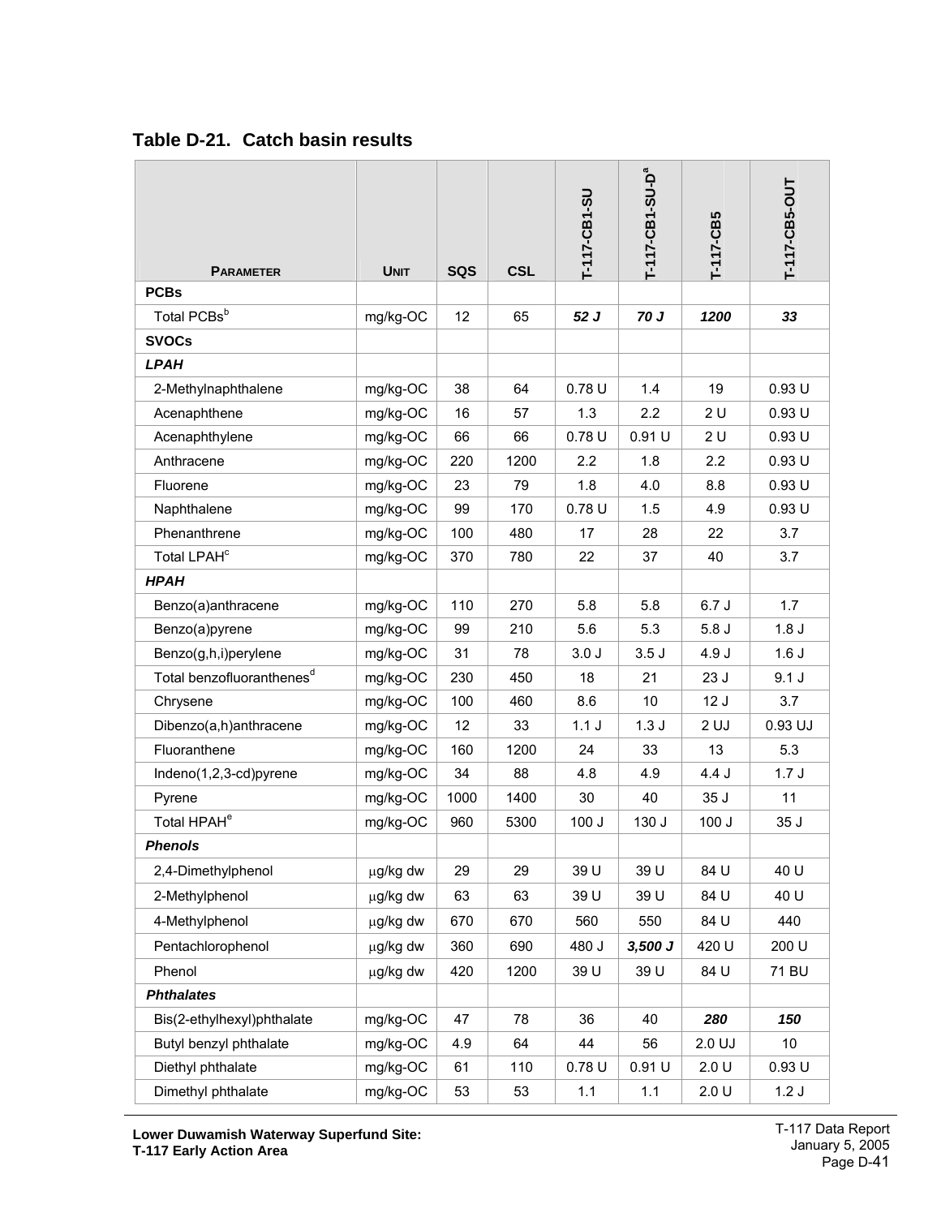## Table D-21. Catch basin results

| Parameter | Unit | SQS | CSL | T-117-CB1-SU | T-117-CB1-SU-D[a] | T-117-CB5 | T-117-CB5-OUT |
|---|---|---|---|---|---|---|---|
| **PCBs** | | | | | | | |
| Total PCBs[b] | mg/kg-OC | 12 | 65 | ***52 J*** | ***70 J*** | ***1200*** | ***33*** |
| **SVOCs** | | | | | | | |
| ***LPAH*** | | | | | | | |
| 2-Methylnaphthalene | mg/kg-OC | 38 | 64 | 0.78 U | 1.4 | 19 | 0.93 U |
| Acenaphthene | mg/kg-OC | 16 | 57 | 1.3 | 2.2 | 2 U | 0.93 U |
| Acenaphthylene | mg/kg-OC | 66 | 66 | 0.78 U | 0.91 U | 2 U | 0.93 U |
| Anthracene | mg/kg-OC | 220 | 1200 | 2.2 | 1.8 | 2.2 | 0.93 U |
| Fluorene | mg/kg-OC | 23 | 79 | 1.8 | 4.0 | 8.8 | 0.93 U |
| Naphthalene | mg/kg-OC | 99 | 170 | 0.78 U | 1.5 | 4.9 | 0.93 U |
| Phenanthrene | mg/kg-OC | 100 | 480 | 17 | 28 | 22 | 3.7 |
| Total LPAH[c] | mg/kg-OC | 370 | 780 | 22 | 37 | 40 | 3.7 |
| ***HPAH*** | | | | | | | |
| Benzo(a)anthracene | mg/kg-OC | 110 | 270 | 5.8 | 5.8 | 6.7 J | 1.7 |
| Benzo(a)pyrene | mg/kg-OC | 99 | 210 | 5.6 | 5.3 | 5.8 J | 1.8 J |
| Benzo(g,h,i)perylene | mg/kg-OC | 31 | 78 | 3.0 J | 3.5 J | 4.9 J | 1.6 J |
| Total benzofluoranthenes[d] | mg/kg-OC | 230 | 450 | 18 | 21 | 23 J | 9.1 J |
| Chrysene | mg/kg-OC | 100 | 460 | 8.6 | 10 | 12 J | 3.7 |
| Dibenzo(a,h)anthracene | mg/kg-OC | 12 | 33 | 1.1 J | 1.3 J | 2 UJ | 0.93 UJ |
| Fluoranthene | mg/kg-OC | 160 | 1200 | 24 | 33 | 13 | 5.3 |
| Indeno(1,2,3-cd)pyrene | mg/kg-OC | 34 | 88 | 4.8 | 4.9 | 4.4 J | 1.7 J |
| Pyrene | mg/kg-OC | 1000 | 1400 | 30 | 40 | 35 J | 11 |
| Total HPAH[e] | mg/kg-OC | 960 | 5300 | 100 J | 130 J | 100 J | 35 J |
| ***Phenols*** | | | | | | | |
| 2,4-Dimethylphenol | µg/kg dw | 29 | 29 | 39 U | 39 U | 84 U | 40 U |
| 2-Methylphenol | µg/kg dw | 63 | 63 | 39 U | 39 U | 84 U | 40 U |
| 4-Methylphenol | µg/kg dw | 670 | 670 | 560 | 550 | 84 U | 440 |
| Pentachlorophenol | µg/kg dw | 360 | 690 | 480 J | ***3,500 J*** | 420 U | 200 U |
| Phenol | µg/kg dw | 420 | 1200 | 39 U | 39 U | 84 U | 71 BU |
| ***Phthalates*** | | | | | | | |
| Bis(2-ethylhexyl)phthalate | mg/kg-OC | 47 | 78 | 36 | 40 | ***280*** | ***150*** |
| Butyl benzyl phthalate | mg/kg-OC | 4.9 | 64 | 44 | 56 | 2.0 UJ | 10 |
| Diethyl phthalate | mg/kg-OC | 61 | 110 | 0.78 U | 0.91 U | 2.0 U | 0.93 U |
| Dimethyl phthalate | mg/kg-OC | 53 | 53 | 1.1 | 1.1 | 2.0 U | 1.2 J |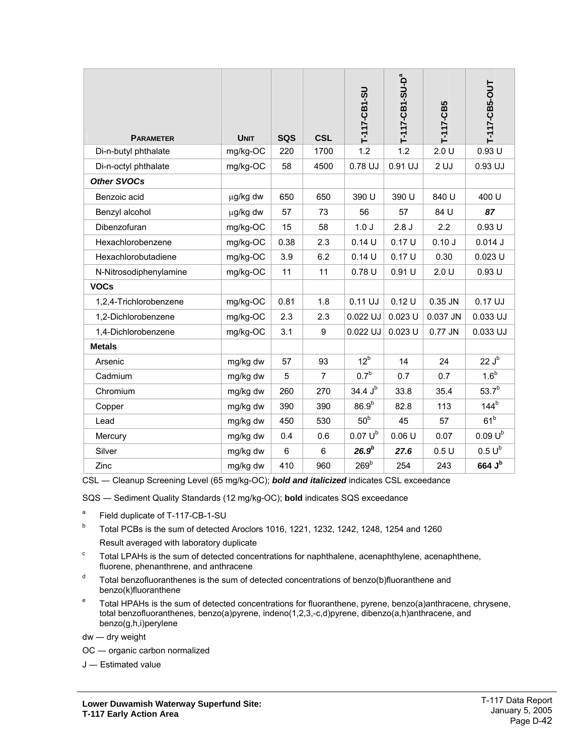| PARAMETER | UNIT | SQS | CSL | T-117-CB1-SU | T-117-CB1-SU-D[a] | T-117-CB5 | T-117-CB5-OUT |
|---|---|---|---|---|---|---|---|
| Di-n-butyl phthalate | mg/kg-OC | 220 | 1700 | 1.2 | 1.2 | 2.0 U | 0.93 U |
| Di-n-octyl phthalate | mg/kg-OC | 58 | 4500 | 0.78 UJ | 0.91 UJ | 2 UJ | 0.93 UJ |
| ***Other SVOCs*** | | | | | | | |
| Benzoic acid | µg/kg dw | 650 | 650 | 390 U | 390 U | 840 U | 400 U |
| Benzyl alcohol | µg/kg dw | 57 | 73 | 56 | 57 | 84 U | ***87*** |
| Dibenzofuran | mg/kg-OC | 15 | 58 | 1.0 J | 2.8 J | 2.2 | 0.93 U |
| Hexachlorobenzene | mg/kg-OC | 0.38 | 2.3 | 0.14 U | 0.17 U | 0.10 J | 0.014 J |
| Hexachlorobutadiene | mg/kg-OC | 3.9 | 6.2 | 0.14 U | 0.17 U | 0.30 | 0.023 U |
| N-Nitrosodiphenylamine | mg/kg-OC | 11 | 11 | 0.78 U | 0.91 U | 2.0 U | 0.93 U |
| **VOCs** | | | | | | | |
| 1,2,4-Trichlorobenzene | mg/kg-OC | 0.81 | 1.8 | 0.11 UJ | 0.12 U | 0.35 JN | 0.17 UJ |
| 1,2-Dichlorobenzene | mg/kg-OC | 2.3 | 2.3 | 0.022 UJ | 0.023 U | 0.037 JN | 0.033 UJ |
| 1,4-Dichlorobenzene | mg/kg-OC | 3.1 | 9 | 0.022 UJ | 0.023 U | 0.77 JN | 0.033 UJ |
| **Metals** | | | | | | | |
| Arsenic | mg/kg dw | 57 | 93 | 12[b] | 14 | 24 | 22 J[b] |
| Cadmium | mg/kg dw | 5 | 7 | 0.7[b] | 0.7 | 0.7 | 1.6[b] |
| Chromium | mg/kg dw | 260 | 270 | 34.4 J[b] | 33.8 | 35.4 | 53.7[b] |
| Copper | mg/kg dw | 390 | 390 | 86.9[b] | 82.8 | 113 | 144[b] |
| Lead | mg/kg dw | 450 | 530 | 50[b] | 45 | 57 | 61[b] |
| Mercury | mg/kg dw | 0.4 | 0.6 | 0.07 U[b] | 0.06 U | 0.07 | 0.09 U[b] |
| Silver | mg/kg dw | 6 | 6 | ***26.9[b]*** | ***27.6*** | 0.5 U | 0.5 U[b] |
| Zinc | mg/kg dw | 410 | 960 | 269[b] | 254 | 243 | **664 J[b]** |

CSL — Cleanup Screening Level (65 mg/kg-OC); ***bold and italicized*** indicates CSL exceedance

SQS — Sediment Quality Standards (12 mg/kg-OC); **bold** indicates SQS exceedance

[a] Field duplicate of T-117-CB-1-SU

[b] Total PCBs is the sum of detected Aroclors 1016, 1221, 1232, 1242, 1248, 1254 and 1260
Result averaged with laboratory duplicate

[c] Total LPAHs is the sum of detected concentrations for naphthalene, acenaphthylene, acenaphthene, fluorene, phenanthrene, and anthracene

[d] Total benzofluoranthenes is the sum of detected concentrations of benzo(b)fluoranthene and benzo(k)fluoranthene

[e] Total HPAHs is the sum of detected concentrations for fluoranthene, pyrene, benzo(a)anthracene, chrysene, total benzofluoranthenes, benzo(a)pyrene, indeno(1,2,3,-c,d)pyrene, dibenzo(a,h)anthracene, and benzo(g,h,i)perylene

dw — dry weight

OC — organic carbon normalized

J — Estimated value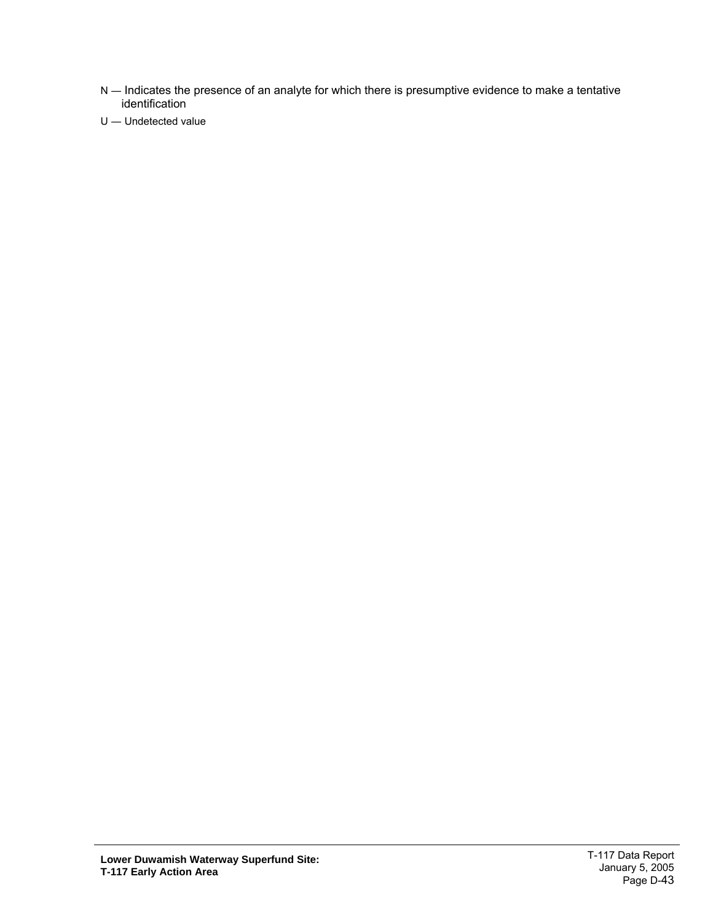N — Indicates the presence of an analyte for which there is presumptive evidence to make a tentative identification

U — Undetected value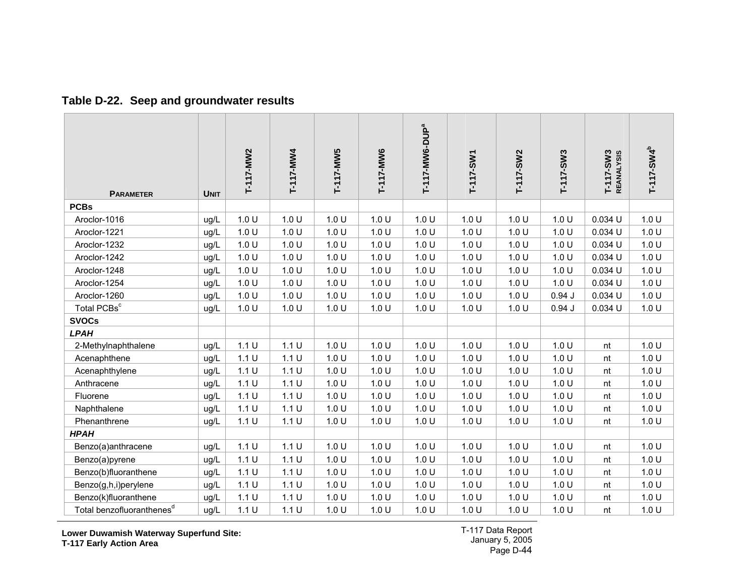## Table D-22. Seep and groundwater results

| Parameter | Unit | T-117-MW2 | T-117-MW4 | T-117-MW5 | T-117-MW6 | T-117-MW6-DUP[a] | T-117-SW1 | T-117-SW2 | T-117-SW3 | T-117-SW3 REANALYSIS | T-117-SW4[b] |
|---|---|---|---|---|---|---|---|---|---|---|---|
| **PCBs** | | | | | | | | | | | |
| Aroclor-1016 | ug/L | 1.0 U | 1.0 U | 1.0 U | 1.0 U | 1.0 U | 1.0 U | 1.0 U | 1.0 U | 0.034 U | 1.0 U |
| Aroclor-1221 | ug/L | 1.0 U | 1.0 U | 1.0 U | 1.0 U | 1.0 U | 1.0 U | 1.0 U | 1.0 U | 0.034 U | 1.0 U |
| Aroclor-1232 | ug/L | 1.0 U | 1.0 U | 1.0 U | 1.0 U | 1.0 U | 1.0 U | 1.0 U | 1.0 U | 0.034 U | 1.0 U |
| Aroclor-1242 | ug/L | 1.0 U | 1.0 U | 1.0 U | 1.0 U | 1.0 U | 1.0 U | 1.0 U | 1.0 U | 0.034 U | 1.0 U |
| Aroclor-1248 | ug/L | 1.0 U | 1.0 U | 1.0 U | 1.0 U | 1.0 U | 1.0 U | 1.0 U | 1.0 U | 0.034 U | 1.0 U |
| Aroclor-1254 | ug/L | 1.0 U | 1.0 U | 1.0 U | 1.0 U | 1.0 U | 1.0 U | 1.0 U | 1.0 U | 0.034 U | 1.0 U |
| Aroclor-1260 | ug/L | 1.0 U | 1.0 U | 1.0 U | 1.0 U | 1.0 U | 1.0 U | 1.0 U | 0.94 J | 0.034 U | 1.0 U |
| Total PCBs[c] | ug/L | 1.0 U | 1.0 U | 1.0 U | 1.0 U | 1.0 U | 1.0 U | 1.0 U | 0.94 J | 0.034 U | 1.0 U |
| **SVOCs** | | | | | | | | | | | |
| ***LPAH*** | | | | | | | | | | | |
| 2-Methylnaphthalene | ug/L | 1.1 U | 1.1 U | 1.0 U | 1.0 U | 1.0 U | 1.0 U | 1.0 U | 1.0 U | nt | 1.0 U |
| Acenaphthene | ug/L | 1.1 U | 1.1 U | 1.0 U | 1.0 U | 1.0 U | 1.0 U | 1.0 U | 1.0 U | nt | 1.0 U |
| Acenaphthylene | ug/L | 1.1 U | 1.1 U | 1.0 U | 1.0 U | 1.0 U | 1.0 U | 1.0 U | 1.0 U | nt | 1.0 U |
| Anthracene | ug/L | 1.1 U | 1.1 U | 1.0 U | 1.0 U | 1.0 U | 1.0 U | 1.0 U | 1.0 U | nt | 1.0 U |
| Fluorene | ug/L | 1.1 U | 1.1 U | 1.0 U | 1.0 U | 1.0 U | 1.0 U | 1.0 U | 1.0 U | nt | 1.0 U |
| Naphthalene | ug/L | 1.1 U | 1.1 U | 1.0 U | 1.0 U | 1.0 U | 1.0 U | 1.0 U | 1.0 U | nt | 1.0 U |
| Phenanthrene | ug/L | 1.1 U | 1.1 U | 1.0 U | 1.0 U | 1.0 U | 1.0 U | 1.0 U | 1.0 U | nt | 1.0 U |
| ***HPAH*** | | | | | | | | | | | |
| Benzo(a)anthracene | ug/L | 1.1 U | 1.1 U | 1.0 U | 1.0 U | 1.0 U | 1.0 U | 1.0 U | 1.0 U | nt | 1.0 U |
| Benzo(a)pyrene | ug/L | 1.1 U | 1.1 U | 1.0 U | 1.0 U | 1.0 U | 1.0 U | 1.0 U | 1.0 U | nt | 1.0 U |
| Benzo(b)fluoranthene | ug/L | 1.1 U | 1.1 U | 1.0 U | 1.0 U | 1.0 U | 1.0 U | 1.0 U | 1.0 U | nt | 1.0 U |
| Benzo(g,h,i)perylene | ug/L | 1.1 U | 1.1 U | 1.0 U | 1.0 U | 1.0 U | 1.0 U | 1.0 U | 1.0 U | nt | 1.0 U |
| Benzo(k)fluoranthene | ug/L | 1.1 U | 1.1 U | 1.0 U | 1.0 U | 1.0 U | 1.0 U | 1.0 U | 1.0 U | nt | 1.0 U |
| Total benzofluoranthenes[d] | ug/L | 1.1 U | 1.1 U | 1.0 U | 1.0 U | 1.0 U | 1.0 U | 1.0 U | 1.0 U | nt | 1.0 U |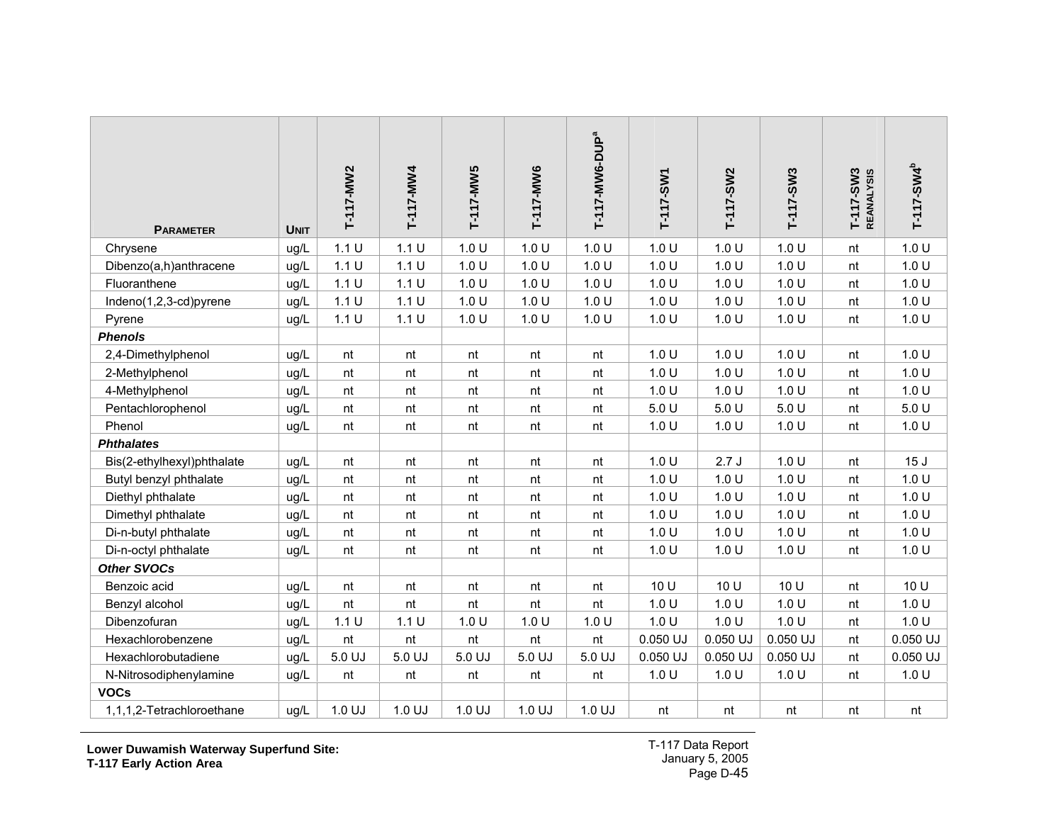| PARAMETER | UNIT | T-117-MW2 | T-117-MW4 | T-117-MW5 | T-117-MW6 | T-117-MW6-DUP[a] | T-117-SW1 | T-117-SW2 | T-117-SW3 | T-117-SW3 REANALYSIS | T-117-SW4[b] |
|---|---|---|---|---|---|---|---|---|---|---|---|
| Chrysene | ug/L | 1.1 U | 1.1 U | 1.0 U | 1.0 U | 1.0 U | 1.0 U | 1.0 U | 1.0 U | nt | 1.0 U |
| Dibenzo(a,h)anthracene | ug/L | 1.1 U | 1.1 U | 1.0 U | 1.0 U | 1.0 U | 1.0 U | 1.0 U | 1.0 U | nt | 1.0 U |
| Fluoranthene | ug/L | 1.1 U | 1.1 U | 1.0 U | 1.0 U | 1.0 U | 1.0 U | 1.0 U | 1.0 U | nt | 1.0 U |
| Indeno(1,2,3-cd)pyrene | ug/L | 1.1 U | 1.1 U | 1.0 U | 1.0 U | 1.0 U | 1.0 U | 1.0 U | 1.0 U | nt | 1.0 U |
| Pyrene | ug/L | 1.1 U | 1.1 U | 1.0 U | 1.0 U | 1.0 U | 1.0 U | 1.0 U | 1.0 U | nt | 1.0 U |
| ***Phenols*** | | | | | | | | | | | |
| 2,4-Dimethylphenol | ug/L | nt | nt | nt | nt | nt | 1.0 U | 1.0 U | 1.0 U | nt | 1.0 U |
| 2-Methylphenol | ug/L | nt | nt | nt | nt | nt | 1.0 U | 1.0 U | 1.0 U | nt | 1.0 U |
| 4-Methylphenol | ug/L | nt | nt | nt | nt | nt | 1.0 U | 1.0 U | 1.0 U | nt | 1.0 U |
| Pentachlorophenol | ug/L | nt | nt | nt | nt | nt | 5.0 U | 5.0 U | 5.0 U | nt | 5.0 U |
| Phenol | ug/L | nt | nt | nt | nt | nt | 1.0 U | 1.0 U | 1.0 U | nt | 1.0 U |
| ***Phthalates*** | | | | | | | | | | | |
| Bis(2-ethylhexyl)phthalate | ug/L | nt | nt | nt | nt | nt | 1.0 U | 2.7 J | 1.0 U | nt | 15 J |
| Butyl benzyl phthalate | ug/L | nt | nt | nt | nt | nt | 1.0 U | 1.0 U | 1.0 U | nt | 1.0 U |
| Diethyl phthalate | ug/L | nt | nt | nt | nt | nt | 1.0 U | 1.0 U | 1.0 U | nt | 1.0 U |
| Dimethyl phthalate | ug/L | nt | nt | nt | nt | nt | 1.0 U | 1.0 U | 1.0 U | nt | 1.0 U |
| Di-n-butyl phthalate | ug/L | nt | nt | nt | nt | nt | 1.0 U | 1.0 U | 1.0 U | nt | 1.0 U |
| Di-n-octyl phthalate | ug/L | nt | nt | nt | nt | nt | 1.0 U | 1.0 U | 1.0 U | nt | 1.0 U |
| ***Other SVOCs*** | | | | | | | | | | | |
| Benzoic acid | ug/L | nt | nt | nt | nt | nt | 10 U | 10 U | 10 U | nt | 10 U |
| Benzyl alcohol | ug/L | nt | nt | nt | nt | nt | 1.0 U | 1.0 U | 1.0 U | nt | 1.0 U |
| Dibenzofuran | ug/L | 1.1 U | 1.1 U | 1.0 U | 1.0 U | 1.0 U | 1.0 U | 1.0 U | 1.0 U | nt | 1.0 U |
| Hexachlorobenzene | ug/L | nt | nt | nt | nt | nt | 0.050 UJ | 0.050 UJ | 0.050 UJ | nt | 0.050 UJ |
| Hexachlorobutadiene | ug/L | 5.0 UJ | 5.0 UJ | 5.0 UJ | 5.0 UJ | 5.0 UJ | 0.050 UJ | 0.050 UJ | 0.050 UJ | nt | 0.050 UJ |
| N-Nitrosodiphenylamine | ug/L | nt | nt | nt | nt | nt | 1.0 U | 1.0 U | 1.0 U | nt | 1.0 U |
| **VOCs** | | | | | | | | | | | |
| 1,1,1,2-Tetrachloroethane | ug/L | 1.0 UJ | 1.0 UJ | 1.0 UJ | 1.0 UJ | 1.0 UJ | nt | nt | nt | nt | nt |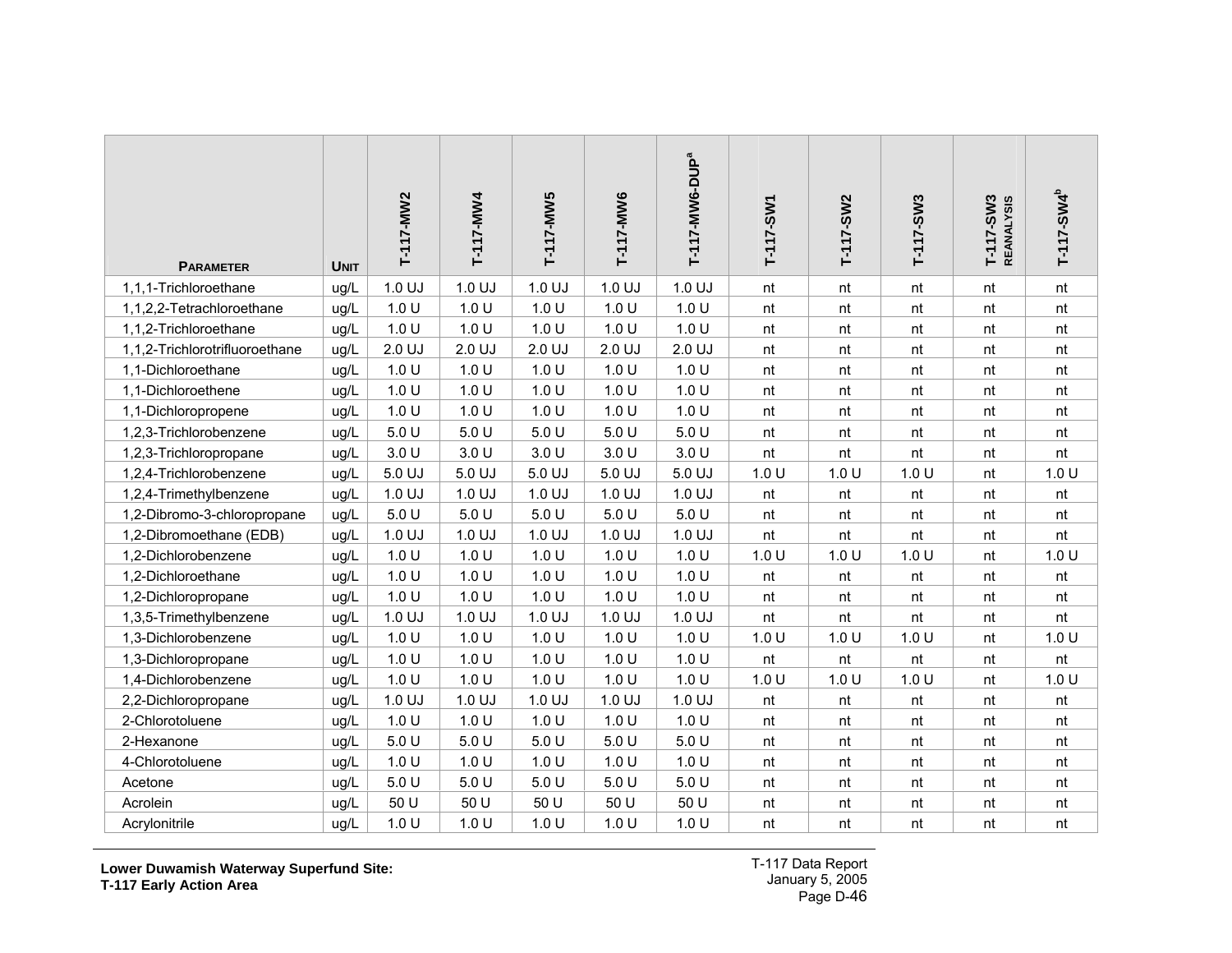| Parameter | Unit | T-117-MW2 | T-117-MW4 | T-117-MW5 | T-117-MW6 | T-117-MW6-DUP[a] | T-117-SW1 | T-117-SW2 | T-117-SW3 | T-117-SW3 REANALYSIS | T-117-SW4[b] |
|---|---|---|---|---|---|---|---|---|---|---|---|
| 1,1,1-Trichloroethane | ug/L | 1.0 UJ | 1.0 UJ | 1.0 UJ | 1.0 UJ | 1.0 UJ | nt | nt | nt | nt | nt |
| 1,1,2,2-Tetrachloroethane | ug/L | 1.0 U | 1.0 U | 1.0 U | 1.0 U | 1.0 U | nt | nt | nt | nt | nt |
| 1,1,2-Trichloroethane | ug/L | 1.0 U | 1.0 U | 1.0 U | 1.0 U | 1.0 U | nt | nt | nt | nt | nt |
| 1,1,2-Trichlorotrifluoroethane | ug/L | 2.0 UJ | 2.0 UJ | 2.0 UJ | 2.0 UJ | 2.0 UJ | nt | nt | nt | nt | nt |
| 1,1-Dichloroethane | ug/L | 1.0 U | 1.0 U | 1.0 U | 1.0 U | 1.0 U | nt | nt | nt | nt | nt |
| 1,1-Dichloroethene | ug/L | 1.0 U | 1.0 U | 1.0 U | 1.0 U | 1.0 U | nt | nt | nt | nt | nt |
| 1,1-Dichloropropene | ug/L | 1.0 U | 1.0 U | 1.0 U | 1.0 U | 1.0 U | nt | nt | nt | nt | nt |
| 1,2,3-Trichlorobenzene | ug/L | 5.0 U | 5.0 U | 5.0 U | 5.0 U | 5.0 U | nt | nt | nt | nt | nt |
| 1,2,3-Trichloropropane | ug/L | 3.0 U | 3.0 U | 3.0 U | 3.0 U | 3.0 U | nt | nt | nt | nt | nt |
| 1,2,4-Trichlorobenzene | ug/L | 5.0 UJ | 5.0 UJ | 5.0 UJ | 5.0 UJ | 5.0 UJ | 1.0 U | 1.0 U | 1.0 U | nt | 1.0 U |
| 1,2,4-Trimethylbenzene | ug/L | 1.0 UJ | 1.0 UJ | 1.0 UJ | 1.0 UJ | 1.0 UJ | nt | nt | nt | nt | nt |
| 1,2-Dibromo-3-chloropropane | ug/L | 5.0 U | 5.0 U | 5.0 U | 5.0 U | 5.0 U | nt | nt | nt | nt | nt |
| 1,2-Dibromoethane (EDB) | ug/L | 1.0 UJ | 1.0 UJ | 1.0 UJ | 1.0 UJ | 1.0 UJ | nt | nt | nt | nt | nt |
| 1,2-Dichlorobenzene | ug/L | 1.0 U | 1.0 U | 1.0 U | 1.0 U | 1.0 U | 1.0 U | 1.0 U | 1.0 U | nt | 1.0 U |
| 1,2-Dichloroethane | ug/L | 1.0 U | 1.0 U | 1.0 U | 1.0 U | 1.0 U | nt | nt | nt | nt | nt |
| 1,2-Dichloropropane | ug/L | 1.0 U | 1.0 U | 1.0 U | 1.0 U | 1.0 U | nt | nt | nt | nt | nt |
| 1,3,5-Trimethylbenzene | ug/L | 1.0 UJ | 1.0 UJ | 1.0 UJ | 1.0 UJ | 1.0 UJ | nt | nt | nt | nt | nt |
| 1,3-Dichlorobenzene | ug/L | 1.0 U | 1.0 U | 1.0 U | 1.0 U | 1.0 U | 1.0 U | 1.0 U | 1.0 U | nt | 1.0 U |
| 1,3-Dichloropropane | ug/L | 1.0 U | 1.0 U | 1.0 U | 1.0 U | 1.0 U | nt | nt | nt | nt | nt |
| 1,4-Dichlorobenzene | ug/L | 1.0 U | 1.0 U | 1.0 U | 1.0 U | 1.0 U | 1.0 U | 1.0 U | 1.0 U | nt | 1.0 U |
| 2,2-Dichloropropane | ug/L | 1.0 UJ | 1.0 UJ | 1.0 UJ | 1.0 UJ | 1.0 UJ | nt | nt | nt | nt | nt |
| 2-Chlorotoluene | ug/L | 1.0 U | 1.0 U | 1.0 U | 1.0 U | 1.0 U | nt | nt | nt | nt | nt |
| 2-Hexanone | ug/L | 5.0 U | 5.0 U | 5.0 U | 5.0 U | 5.0 U | nt | nt | nt | nt | nt |
| 4-Chlorotoluene | ug/L | 1.0 U | 1.0 U | 1.0 U | 1.0 U | 1.0 U | nt | nt | nt | nt | nt |
| Acetone | ug/L | 5.0 U | 5.0 U | 5.0 U | 5.0 U | 5.0 U | nt | nt | nt | nt | nt |
| Acrolein | ug/L | 50 U | 50 U | 50 U | 50 U | 50 U | nt | nt | nt | nt | nt |
| Acrylonitrile | ug/L | 1.0 U | 1.0 U | 1.0 U | 1.0 U | 1.0 U | nt | nt | nt | nt | nt |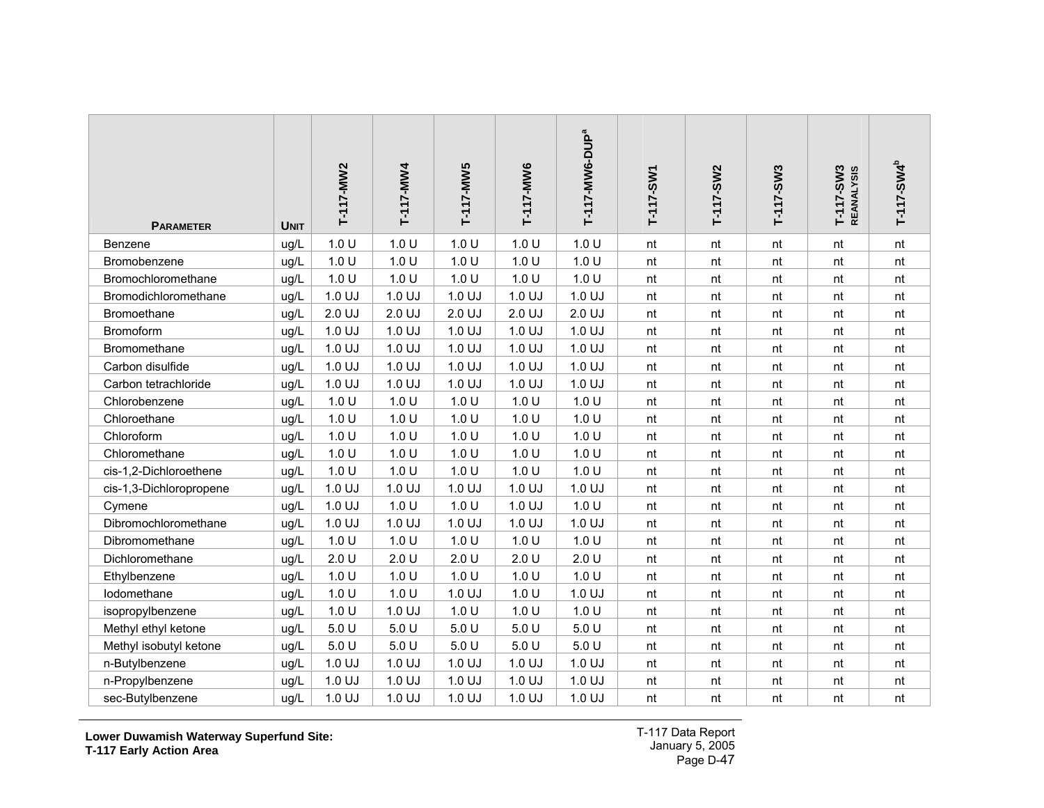| PARAMETER | UNIT | T-117-MW2 | T-117-MW4 | T-117-MW5 | T-117-MW6 | T-117-MW6-DUP[a] | T-117-SW1 | T-117-SW2 | T-117-SW3 | T-117-SW3 REANALYSIS | T-117-SW4[b] |
|---|---|---|---|---|---|---|---|---|---|---|---|
| Benzene | ug/L | 1.0 U | 1.0 U | 1.0 U | 1.0 U | 1.0 U | nt | nt | nt | nt | nt |
| Bromobenzene | ug/L | 1.0 U | 1.0 U | 1.0 U | 1.0 U | 1.0 U | nt | nt | nt | nt | nt |
| Bromochloromethane | ug/L | 1.0 U | 1.0 U | 1.0 U | 1.0 U | 1.0 U | nt | nt | nt | nt | nt |
| Bromodichloromethane | ug/L | 1.0 UJ | 1.0 UJ | 1.0 UJ | 1.0 UJ | 1.0 UJ | nt | nt | nt | nt | nt |
| Bromoethane | ug/L | 2.0 UJ | 2.0 UJ | 2.0 UJ | 2.0 UJ | 2.0 UJ | nt | nt | nt | nt | nt |
| Bromoform | ug/L | 1.0 UJ | 1.0 UJ | 1.0 UJ | 1.0 UJ | 1.0 UJ | nt | nt | nt | nt | nt |
| Bromomethane | ug/L | 1.0 UJ | 1.0 UJ | 1.0 UJ | 1.0 UJ | 1.0 UJ | nt | nt | nt | nt | nt |
| Carbon disulfide | ug/L | 1.0 UJ | 1.0 UJ | 1.0 UJ | 1.0 UJ | 1.0 UJ | nt | nt | nt | nt | nt |
| Carbon tetrachloride | ug/L | 1.0 UJ | 1.0 UJ | 1.0 UJ | 1.0 UJ | 1.0 UJ | nt | nt | nt | nt | nt |
| Chlorobenzene | ug/L | 1.0 U | 1.0 U | 1.0 U | 1.0 U | 1.0 U | nt | nt | nt | nt | nt |
| Chloroethane | ug/L | 1.0 U | 1.0 U | 1.0 U | 1.0 U | 1.0 U | nt | nt | nt | nt | nt |
| Chloroform | ug/L | 1.0 U | 1.0 U | 1.0 U | 1.0 U | 1.0 U | nt | nt | nt | nt | nt |
| Chloromethane | ug/L | 1.0 U | 1.0 U | 1.0 U | 1.0 U | 1.0 U | nt | nt | nt | nt | nt |
| cis-1,2-Dichloroethene | ug/L | 1.0 U | 1.0 U | 1.0 U | 1.0 U | 1.0 U | nt | nt | nt | nt | nt |
| cis-1,3-Dichloropropene | ug/L | 1.0 UJ | 1.0 UJ | 1.0 UJ | 1.0 UJ | 1.0 UJ | nt | nt | nt | nt | nt |
| Cymene | ug/L | 1.0 UJ | 1.0 U | 1.0 U | 1.0 UJ | 1.0 U | nt | nt | nt | nt | nt |
| Dibromochloromethane | ug/L | 1.0 UJ | 1.0 UJ | 1.0 UJ | 1.0 UJ | 1.0 UJ | nt | nt | nt | nt | nt |
| Dibromomethane | ug/L | 1.0 U | 1.0 U | 1.0 U | 1.0 U | 1.0 U | nt | nt | nt | nt | nt |
| Dichloromethane | ug/L | 2.0 U | 2.0 U | 2.0 U | 2.0 U | 2.0 U | nt | nt | nt | nt | nt |
| Ethylbenzene | ug/L | 1.0 U | 1.0 U | 1.0 U | 1.0 U | 1.0 U | nt | nt | nt | nt | nt |
| Iodomethane | ug/L | 1.0 U | 1.0 U | 1.0 UJ | 1.0 U | 1.0 UJ | nt | nt | nt | nt | nt |
| isopropylbenzene | ug/L | 1.0 U | 1.0 UJ | 1.0 U | 1.0 U | 1.0 U | nt | nt | nt | nt | nt |
| Methyl ethyl ketone | ug/L | 5.0 U | 5.0 U | 5.0 U | 5.0 U | 5.0 U | nt | nt | nt | nt | nt |
| Methyl isobutyl ketone | ug/L | 5.0 U | 5.0 U | 5.0 U | 5.0 U | 5.0 U | nt | nt | nt | nt | nt |
| n-Butylbenzene | ug/L | 1.0 UJ | 1.0 UJ | 1.0 UJ | 1.0 UJ | 1.0 UJ | nt | nt | nt | nt | nt |
| n-Propylbenzene | ug/L | 1.0 UJ | 1.0 UJ | 1.0 UJ | 1.0 UJ | 1.0 UJ | nt | nt | nt | nt | nt |
| sec-Butylbenzene | ug/L | 1.0 UJ | 1.0 UJ | 1.0 UJ | 1.0 UJ | 1.0 UJ | nt | nt | nt | nt | nt |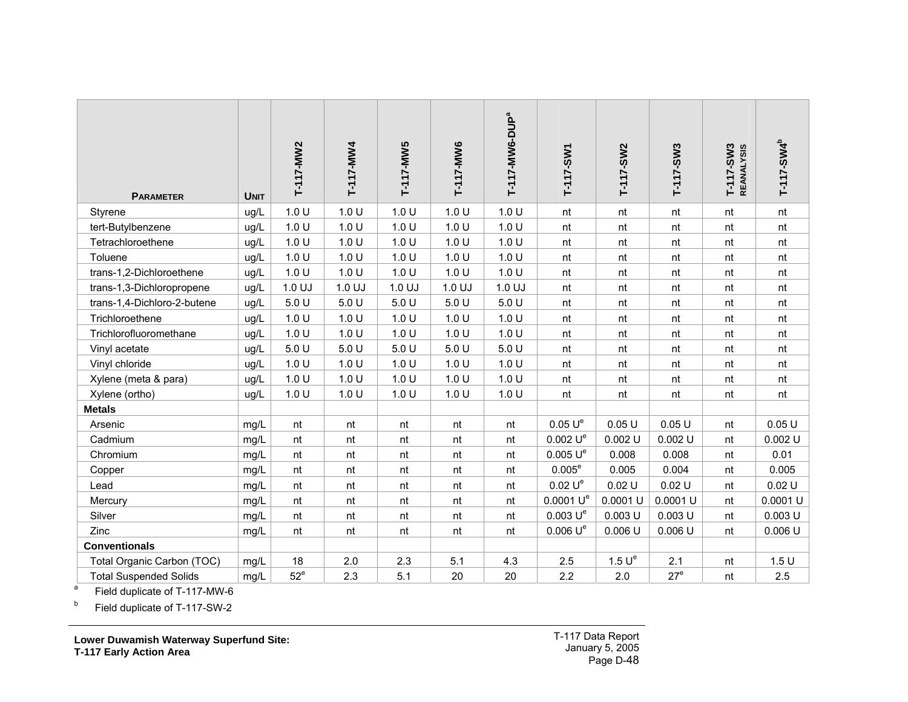| Parameter | Unit | T-117-MW2 | T-117-MW4 | T-117-MW5 | T-117-MW6 | T-117-MW6-DUP[a] | T-117-SW1 | T-117-SW2 | T-117-SW3 | T-117-SW3 REANALYSIS | T-117-SW4[b] |
|---|---|---|---|---|---|---|---|---|---|---|---|
| Styrene | ug/L | 1.0 U | 1.0 U | 1.0 U | 1.0 U | 1.0 U | nt | nt | nt | nt | nt |
| tert-Butylbenzene | ug/L | 1.0 U | 1.0 U | 1.0 U | 1.0 U | 1.0 U | nt | nt | nt | nt | nt |
| Tetrachloroethene | ug/L | 1.0 U | 1.0 U | 1.0 U | 1.0 U | 1.0 U | nt | nt | nt | nt | nt |
| Toluene | ug/L | 1.0 U | 1.0 U | 1.0 U | 1.0 U | 1.0 U | nt | nt | nt | nt | nt |
| trans-1,2-Dichloroethene | ug/L | 1.0 U | 1.0 U | 1.0 U | 1.0 U | 1.0 U | nt | nt | nt | nt | nt |
| trans-1,3-Dichloropropene | ug/L | 1.0 UJ | 1.0 UJ | 1.0 UJ | 1.0 UJ | 1.0 UJ | nt | nt | nt | nt | nt |
| trans-1,4-Dichloro-2-butene | ug/L | 5.0 U | 5.0 U | 5.0 U | 5.0 U | 5.0 U | nt | nt | nt | nt | nt |
| Trichloroethene | ug/L | 1.0 U | 1.0 U | 1.0 U | 1.0 U | 1.0 U | nt | nt | nt | nt | nt |
| Trichlorofluoromethane | ug/L | 1.0 U | 1.0 U | 1.0 U | 1.0 U | 1.0 U | nt | nt | nt | nt | nt |
| Vinyl acetate | ug/L | 5.0 U | 5.0 U | 5.0 U | 5.0 U | 5.0 U | nt | nt | nt | nt | nt |
| Vinyl chloride | ug/L | 1.0 U | 1.0 U | 1.0 U | 1.0 U | 1.0 U | nt | nt | nt | nt | nt |
| Xylene (meta & para) | ug/L | 1.0 U | 1.0 U | 1.0 U | 1.0 U | 1.0 U | nt | nt | nt | nt | nt |
| Xylene (ortho) | ug/L | 1.0 U | 1.0 U | 1.0 U | 1.0 U | 1.0 U | nt | nt | nt | nt | nt |
| **Metals** | | | | | | | | | | | |
| Arsenic | mg/L | nt | nt | nt | nt | nt | 0.05 U[e] | 0.05 U | 0.05 U | nt | 0.05 U |
| Cadmium | mg/L | nt | nt | nt | nt | nt | 0.002 U[e] | 0.002 U | 0.002 U | nt | 0.002 U |
| Chromium | mg/L | nt | nt | nt | nt | nt | 0.005 U[e] | 0.008 | 0.008 | nt | 0.01 |
| Copper | mg/L | nt | nt | nt | nt | nt | 0.005[e] | 0.005 | 0.004 | nt | 0.005 |
| Lead | mg/L | nt | nt | nt | nt | nt | 0.02 U[e] | 0.02 U | 0.02 U | nt | 0.02 U |
| Mercury | mg/L | nt | nt | nt | nt | nt | 0.0001 U[e] | 0.0001 U | 0.0001 U | nt | 0.0001 U |
| Silver | mg/L | nt | nt | nt | nt | nt | 0.003 U[e] | 0.003 U | 0.003 U | nt | 0.003 U |
| Zinc | mg/L | nt | nt | nt | nt | nt | 0.006 U[e] | 0.006 U | 0.006 U | nt | 0.006 U |
| **Conventionals** | | | | | | | | | | | |
| Total Organic Carbon (TOC) | mg/L | 18 | 2.0 | 2.3 | 5.1 | 4.3 | 2.5 | 1.5 U[e] | 2.1 | nt | 1.5 U |
| Total Suspended Solids | mg/L | 52[e] | 2.3 | 5.1 | 20 | 20 | 2.2 | 2.0 | 27[e] | nt | 2.5 |

[a] Field duplicate of T-117-MW-6

[b] Field duplicate of T-117-SW-2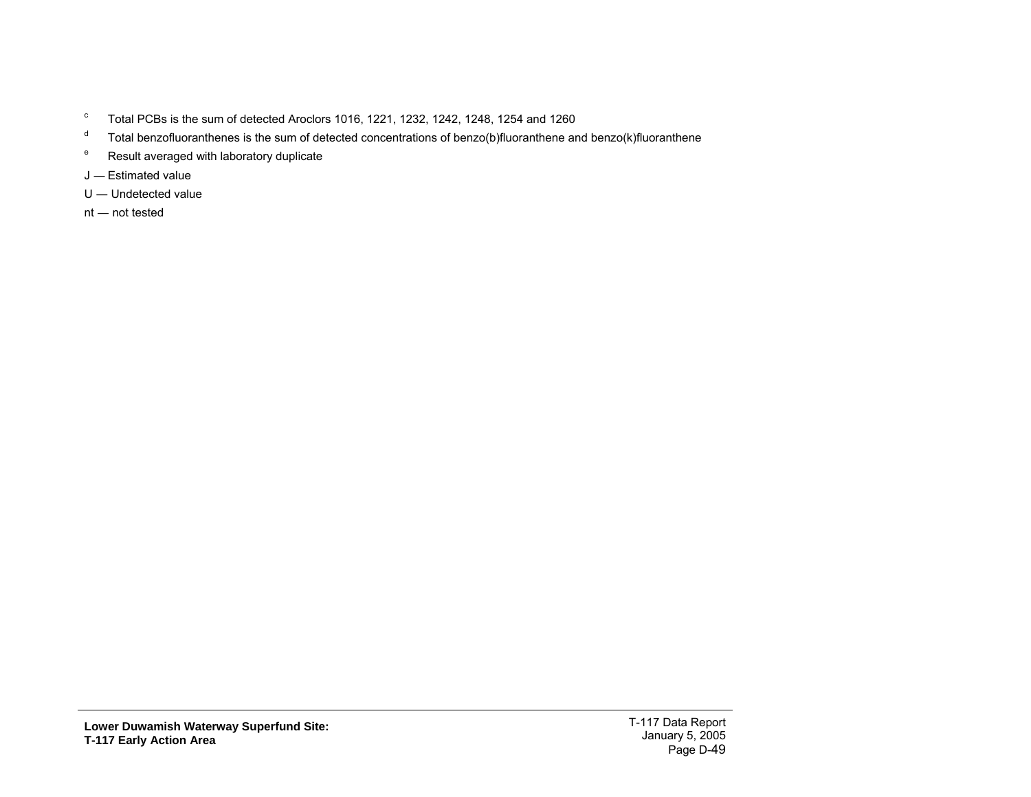[c] Total PCBs is the sum of detected Aroclors 1016, 1221, 1232, 1242, 1248, 1254 and 1260

[d] Total benzofluoranthenes is the sum of detected concentrations of benzo(b)fluoranthene and benzo(k)fluoranthene

[e] Result averaged with laboratory duplicate

J — Estimated value

U — Undetected value

nt — not tested